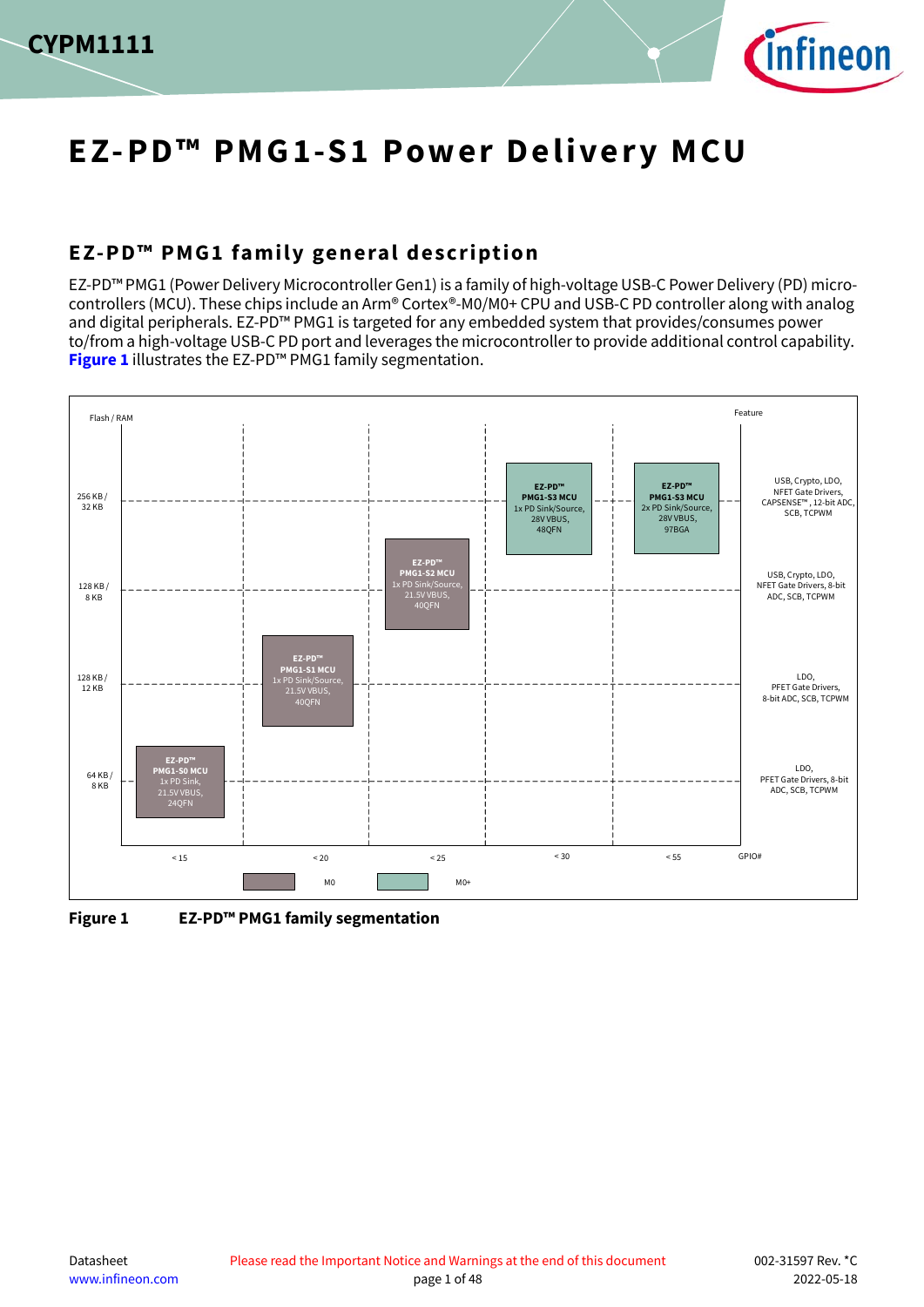# EZ-PD™ PMG1-S1 Power Delivery MCU

## EZ-PD™ PMG1 family general description

EZ-PD™ PMG1 (Power Delivery Microcontroller Gen1) is a family of high-voltage USB-C Power Delivery (PD) microcontrollers (MCU). These chips include an Arm® Cortex®-M0/M0+ CPU and USB-C PD controller along with analog and digital peripherals. EZ-PD™ PMG1 is targeted for any embedded system that provides/consumes power to/from a high-voltage USB-C PD port and leverages the microcontroller to provide additional control capability. **Figure 1** illustrates the EZ-PD™ PMG1 family segmentation.

| Flash / RAM | < 15 | < 20 | < 25 | < 30 | < 55 | Feature |
|---|---|---|---|---|---|---|
| 256 KB / 32 KB | | | | EZ-PD™ PMG1-S3 MCU 1x PD Sink/Source, 28V VBUS, 48QFN | EZ-PD™ PMG1-S3 MCU 2x PD Sink/Source, 28V VBUS, 97BGA | USB, Crypto, LDO, NFET Gate Drivers, CAPSENSE™, 12-bit ADC, SCB, TCPWM |
| 128 KB / 8 KB | | | EZ-PD™ PMG1-S2 MCU 1x PD Sink/Source, 21.5V VBUS, 40QFN | | | USB, Crypto, LDO, NFET Gate Drivers, 8-bit ADC, SCB, TCPWM |
| 128 KB / 12 KB | | EZ-PD™ PMG1-S1 MCU 1x PD Sink/Source, 21.5V VBUS, 40QFN | | | | LDO, PFET Gate Drivers, 8-bit ADC, SCB, TCPWM |
| 64 KB / 8 KB | EZ-PD™ PMG1-S0 MCU 1x PD Sink, 21.5V VBUS, 24QFN | | | | | LDO, PFET Gate Drivers, 8-bit ADC, SCB, TCPWM |

GPIO# (x-axis). Legend: M0 (PMG1-S0, PMG1-S1, PMG1-S2), M0+ (PMG1-S3)

**Figure 1 EZ-PD™ PMG1 family segmentation**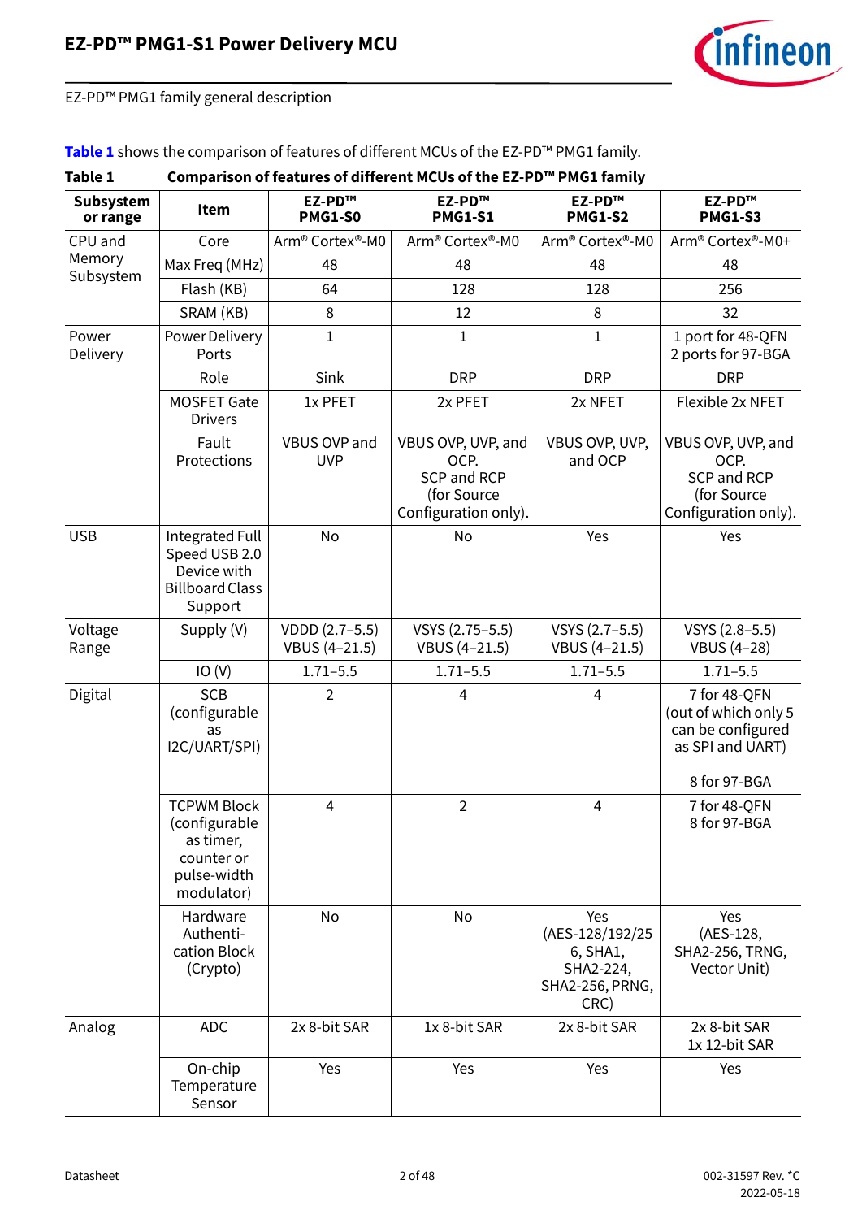EZ-PD™ PMG1 family general description

**Table 1** shows the comparison of features of different MCUs of the EZ-PD™ PMG1 family.

**Table 1 Comparison of features of different MCUs of the EZ-PD™ PMG1 family**

| Subsystem or range | Item | EZ-PD™ PMG1-S0 | EZ-PD™ PMG1-S1 | EZ-PD™ PMG1-S2 | EZ-PD™ PMG1-S3 |
|---|---|---|---|---|---|
| CPU and Memory Subsystem | Core | Arm® Cortex®-M0 | Arm® Cortex®-M0 | Arm® Cortex®-M0 | Arm® Cortex®-M0+ |
| | Max Freq (MHz) | 48 | 48 | 48 | 48 |
| | Flash (KB) | 64 | 128 | 128 | 256 |
| | SRAM (KB) | 8 | 12 | 8 | 32 |
| Power Delivery | Power Delivery Ports | 1 | 1 | 1 | 1 port for 48-QFN<br>2 ports for 97-BGA |
| | Role | Sink | DRP | DRP | DRP |
| | MOSFET Gate Drivers | 1x PFET | 2x PFET | 2x NFET | Flexible 2x NFET |
| | Fault Protections | VBUS OVP and UVP | VBUS OVP, UVP, and OCP.<br>SCP and RCP (for Source Configuration only). | VBUS OVP, UVP, and OCP | VBUS OVP, UVP, and OCP.<br>SCP and RCP (for Source Configuration only). |
| USB | Integrated Full Speed USB 2.0 Device with Billboard Class Support | No | No | Yes | Yes |
| Voltage Range | Supply (V) | VDDD (2.7–5.5)<br>VBUS (4–21.5) | VSYS (2.75–5.5)<br>VBUS (4–21.5) | VSYS (2.7–5.5)<br>VBUS (4–21.5) | VSYS (2.8–5.5)<br>VBUS (4–28) |
| | IO (V) | 1.71–5.5 | 1.71–5.5 | 1.71–5.5 | 1.71–5.5 |
| Digital | SCB (configurable as I2C/UART/SPI) | 2 | 4 | 4 | 7 for 48-QFN (out of which only 5 can be configured as SPI and UART)<br><br>8 for 97-BGA |
| | TCPWM Block (configurable as timer, counter or pulse-width modulator) | 4 | 2 | 4 | 7 for 48-QFN<br>8 for 97-BGA |
| | Hardware Authentication Block (Crypto) | No | No | Yes (AES-128/192/256, SHA1, SHA2-224, SHA2-256, PRNG, CRC) | Yes (AES-128, SHA2-256, TRNG, Vector Unit) |
| Analog | ADC | 2x 8-bit SAR | 1x 8-bit SAR | 2x 8-bit SAR | 2x 8-bit SAR<br>1x 12-bit SAR |
| | On-chip Temperature Sensor | Yes | Yes | Yes | Yes |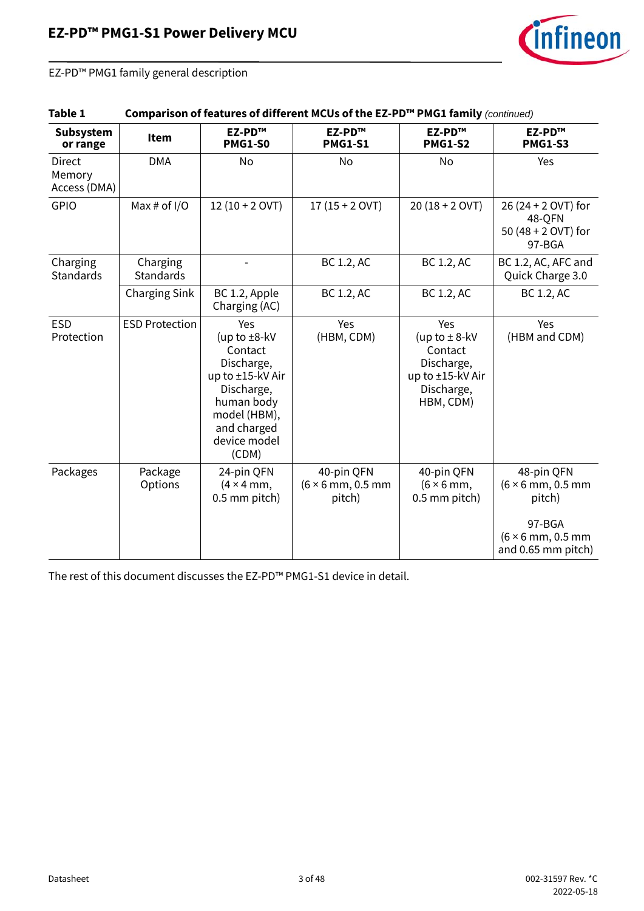EZ-PD™ PMG1 family general description

**Table 1 Comparison of features of different MCUs of the EZ-PD™ PMG1 family** *(continued)*

| Subsystem or range | Item | EZ-PD™ PMG1-S0 | EZ-PD™ PMG1-S1 | EZ-PD™ PMG1-S2 | EZ-PD™ PMG1-S3 |
|---|---|---|---|---|---|
| Direct Memory Access (DMA) | DMA | No | No | No | Yes |
| GPIO | Max # of I/O | 12 (10 + 2 OVT) | 17 (15 + 2 OVT) | 20 (18 + 2 OVT) | 26 (24 + 2 OVT) for 48-QFN<br>50 (48 + 2 OVT) for 97-BGA |
| Charging Standards | Charging Standards | - | BC 1.2, AC | BC 1.2, AC | BC 1.2, AC, AFC and Quick Charge 3.0 |
| | Charging Sink | BC 1.2, Apple Charging (AC) | BC 1.2, AC | BC 1.2, AC | BC 1.2, AC |
| ESD Protection | ESD Protection | Yes (up to ±8-kV Contact Discharge, up to ±15-kV Air Discharge, human body model (HBM), and charged device model (CDM) | Yes (HBM, CDM) | Yes (up to ± 8-kV Contact Discharge, up to ±15-kV Air Discharge, HBM, CDM) | Yes (HBM and CDM) |
| Packages | Package Options | 24-pin QFN (4 × 4 mm, 0.5 mm pitch) | 40-pin QFN (6 × 6 mm, 0.5 mm pitch) | 40-pin QFN (6 × 6 mm, 0.5 mm pitch) | 48-pin QFN (6 × 6 mm, 0.5 mm pitch)<br><br>97-BGA (6 × 6 mm, 0.5 mm and 0.65 mm pitch) |

The rest of this document discusses the EZ-PD™ PMG1-S1 device in detail.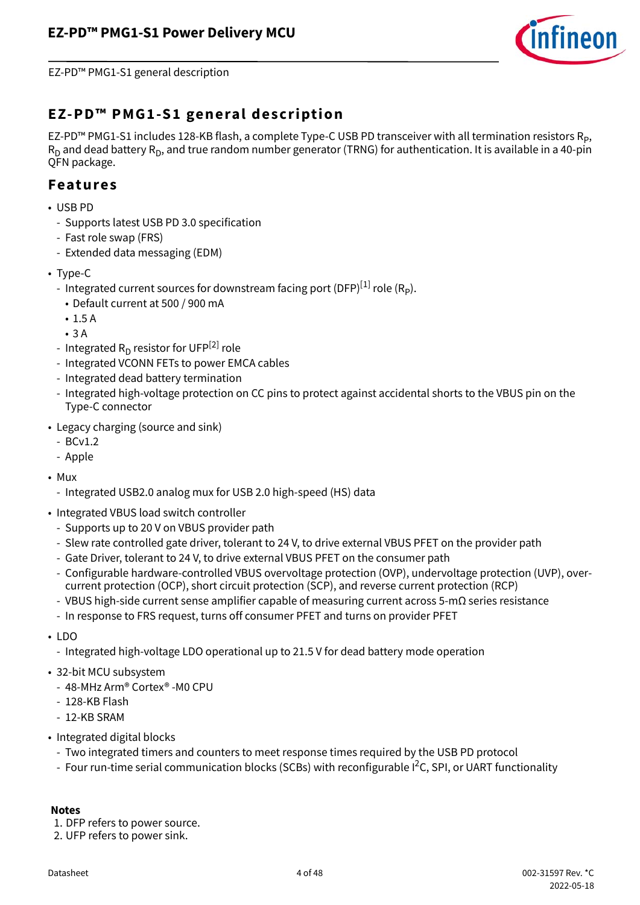## EZ-PD™ PMG1-S1 general description

EZ-PD™ PMG1-S1 includes 128-KB flash, a complete Type-C USB PD transceiver with all termination resistors $R_P$, $R_D$ and dead battery $R_D$, and true random number generator (TRNG) for authentication. It is available in a 40-pin QFN package.

## Features

- USB PD
  - Supports latest USB PD 3.0 specification
  - Fast role swap (FRS)
  - Extended data messaging (EDM)
- Type-C
  - Integrated current sources for downstream facing port (DFP)[1] role ($R_P$).
    - Default current at 500 / 900 mA
    - 1.5 A
    - 3 A
  - Integrated $R_D$ resistor for UFP[2] role
  - Integrated VCONN FETs to power EMCA cables
  - Integrated dead battery termination
  - Integrated high-voltage protection on CC pins to protect against accidental shorts to the VBUS pin on the Type-C connector
- Legacy charging (source and sink)
  - BCv1.2
  - Apple
- Mux
  - Integrated USB2.0 analog mux for USB 2.0 high-speed (HS) data
- Integrated VBUS load switch controller
  - Supports up to 20 V on VBUS provider path
  - Slew rate controlled gate driver, tolerant to 24 V, to drive external VBUS PFET on the provider path
  - Gate Driver, tolerant to 24 V, to drive external VBUS PFET on the consumer path
  - Configurable hardware-controlled VBUS overvoltage protection (OVP), undervoltage protection (UVP), over-current protection (OCP), short circuit protection (SCP), and reverse current protection (RCP)
  - VBUS high-side current sense amplifier capable of measuring current across 5-mΩ series resistance
  - In response to FRS request, turns off consumer PFET and turns on provider PFET
- LDO
  - Integrated high-voltage LDO operational up to 21.5 V for dead battery mode operation
- 32-bit MCU subsystem
  - 48-MHz Arm® Cortex® -M0 CPU
  - 128-KB Flash
  - 12-KB SRAM
- Integrated digital blocks
  - Two integrated timers and counters to meet response times required by the USB PD protocol
  - Four run-time serial communication blocks (SCBs) with reconfigurable $I^2C$, SPI, or UART functionality

**Notes**

1. DFP refers to power source.
2. UFP refers to power sink.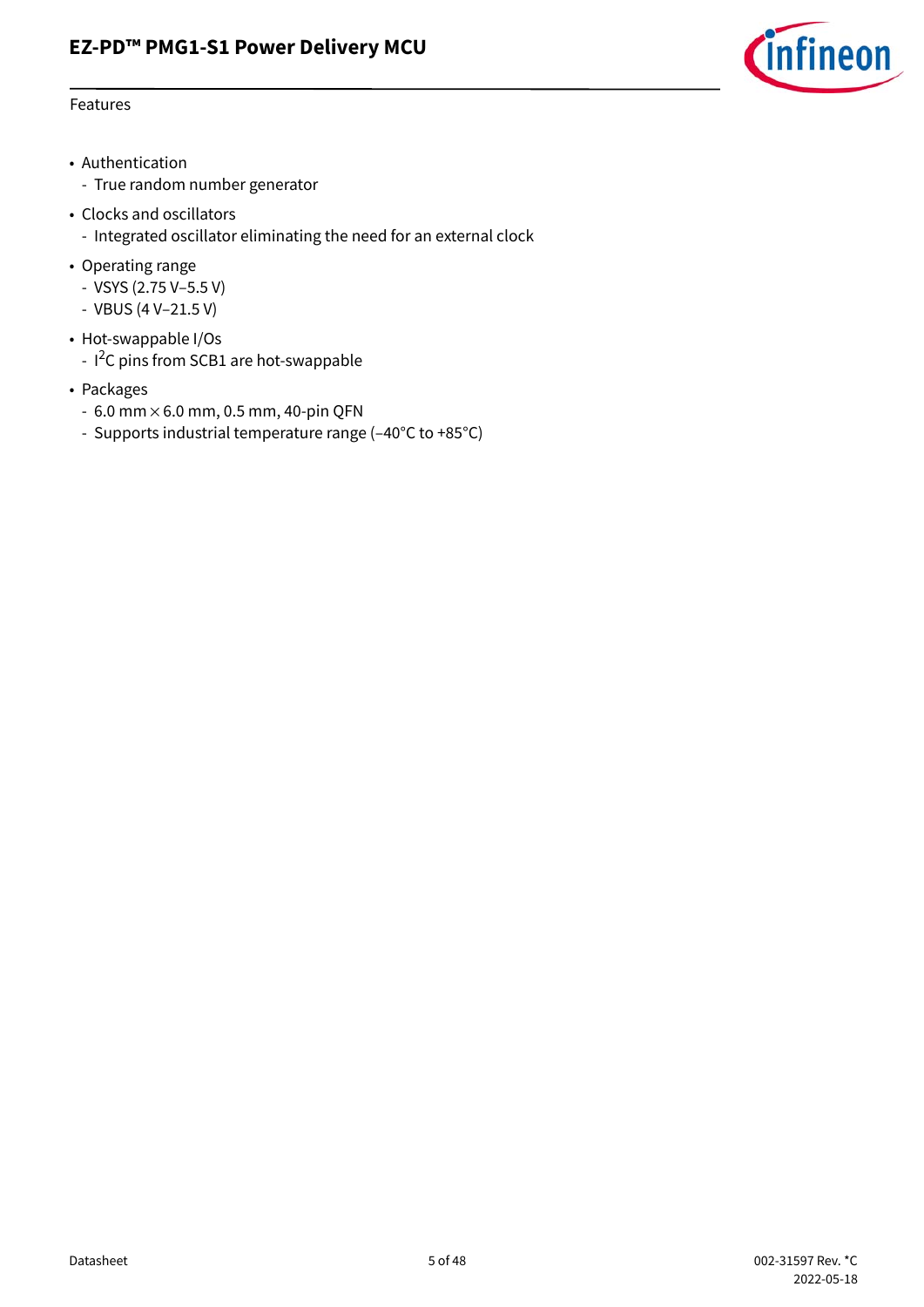- Authentication
  - True random number generator
- Clocks and oscillators
  - Integrated oscillator eliminating the need for an external clock
- Operating range
  - VSYS (2.75 V–5.5 V)
  - VBUS (4 V–21.5 V)
- Hot-swappable I/Os
  - $I^2C$ pins from SCB1 are hot-swappable
- Packages
  - 6.0 mm × 6.0 mm, 0.5 mm, 40-pin QFN
  - Supports industrial temperature range (–40°C to +85°C)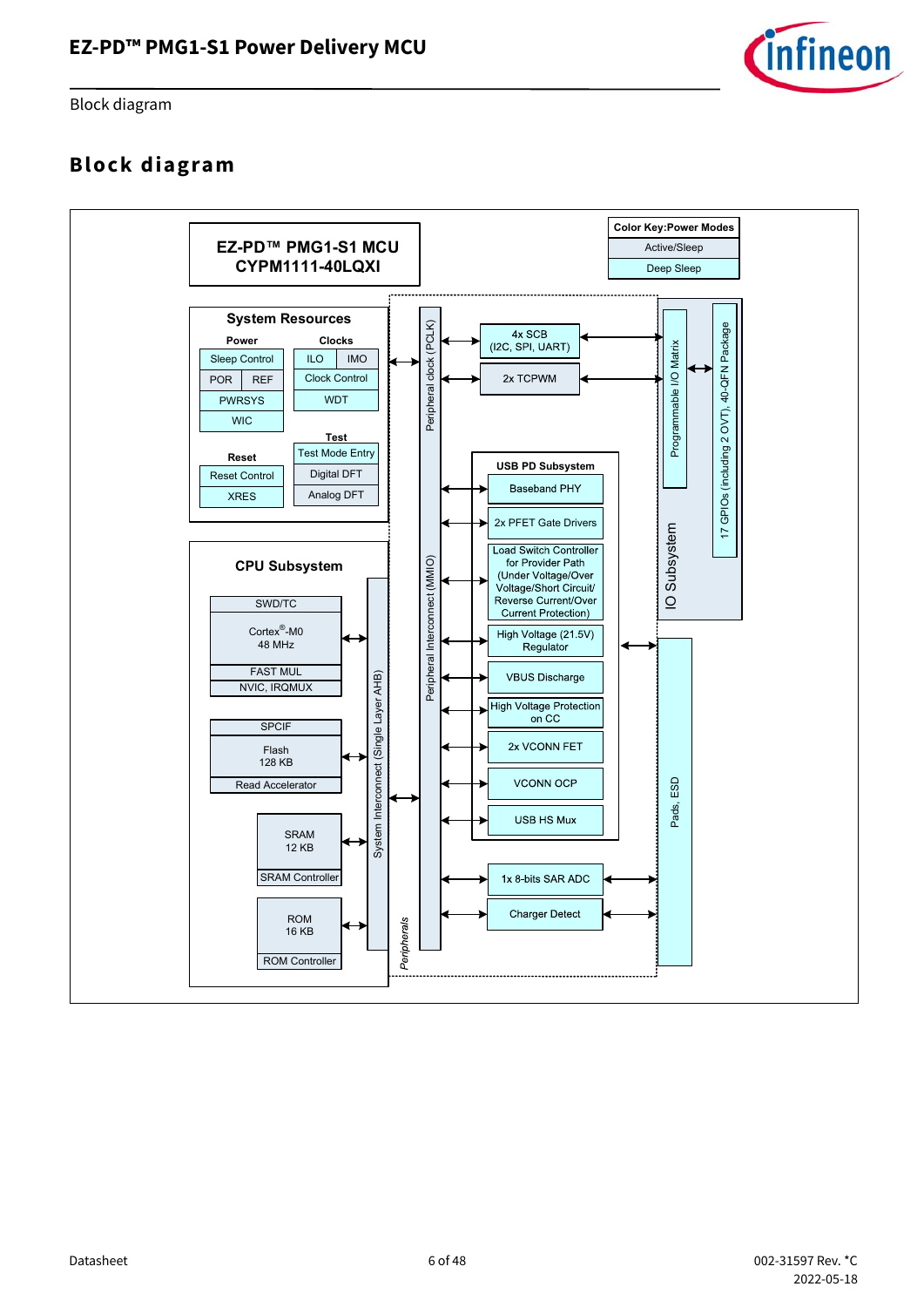# Block diagram

**EZ-PD™ PMG1-S1 MCU**
**CYPM1111-40LQXI**

**Color Key: Power Modes**
- Active/Sleep
- Deep Sleep

**System Resources**

- Power
  - Sleep Control
  - POR
  - REF
  - PWRSYS
  - WIC
- Clocks
  - ILO
  - IMO
  - Clock Control
  - WDT
- Reset
  - Reset Control
  - XRES
- Test
  - Test Mode Entry
  - Digital DFT
  - Analog DFT

**CPU Subsystem**

- SWD/TC
- Cortex®-M0 48 MHz
- FAST MUL
- NVIC, IRQMUX
- SPCIF
- Flash 128 KB
- Read Accelerator
- SRAM 12 KB
- SRAM Controller
- ROM 16 KB
- ROM Controller

System Interconnect (Single Layer AHB)

Peripheral clock (PCLK)

Peripheral Interconnect (MMIO)

*Peripherals*

- 4x SCB (I2C, SPI, UART)
- 2x TCPWM

**USB PD Subsystem**

- Baseband PHY
- 2x PFET Gate Drivers
- Load Switch Controller for Provider Path (Under Voltage/Over Voltage/Short Circuit/Reverse Current/Over Current Protection)
- High Voltage (21.5V) Regulator
- VBUS Discharge
- High Voltage Protection on CC
- 2x VCONN FET
- VCONN OCP
- USB HS Mux

- 1x 8-bits SAR ADC
- Charger Detect

**IO Subsystem**

- Programmable I/O Matrix
- 17 GPIOs (including 2 OVT), 40-QFN Package
- Pads, ESD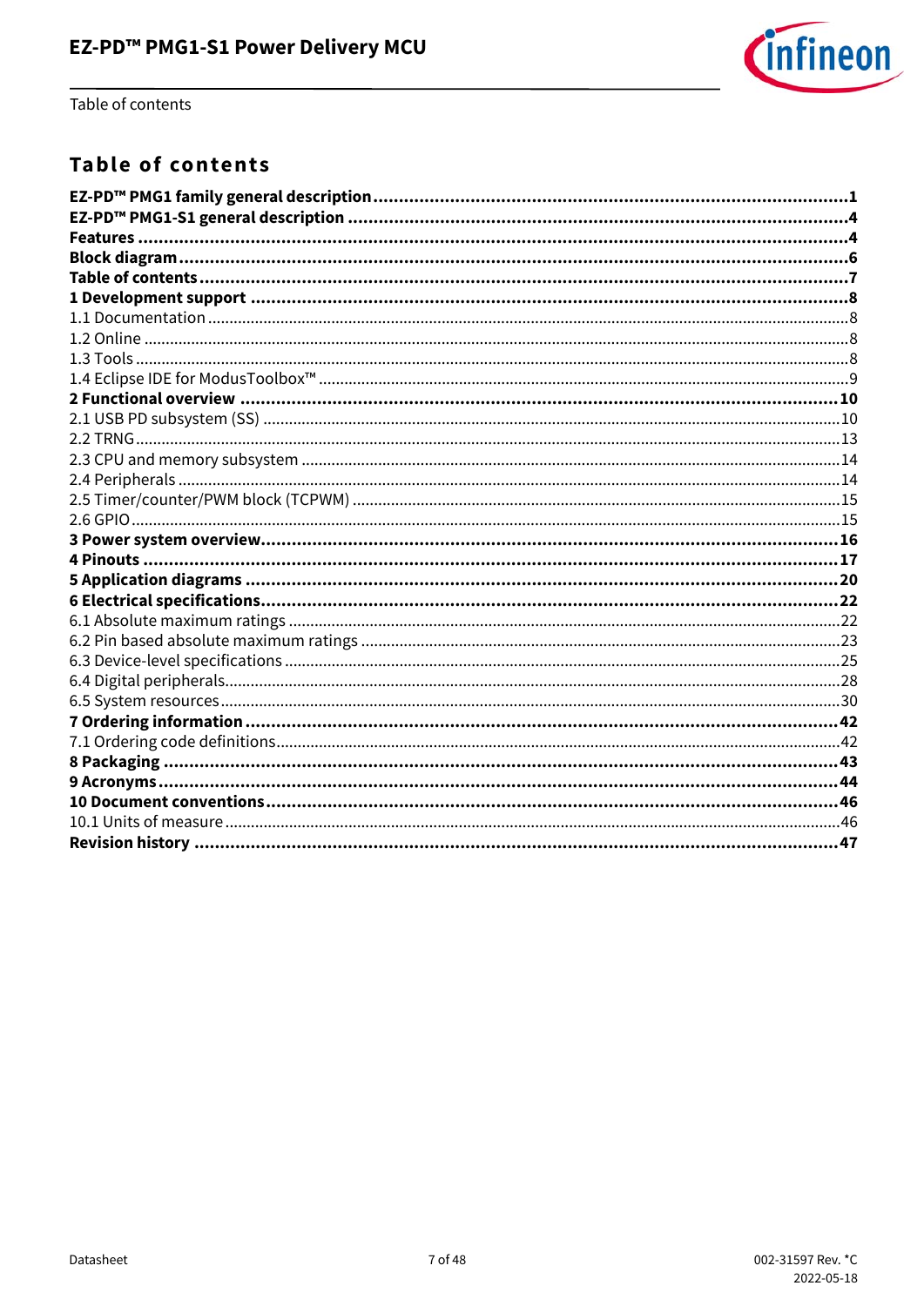# Table of contents

**EZ-PD™ PMG1 family general description** ... **1**
**EZ-PD™ PMG1-S1 general description** ... **4**
**Features** ... **4**
**Block diagram** ... **6**
**Table of contents** ... **7**
**1 Development support** ... **8**
1.1 Documentation ... 8
1.2 Online ... 8
1.3 Tools ... 8
1.4 Eclipse IDE for ModusToolbox™ ... 9
**2 Functional overview** ... **10**
2.1 USB PD subsystem (SS) ... 10
2.2 TRNG ... 13
2.3 CPU and memory subsystem ... 14
2.4 Peripherals ... 14
2.5 Timer/counter/PWM block (TCPWM) ... 15
2.6 GPIO ... 15
**3 Power system overview** ... **16**
**4 Pinouts** ... **17**
**5 Application diagrams** ... **20**
**6 Electrical specifications** ... **22**
6.1 Absolute maximum ratings ... 22
6.2 Pin based absolute maximum ratings ... 23
6.3 Device-level specifications ... 25
6.4 Digital peripherals ... 28
6.5 System resources ... 30
**7 Ordering information** ... **42**
7.1 Ordering code definitions ... 42
**8 Packaging** ... **43**
**9 Acronyms** ... **44**
**10 Document conventions** ... **46**
10.1 Units of measure ... 46
**Revision history** ... **47**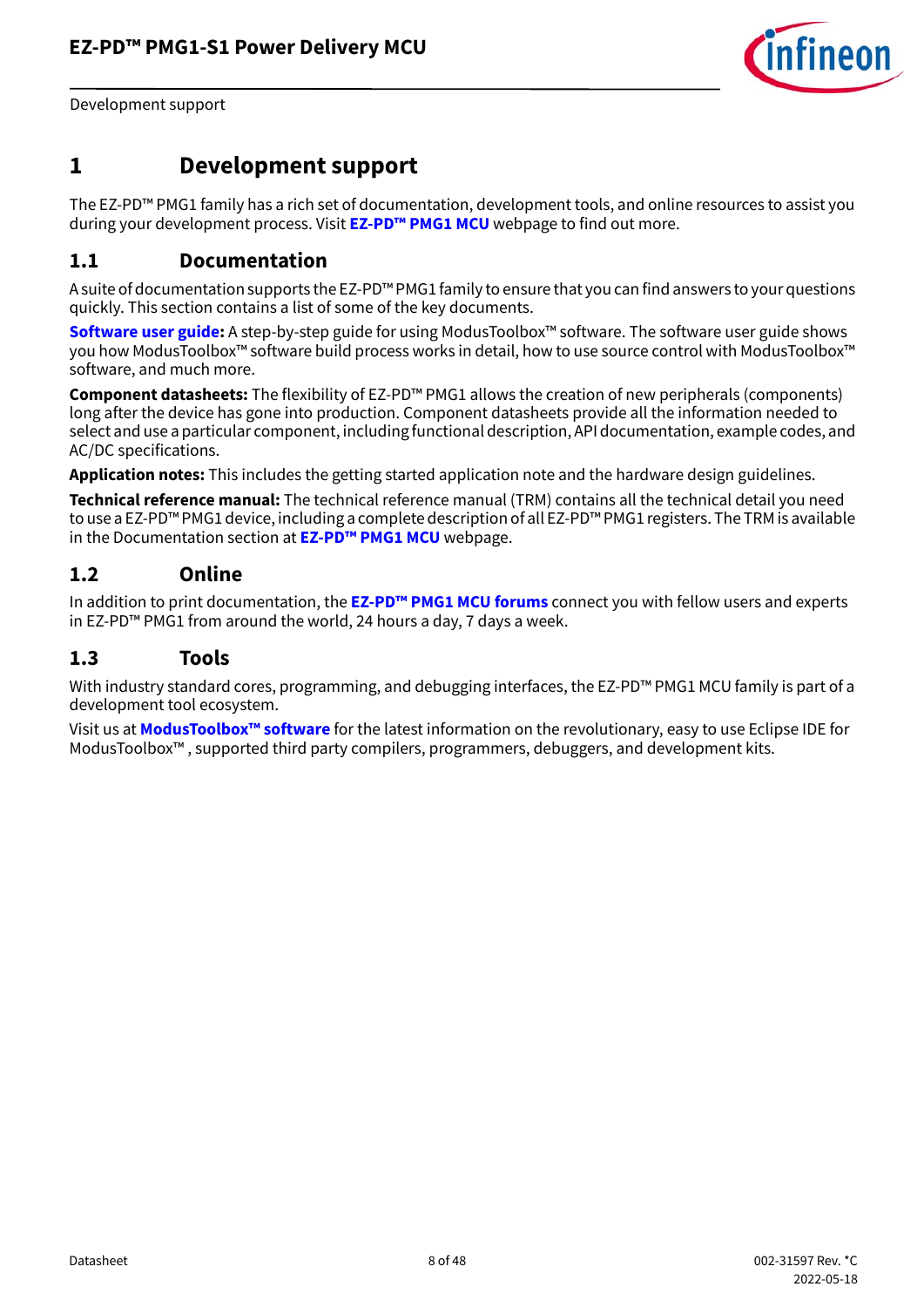# 1 Development support

The EZ-PD™ PMG1 family has a rich set of documentation, development tools, and online resources to assist you during your development process. Visit **EZ-PD™ PMG1 MCU** webpage to find out more.

## 1.1 Documentation

A suite of documentation supports the EZ-PD™ PMG1 family to ensure that you can find answers to your questions quickly. This section contains a list of some of the key documents.

**Software user guide:** A step-by-step guide for using ModusToolbox™ software. The software user guide shows you how ModusToolbox™ software build process works in detail, how to use source control with ModusToolbox™ software, and much more.

**Component datasheets:** The flexibility of EZ-PD™ PMG1 allows the creation of new peripherals (components) long after the device has gone into production. Component datasheets provide all the information needed to select and use a particular component, including functional description, API documentation, example codes, and AC/DC specifications.

**Application notes:** This includes the getting started application note and the hardware design guidelines.

**Technical reference manual:** The technical reference manual (TRM) contains all the technical detail you need to use a EZ-PD™ PMG1 device, including a complete description of all EZ-PD™ PMG1 registers. The TRM is available in the Documentation section at **EZ-PD™ PMG1 MCU** webpage.

## 1.2 Online

In addition to print documentation, the **EZ-PD™ PMG1 MCU forums** connect you with fellow users and experts in EZ-PD™ PMG1 from around the world, 24 hours a day, 7 days a week.

## 1.3 Tools

With industry standard cores, programming, and debugging interfaces, the EZ-PD™ PMG1 MCU family is part of a development tool ecosystem.

Visit us at **ModusToolbox™ software** for the latest information on the revolutionary, easy to use Eclipse IDE for ModusToolbox™ , supported third party compilers, programmers, debuggers, and development kits.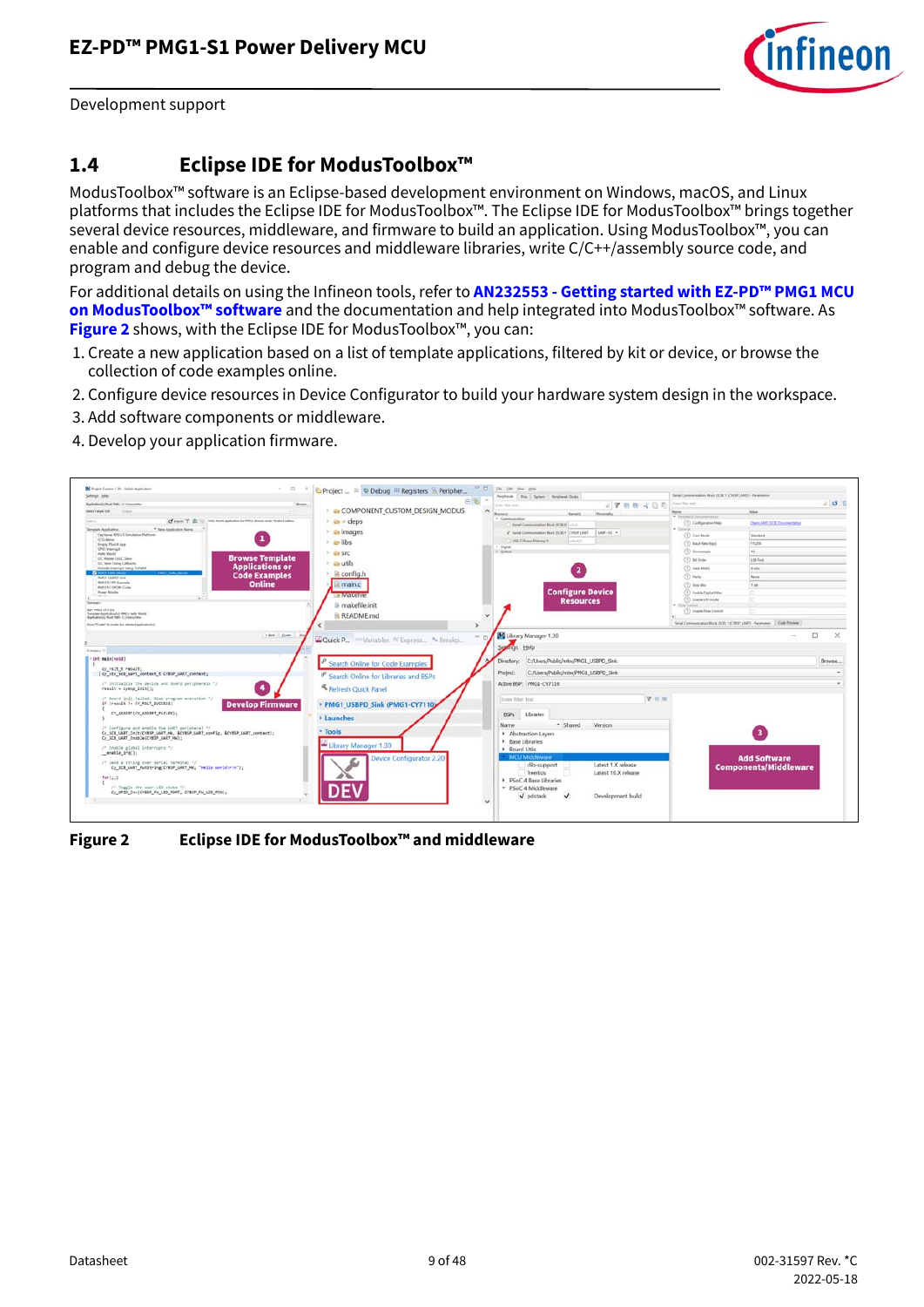## 1.4 Eclipse IDE for ModusToolbox™

ModusToolbox™ software is an Eclipse-based development environment on Windows, macOS, and Linux platforms that includes the Eclipse IDE for ModusToolbox™. The Eclipse IDE for ModusToolbox™ brings together several device resources, middleware, and firmware to build an application. Using ModusToolbox™, you can enable and configure device resources and middleware libraries, write C/C++/assembly source code, and program and debug the device.

For additional details on using the Infineon tools, refer to **AN232553 - Getting started with EZ-PD™ PMG1 MCU on ModusToolbox™ software** and the documentation and help integrated into ModusToolbox™ software. As **Figure 2** shows, with the Eclipse IDE for ModusToolbox™, you can:

1. Create a new application based on a list of template applications, filtered by kit or device, or browse the collection of code examples online.
2. Configure device resources in Device Configurator to build your hardware system design in the workspace.
3. Add software components or middleware.
4. Develop your application firmware.

**Figure 2 Eclipse IDE for ModusToolbox™ and middleware**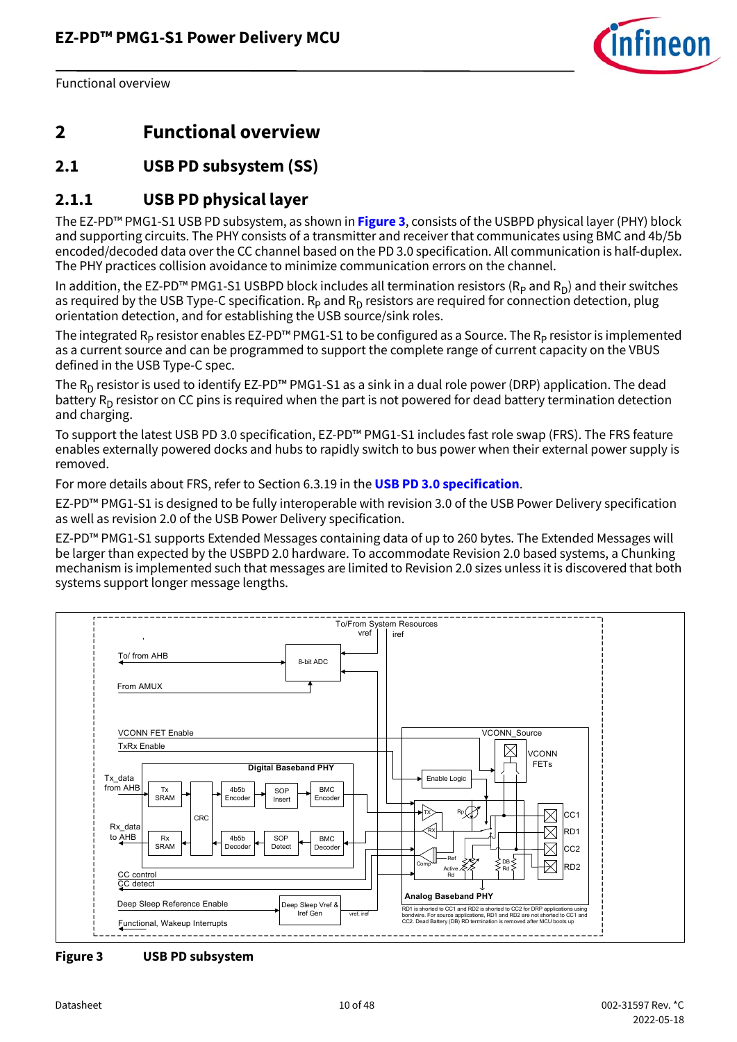# 2 Functional overview

## 2.1 USB PD subsystem (SS)

### 2.1.1 USB PD physical layer

The EZ-PD™ PMG1-S1 USB PD subsystem, as shown in **Figure 3**, consists of the USBPD physical layer (PHY) block and supporting circuits. The PHY consists of a transmitter and receiver that communicates using BMC and 4b/5b encoded/decoded data over the CC channel based on the PD 3.0 specification. All communication is half-duplex. The PHY practices collision avoidance to minimize communication errors on the channel.

In addition, the EZ-PD™ PMG1-S1 USBPD block includes all termination resistors ($R_P$ and $R_D$) and their switches as required by the USB Type-C specification. $R_P$ and $R_D$ resistors are required for connection detection, plug orientation detection, and for establishing the USB source/sink roles.

The integrated $R_P$ resistor enables EZ-PD™ PMG1-S1 to be configured as a Source. The $R_P$ resistor is implemented as a current source and can be programmed to support the complete range of current capacity on the VBUS defined in the USB Type-C spec.

The $R_D$ resistor is used to identify EZ-PD™ PMG1-S1 as a sink in a dual role power (DRP) application. The dead battery $R_D$ resistor on CC pins is required when the part is not powered for dead battery termination detection and charging.

To support the latest USB PD 3.0 specification, EZ-PD™ PMG1-S1 includes fast role swap (FRS). The FRS feature enables externally powered docks and hubs to rapidly switch to bus power when their external power supply is removed.

For more details about FRS, refer to Section 6.3.19 in the **USB PD 3.0 specification**.

EZ-PD™ PMG1-S1 is designed to be fully interoperable with revision 3.0 of the USB Power Delivery specification as well as revision 2.0 of the USB Power Delivery specification.

EZ-PD™ PMG1-S1 supports Extended Messages containing data of up to 260 bytes. The Extended Messages will be larger than expected by the USBPD 2.0 hardware. To accommodate Revision 2.0 based systems, a Chunking mechanism is implemented such that messages are limited to Revision 2.0 sizes unless it is discovered that both systems support longer message lengths.

**Figure 3** **USB PD subsystem**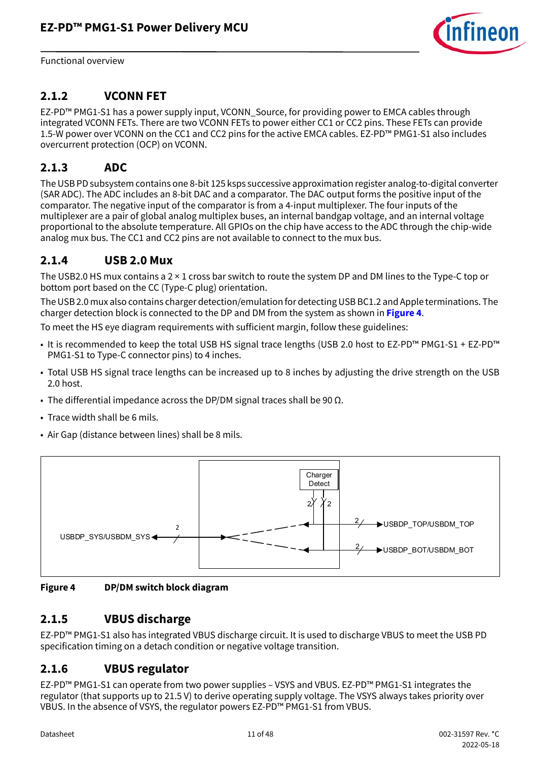### 2.1.2 VCONN FET

EZ-PD™ PMG1-S1 has a power supply input, VCONN_Source, for providing power to EMCA cables through integrated VCONN FETs. There are two VCONN FETs to power either CC1 or CC2 pins. These FETs can provide 1.5-W power over VCONN on the CC1 and CC2 pins for the active EMCA cables. EZ-PD™ PMG1-S1 also includes overcurrent protection (OCP) on VCONN.

### 2.1.3 ADC

The USB PD subsystem contains one 8-bit 125 ksps successive approximation register analog-to-digital converter (SAR ADC). The ADC includes an 8-bit DAC and a comparator. The DAC output forms the positive input of the comparator. The negative input of the comparator is from a 4-input multiplexer. The four inputs of the multiplexer are a pair of global analog multiplex buses, an internal bandgap voltage, and an internal voltage proportional to the absolute temperature. All GPIOs on the chip have access to the ADC through the chip-wide analog mux bus. The CC1 and CC2 pins are not available to connect to the mux bus.

### 2.1.4 USB 2.0 Mux

The USB2.0 HS mux contains a 2 × 1 cross bar switch to route the system DP and DM lines to the Type-C top or bottom port based on the CC (Type-C plug) orientation.

The USB 2.0 mux also contains charger detection/emulation for detecting USB BC1.2 and Apple terminations. The charger detection block is connected to the DP and DM from the system as shown in **Figure 4**.

To meet the HS eye diagram requirements with sufficient margin, follow these guidelines:

- It is recommended to keep the total USB HS signal trace lengths (USB 2.0 host to EZ-PD™ PMG1-S1 + EZ-PD™ PMG1-S1 to Type-C connector pins) to 4 inches.
- Total USB HS signal trace lengths can be increased up to 8 inches by adjusting the drive strength on the USB 2.0 host.
- The differential impedance across the DP/DM signal traces shall be 90 Ω.
- Trace width shall be 6 mils.
- Air Gap (distance between lines) shall be 8 mils.

**Figure 4 DP/DM switch block diagram**

### 2.1.5 VBUS discharge

EZ-PD™ PMG1-S1 also has integrated VBUS discharge circuit. It is used to discharge VBUS to meet the USB PD specification timing on a detach condition or negative voltage transition.

### 2.1.6 VBUS regulator

EZ-PD™ PMG1-S1 can operate from two power supplies – VSYS and VBUS. EZ-PD™ PMG1-S1 integrates the regulator (that supports up to 21.5 V) to derive operating supply voltage. The VSYS always takes priority over VBUS. In the absence of VSYS, the regulator powers EZ-PD™ PMG1-S1 from VBUS.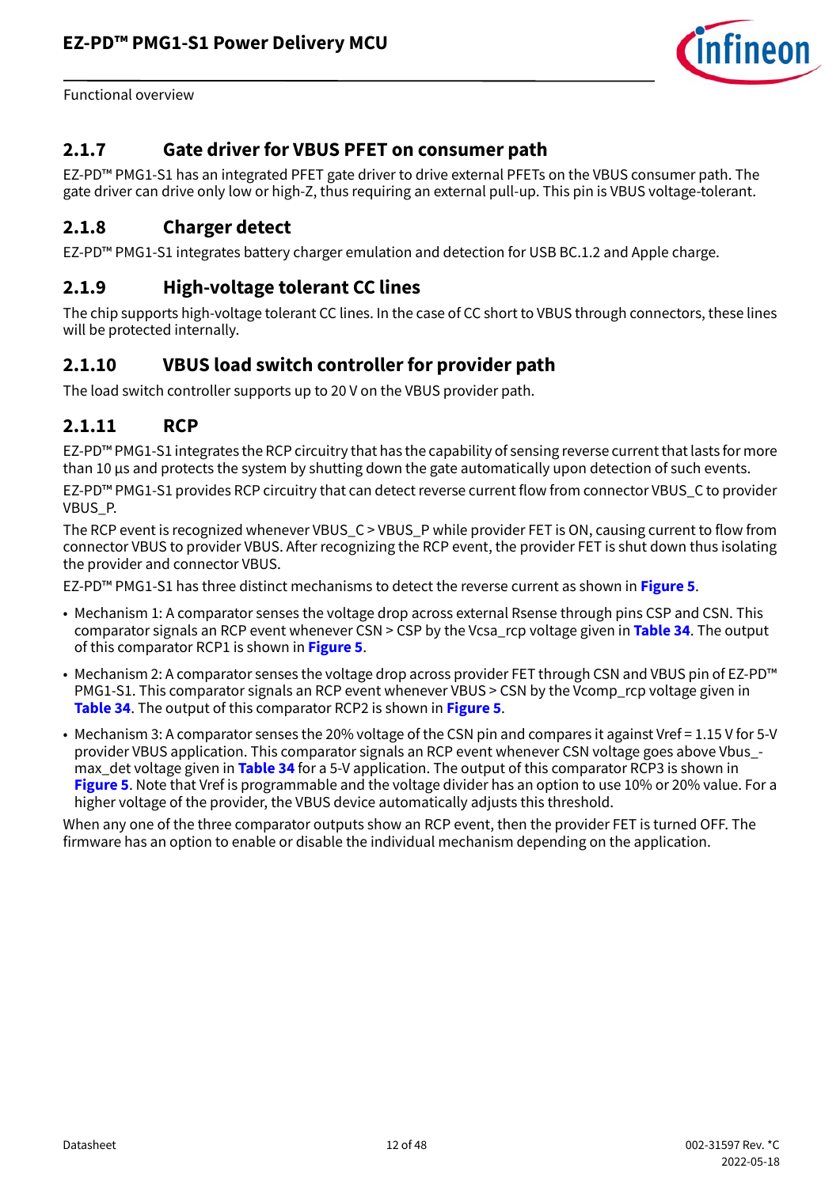### 2.1.7 Gate driver for VBUS PFET on consumer path

EZ-PD™ PMG1-S1 has an integrated PFET gate driver to drive external PFETs on the VBUS consumer path. The gate driver can drive only low or high-Z, thus requiring an external pull-up. This pin is VBUS voltage-tolerant.

### 2.1.8 Charger detect

EZ-PD™ PMG1-S1 integrates battery charger emulation and detection for USB BC.1.2 and Apple charge.

### 2.1.9 High-voltage tolerant CC lines

The chip supports high-voltage tolerant CC lines. In the case of CC short to VBUS through connectors, these lines will be protected internally.

### 2.1.10 VBUS load switch controller for provider path

The load switch controller supports up to 20 V on the VBUS provider path.

### 2.1.11 RCP

EZ-PD™ PMG1-S1 integrates the RCP circuitry that has the capability of sensing reverse current that lasts for more than 10 µs and protects the system by shutting down the gate automatically upon detection of such events.

EZ-PD™ PMG1-S1 provides RCP circuitry that can detect reverse current flow from connector VBUS_C to provider VBUS_P.

The RCP event is recognized whenever VBUS_C > VBUS_P while provider FET is ON, causing current to flow from connector VBUS to provider VBUS. After recognizing the RCP event, the provider FET is shut down thus isolating the provider and connector VBUS.

EZ-PD™ PMG1-S1 has three distinct mechanisms to detect the reverse current as shown in **Figure 5**.

- Mechanism 1: A comparator senses the voltage drop across external Rsense through pins CSP and CSN. This comparator signals an RCP event whenever CSN > CSP by the Vcsa_rcp voltage given in **Table 34**. The output of this comparator RCP1 is shown in **Figure 5**.
- Mechanism 2: A comparator senses the voltage drop across provider FET through CSN and VBUS pin of EZ-PD™ PMG1-S1. This comparator signals an RCP event whenever VBUS > CSN by the Vcomp_rcp voltage given in **Table 34**. The output of this comparator RCP2 is shown in **Figure 5**.
- Mechanism 3: A comparator senses the 20% voltage of the CSN pin and compares it against Vref = 1.15 V for 5-V provider VBUS application. This comparator signals an RCP event whenever CSN voltage goes above Vbus_-max_det voltage given in **Table 34** for a 5-V application. The output of this comparator RCP3 is shown in **Figure 5**. Note that Vref is programmable and the voltage divider has an option to use 10% or 20% value. For a higher voltage of the provider, the VBUS device automatically adjusts this threshold.

When any one of the three comparator outputs show an RCP event, then the provider FET is turned OFF. The firmware has an option to enable or disable the individual mechanism depending on the application.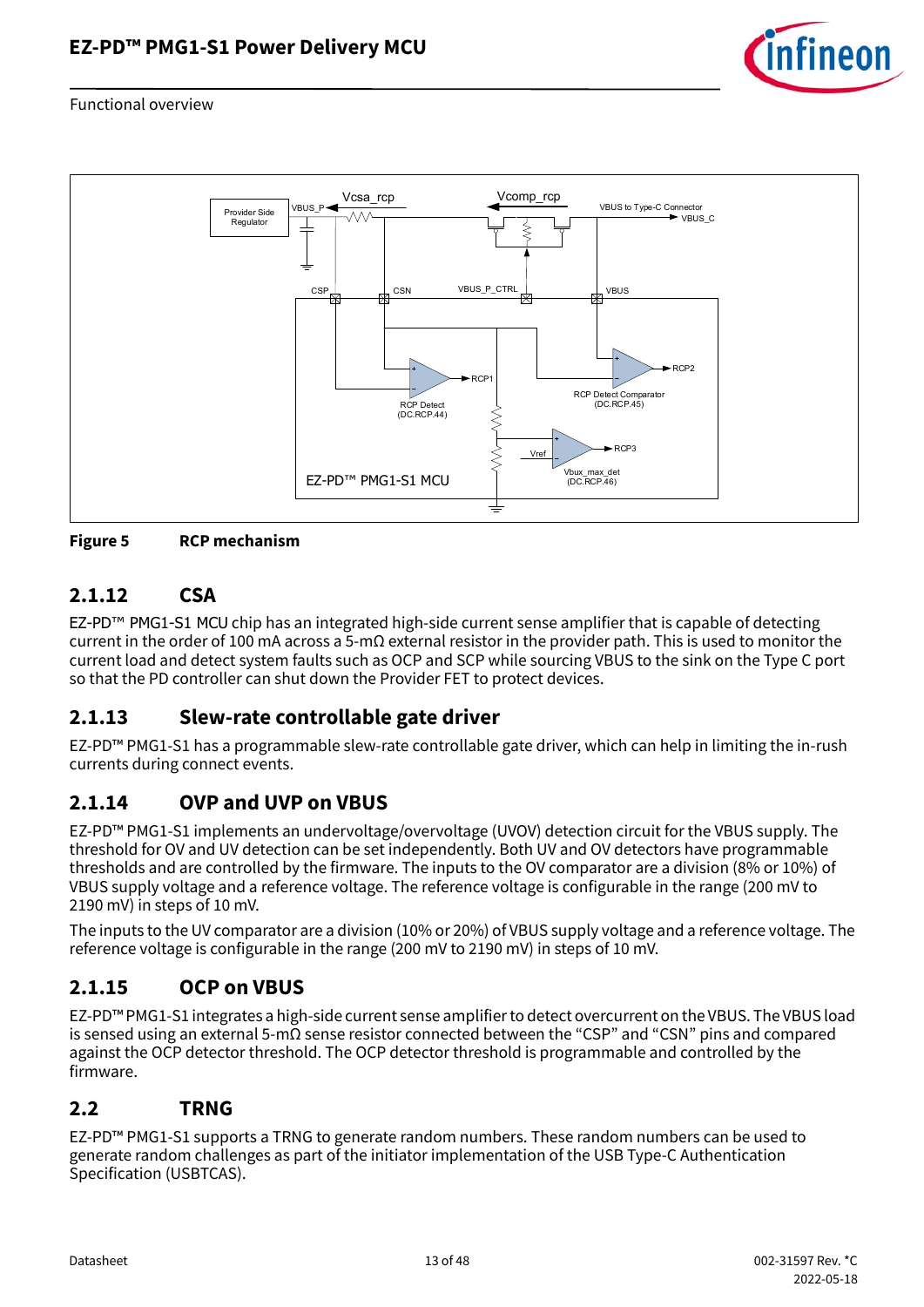Figure 5 RCP mechanism

### 2.1.12 CSA

EZ-PD™ PMG1-S1 MCU chip has an integrated high-side current sense amplifier that is capable of detecting current in the order of 100 mA across a 5-mΩ external resistor in the provider path. This is used to monitor the current load and detect system faults such as OCP and SCP while sourcing VBUS to the sink on the Type C port so that the PD controller can shut down the Provider FET to protect devices.

### 2.1.13 Slew-rate controllable gate driver

EZ-PD™ PMG1-S1 has a programmable slew-rate controllable gate driver, which can help in limiting the in-rush currents during connect events.

### 2.1.14 OVP and UVP on VBUS

EZ-PD™ PMG1-S1 implements an undervoltage/overvoltage (UVOV) detection circuit for the VBUS supply. The threshold for OV and UV detection can be set independently. Both UV and OV detectors have programmable thresholds and are controlled by the firmware. The inputs to the OV comparator are a division (8% or 10%) of VBUS supply voltage and a reference voltage. The reference voltage is configurable in the range (200 mV to 2190 mV) in steps of 10 mV.

The inputs to the UV comparator are a division (10% or 20%) of VBUS supply voltage and a reference voltage. The reference voltage is configurable in the range (200 mV to 2190 mV) in steps of 10 mV.

### 2.1.15 OCP on VBUS

EZ-PD™ PMG1-S1 integrates a high-side current sense amplifier to detect overcurrent on the VBUS. The VBUS load is sensed using an external 5-mΩ sense resistor connected between the "CSP" and "CSN" pins and compared against the OCP detector threshold. The OCP detector threshold is programmable and controlled by the firmware.

## 2.2 TRNG

EZ-PD™ PMG1-S1 supports a TRNG to generate random numbers. These random numbers can be used to generate random challenges as part of the initiator implementation of the USB Type-C Authentication Specification (USBTCAS).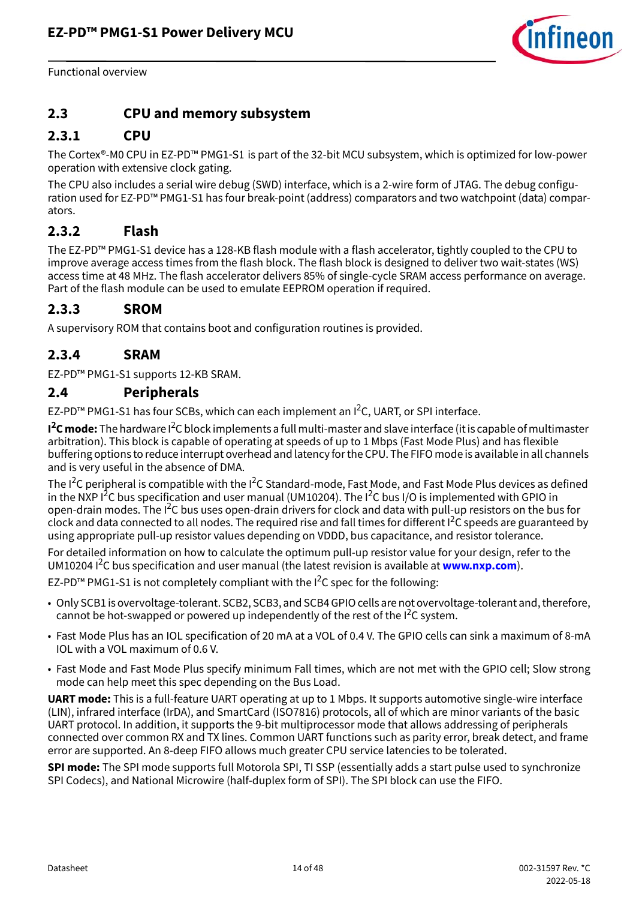## 2.3 CPU and memory subsystem

### 2.3.1 CPU

The Cortex®-M0 CPU in EZ-PD™ PMG1-S1 is part of the 32-bit MCU subsystem, which is optimized for low-power operation with extensive clock gating.

The CPU also includes a serial wire debug (SWD) interface, which is a 2-wire form of JTAG. The debug configuration used for EZ-PD™ PMG1-S1 has four break-point (address) comparators and two watchpoint (data) comparators.

### 2.3.2 Flash

The EZ-PD™ PMG1-S1 device has a 128-KB flash module with a flash accelerator, tightly coupled to the CPU to improve average access times from the flash block. The flash block is designed to deliver two wait-states (WS) access time at 48 MHz. The flash accelerator delivers 85% of single-cycle SRAM access performance on average. Part of the flash module can be used to emulate EEPROM operation if required.

### 2.3.3 SROM

A supervisory ROM that contains boot and configuration routines is provided.

### 2.3.4 SRAM

EZ-PD™ PMG1-S1 supports 12-KB SRAM.

## 2.4 Peripherals

EZ-PD™ PMG1-S1 has four SCBs, which can each implement an I$^2$C, UART, or SPI interface.

**I$^2$C mode:** The hardware I$^2$C block implements a full multi-master and slave interface (it is capable of multimaster arbitration). This block is capable of operating at speeds of up to 1 Mbps (Fast Mode Plus) and has flexible buffering options to reduce interrupt overhead and latency for the CPU. The FIFO mode is available in all channels and is very useful in the absence of DMA.

The I$^2$C peripheral is compatible with the I$^2$C Standard-mode, Fast Mode, and Fast Mode Plus devices as defined in the NXP I$^2$C bus specification and user manual (UM10204). The I$^2$C bus I/O is implemented with GPIO in open-drain modes. The I$^2$C bus uses open-drain drivers for clock and data with pull-up resistors on the bus for clock and data connected to all nodes. The required rise and fall times for different I$^2$C speeds are guaranteed by using appropriate pull-up resistor values depending on VDDD, bus capacitance, and resistor tolerance.

For detailed information on how to calculate the optimum pull-up resistor value for your design, refer to the UM10204 I$^2$C bus specification and user manual (the latest revision is available at **www.nxp.com**).

EZ-PD™ PMG1-S1 is not completely compliant with the I$^2$C spec for the following:

- Only SCB1 is overvoltage-tolerant. SCB2, SCB3, and SCB4 GPIO cells are not overvoltage-tolerant and, therefore, cannot be hot-swapped or powered up independently of the rest of the I$^2$C system.
- Fast Mode Plus has an IOL specification of 20 mA at a VOL of 0.4 V. The GPIO cells can sink a maximum of 8-mA IOL with a VOL maximum of 0.6 V.
- Fast Mode and Fast Mode Plus specify minimum Fall times, which are not met with the GPIO cell; Slow strong mode can help meet this spec depending on the Bus Load.

**UART mode:** This is a full-feature UART operating at up to 1 Mbps. It supports automotive single-wire interface (LIN), infrared interface (IrDA), and SmartCard (ISO7816) protocols, all of which are minor variants of the basic UART protocol. In addition, it supports the 9-bit multiprocessor mode that allows addressing of peripherals connected over common RX and TX lines. Common UART functions such as parity error, break detect, and frame error are supported. An 8-deep FIFO allows much greater CPU service latencies to be tolerated.

**SPI mode:** The SPI mode supports full Motorola SPI, TI SSP (essentially adds a start pulse used to synchronize SPI Codecs), and National Microwire (half-duplex form of SPI). The SPI block can use the FIFO.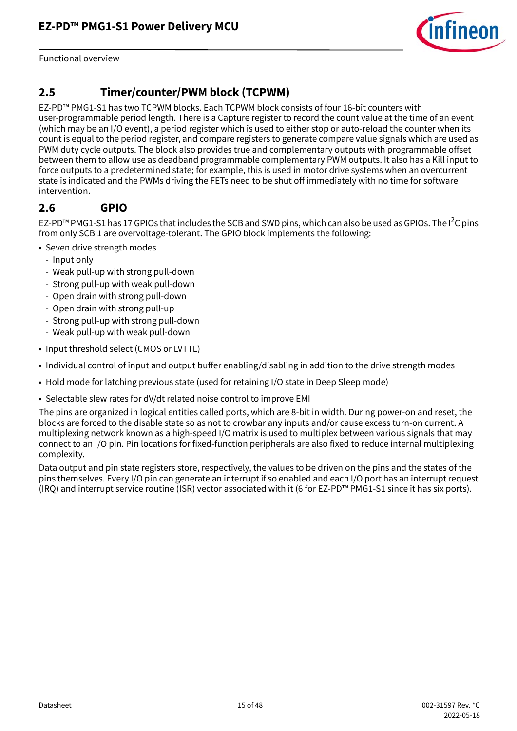## 2.5 Timer/counter/PWM block (TCPWM)

EZ-PD™ PMG1-S1 has two TCPWM blocks. Each TCPWM block consists of four 16-bit counters with user-programmable period length. There is a Capture register to record the count value at the time of an event (which may be an I/O event), a period register which is used to either stop or auto-reload the counter when its count is equal to the period register, and compare registers to generate compare value signals which are used as PWM duty cycle outputs. The block also provides true and complementary outputs with programmable offset between them to allow use as deadband programmable complementary PWM outputs. It also has a Kill input to force outputs to a predetermined state; for example, this is used in motor drive systems when an overcurrent state is indicated and the PWMs driving the FETs need to be shut off immediately with no time for software intervention.

## 2.6 GPIO

EZ-PD™ PMG1-S1 has 17 GPIOs that includes the SCB and SWD pins, which can also be used as GPIOs. The I$^2$C pins from only SCB 1 are overvoltage-tolerant. The GPIO block implements the following:

- Seven drive strength modes
  - Input only
  - Weak pull-up with strong pull-down
  - Strong pull-up with weak pull-down
  - Open drain with strong pull-down
  - Open drain with strong pull-up
  - Strong pull-up with strong pull-down
  - Weak pull-up with weak pull-down
- Input threshold select (CMOS or LVTTL)
- Individual control of input and output buffer enabling/disabling in addition to the drive strength modes
- Hold mode for latching previous state (used for retaining I/O state in Deep Sleep mode)
- Selectable slew rates for dV/dt related noise control to improve EMI

The pins are organized in logical entities called ports, which are 8-bit in width. During power-on and reset, the blocks are forced to the disable state so as not to crowbar any inputs and/or cause excess turn-on current. A multiplexing network known as a high-speed I/O matrix is used to multiplex between various signals that may connect to an I/O pin. Pin locations for fixed-function peripherals are also fixed to reduce internal multiplexing complexity.

Data output and pin state registers store, respectively, the values to be driven on the pins and the states of the pins themselves. Every I/O pin can generate an interrupt if so enabled and each I/O port has an interrupt request (IRQ) and interrupt service routine (ISR) vector associated with it (6 for EZ-PD™ PMG1-S1 since it has six ports).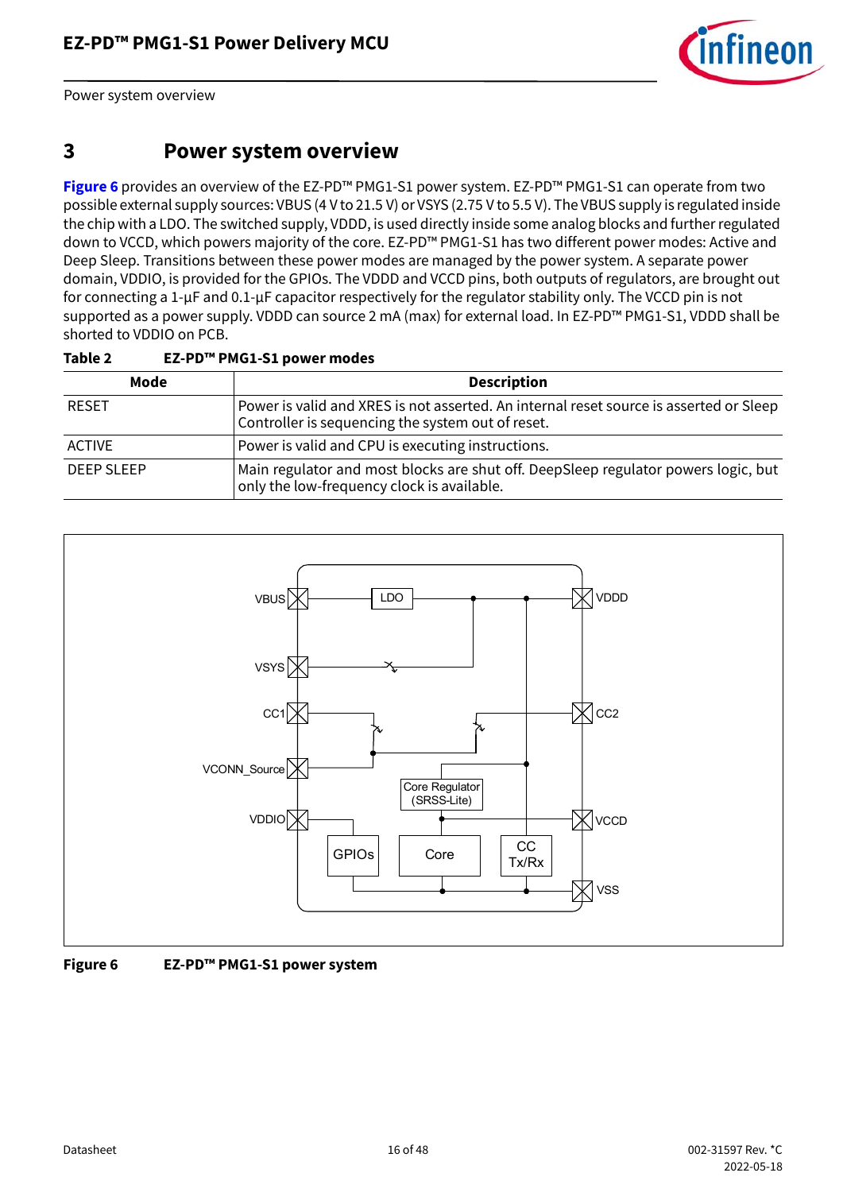# 3 Power system overview

**Figure 6** provides an overview of the EZ-PD™ PMG1-S1 power system. EZ-PD™ PMG1-S1 can operate from two possible external supply sources: VBUS (4 V to 21.5 V) or VSYS (2.75 V to 5.5 V). The VBUS supply is regulated inside the chip with a LDO. The switched supply, VDDD, is used directly inside some analog blocks and further regulated down to VCCD, which powers majority of the core. EZ-PD™ PMG1-S1 has two different power modes: Active and Deep Sleep. Transitions between these power modes are managed by the power system. A separate power domain, VDDIO, is provided for the GPIOs. The VDDD and VCCD pins, both outputs of regulators, are brought out for connecting a 1-µF and 0.1-µF capacitor respectively for the regulator stability only. The VCCD pin is not supported as a power supply. VDDD can source 2 mA (max) for external load. In EZ-PD™ PMG1-S1, VDDD shall be shorted to VDDIO on PCB.

**Table 2 EZ-PD™ PMG1-S1 power modes**

| Mode | Description |
|---|---|
| RESET | Power is valid and XRES is not asserted. An internal reset source is asserted or Sleep Controller is sequencing the system out of reset. |
| ACTIVE | Power is valid and CPU is executing instructions. |
| DEEP SLEEP | Main regulator and most blocks are shut off. DeepSleep regulator powers logic, but only the low-frequency clock is available. |

**Figure 6 EZ-PD™ PMG1-S1 power system**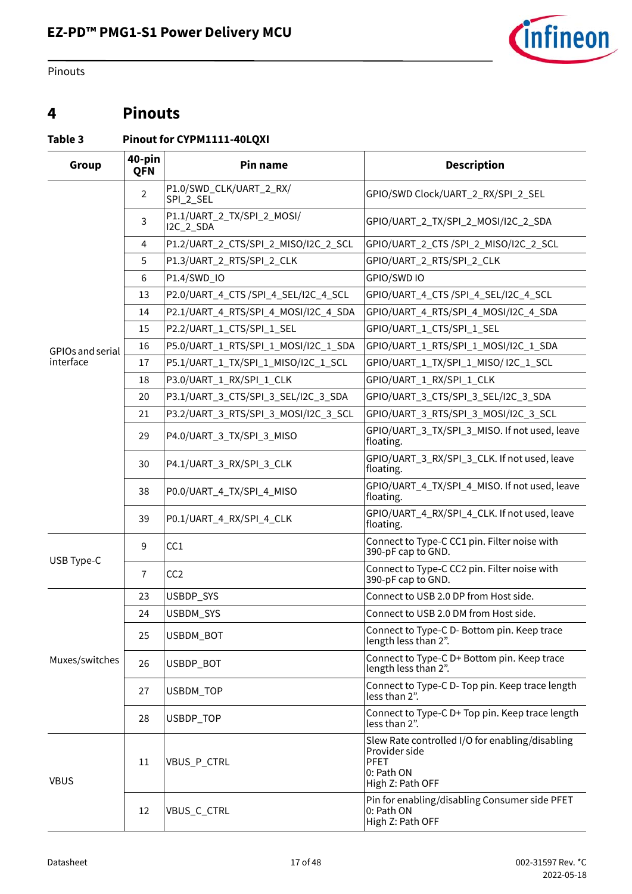# 4 Pinouts

**Table 3 Pinout for CYPM1111-40LQXI**

| Group | 40-pin QFN | Pin name | Description |
|---|---|---|---|
| GPIOs and serial interface | 2 | P1.0/SWD_CLK/UART_2_RX/SPI_2_SEL | GPIO/SWD Clock/UART_2_RX/SPI_2_SEL |
| | 3 | P1.1/UART_2_TX/SPI_2_MOSI/I2C_2_SDA | GPIO/UART_2_TX/SPI_2_MOSI/I2C_2_SDA |
| | 4 | P1.2/UART_2_CTS/SPI_2_MISO/I2C_2_SCL | GPIO/UART_2_CTS /SPI_2_MISO/I2C_2_SCL |
| | 5 | P1.3/UART_2_RTS/SPI_2_CLK | GPIO/UART_2_RTS/SPI_2_CLK |
| | 6 | P1.4/SWD_IO | GPIO/SWD IO |
| | 13 | P2.0/UART_4_CTS /SPI_4_SEL/I2C_4_SCL | GPIO/UART_4_CTS /SPI_4_SEL/I2C_4_SCL |
| | 14 | P2.1/UART_4_RTS/SPI_4_MOSI/I2C_4_SDA | GPIO/UART_4_RTS/SPI_4_MOSI/I2C_4_SDA |
| | 15 | P2.2/UART_1_CTS/SPI_1_SEL | GPIO/UART_1_CTS/SPI_1_SEL |
| | 16 | P5.0/UART_1_RTS/SPI_1_MOSI/I2C_1_SDA | GPIO/UART_1_RTS/SPI_1_MOSI/I2C_1_SDA |
| | 17 | P5.1/UART_1_TX/SPI_1_MISO/I2C_1_SCL | GPIO/UART_1_TX/SPI_1_MISO/ I2C_1_SCL |
| | 18 | P3.0/UART_1_RX/SPI_1_CLK | GPIO/UART_1_RX/SPI_1_CLK |
| | 20 | P3.1/UART_3_CTS/SPI_3_SEL/I2C_3_SDA | GPIO/UART_3_CTS/SPI_3_SEL/I2C_3_SDA |
| | 21 | P3.2/UART_3_RTS/SPI_3_MOSI/I2C_3_SCL | GPIO/UART_3_RTS/SPI_3_MOSI/I2C_3_SCL |
| | 29 | P4.0/UART_3_TX/SPI_3_MISO | GPIO/UART_3_TX/SPI_3_MISO. If not used, leave floating. |
| | 30 | P4.1/UART_3_RX/SPI_3_CLK | GPIO/UART_3_RX/SPI_3_CLK. If not used, leave floating. |
| | 38 | P0.0/UART_4_TX/SPI_4_MISO | GPIO/UART_4_TX/SPI_4_MISO. If not used, leave floating. |
| | 39 | P0.1/UART_4_RX/SPI_4_CLK | GPIO/UART_4_RX/SPI_4_CLK. If not used, leave floating. |
| USB Type-C | 9 | CC1 | Connect to Type-C CC1 pin. Filter noise with 390-pF cap to GND. |
| | 7 | CC2 | Connect to Type-C CC2 pin. Filter noise with 390-pF cap to GND. |
| Muxes/switches | 23 | USBDP_SYS | Connect to USB 2.0 DP from Host side. |
| | 24 | USBDM_SYS | Connect to USB 2.0 DM from Host side. |
| | 25 | USBDM_BOT | Connect to Type-C D- Bottom pin. Keep trace length less than 2". |
| | 26 | USBDP_BOT | Connect to Type-C D+ Bottom pin. Keep trace length less than 2". |
| | 27 | USBDM_TOP | Connect to Type-C D- Top pin. Keep trace length less than 2". |
| | 28 | USBDP_TOP | Connect to Type-C D+ Top pin. Keep trace length less than 2". |
| VBUS | 11 | VBUS_P_CTRL | Slew Rate controlled I/O for enabling/disabling Provider side PFET<br>0: Path ON<br>High Z: Path OFF |
| | 12 | VBUS_C_CTRL | Pin for enabling/disabling Consumer side PFET<br>0: Path ON<br>High Z: Path OFF |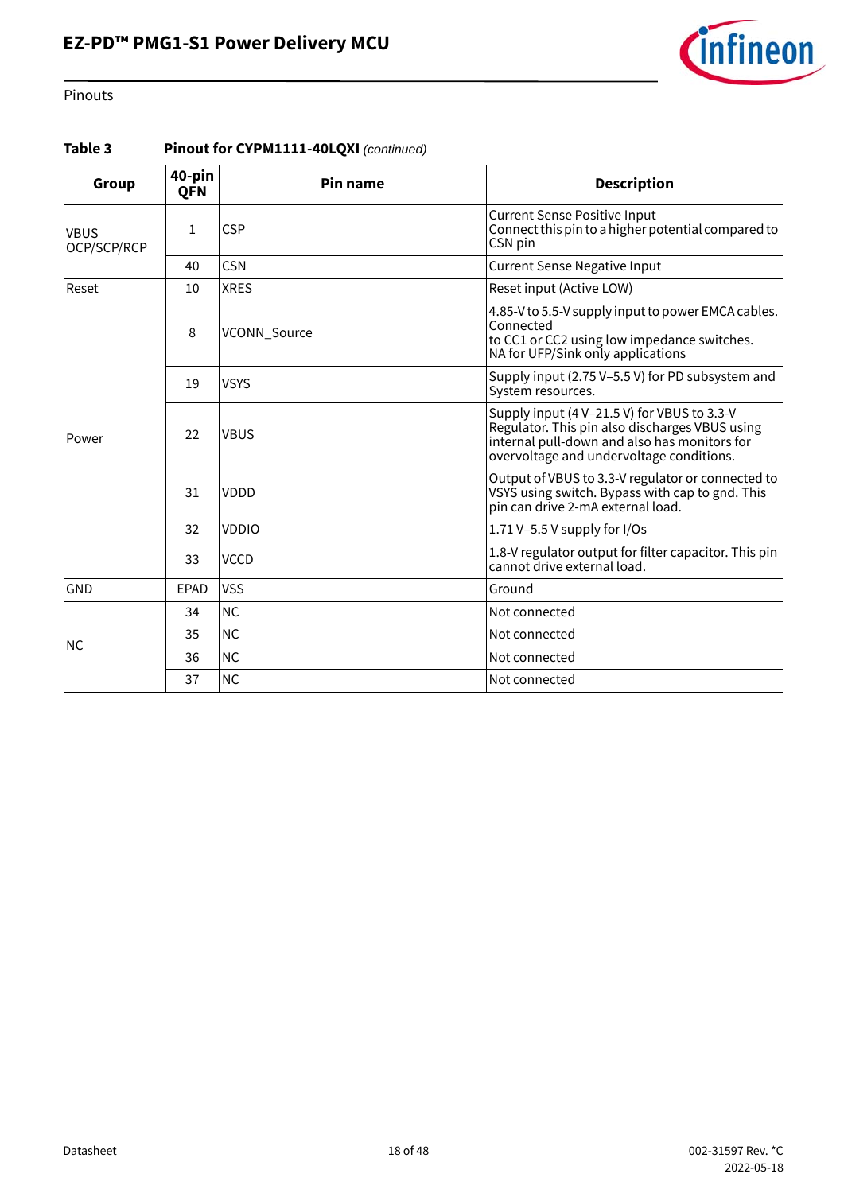**Table 3 Pinout for CYPM1111-40LQXI** *(continued)*

| Group | 40-pin QFN | Pin name | Description |
|---|---|---|---|
| VBUS OCP/SCP/RCP | 1 | CSP | Current Sense Positive Input<br>Connect this pin to a higher potential compared to CSN pin |
| | 40 | CSN | Current Sense Negative Input |
| Reset | 10 | XRES | Reset input (Active LOW) |
| Power | 8 | VCONN_Source | 4.85-V to 5.5-V supply input to power EMCA cables. Connected<br>to CC1 or CC2 using low impedance switches.<br>NA for UFP/Sink only applications |
| | 19 | VSYS | Supply input (2.75 V–5.5 V) for PD subsystem and System resources. |
| | 22 | VBUS | Supply input (4 V–21.5 V) for VBUS to 3.3-V Regulator. This pin also discharges VBUS using internal pull-down and also has monitors for overvoltage and undervoltage conditions. |
| | 31 | VDDD | Output of VBUS to 3.3-V regulator or connected to VSYS using switch. Bypass with cap to gnd. This pin can drive 2-mA external load. |
| | 32 | VDDIO | 1.71 V–5.5 V supply for I/Os |
| | 33 | VCCD | 1.8-V regulator output for filter capacitor. This pin cannot drive external load. |
| GND | EPAD | VSS | Ground |
| NC | 34 | NC | Not connected |
| | 35 | NC | Not connected |
| | 36 | NC | Not connected |
| | 37 | NC | Not connected |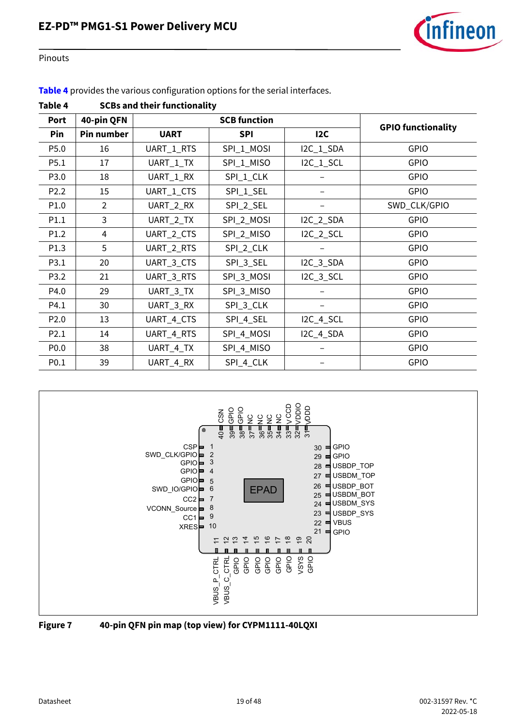Table 4 provides the various configuration options for the serial interfaces.

**Table 4 SCBs and their functionality**

| Port | 40-pin QFN | SCB function | | | GPIO functionality |
|---|---|---|---|---|---|
| Pin | Pin number | UART | SPI | I2C | |
| P5.0 | 16 | UART_1_RTS | SPI_1_MOSI | I2C_1_SDA | GPIO |
| P5.1 | 17 | UART_1_TX | SPI_1_MISO | I2C_1_SCL | GPIO |
| P3.0 | 18 | UART_1_RX | SPI_1_CLK | – | GPIO |
| P2.2 | 15 | UART_1_CTS | SPI_1_SEL | – | GPIO |
| P1.0 | 2 | UART_2_RX | SPI_2_SEL | – | SWD_CLK/GPIO |
| P1.1 | 3 | UART_2_TX | SPI_2_MOSI | I2C_2_SDA | GPIO |
| P1.2 | 4 | UART_2_CTS | SPI_2_MISO | I2C_2_SCL | GPIO |
| P1.3 | 5 | UART_2_RTS | SPI_2_CLK | – | GPIO |
| P3.1 | 20 | UART_3_CTS | SPI_3_SEL | I2C_3_SDA | GPIO |
| P3.2 | 21 | UART_3_RTS | SPI_3_MOSI | I2C_3_SCL | GPIO |
| P4.0 | 29 | UART_3_TX | SPI_3_MISO | – | GPIO |
| P4.1 | 30 | UART_3_RX | SPI_3_CLK | – | GPIO |
| P2.0 | 13 | UART_4_CTS | SPI_4_SEL | I2C_4_SCL | GPIO |
| P2.1 | 14 | UART_4_RTS | SPI_4_MOSI | I2C_4_SDA | GPIO |
| P0.0 | 38 | UART_4_TX | SPI_4_MISO | – | GPIO |
| P0.1 | 39 | UART_4_RX | SPI_4_CLK | – | GPIO |

**Figure 7 40-pin QFN pin map (top view) for CYPM1111-40LQXI**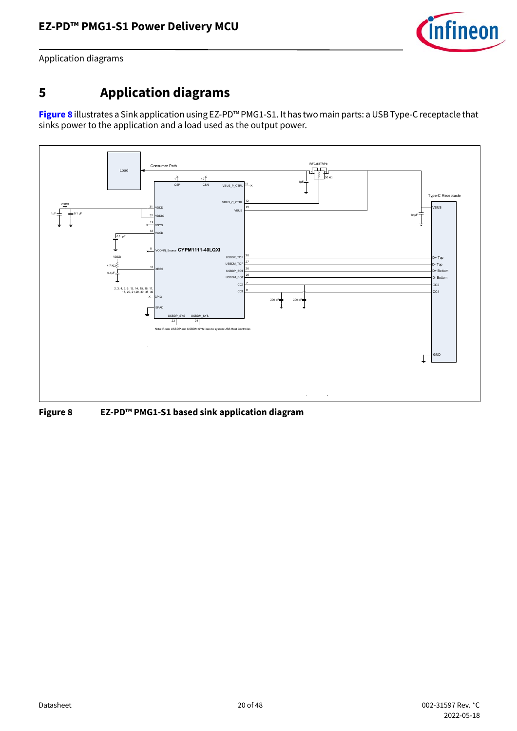# 5 Application diagrams

**Figure 8** illustrates a Sink application using EZ-PD™ PMG1-S1. It has two main parts: a USB Type-C receptacle that sinks power to the application and a load used as the output power.

**Figure 8 EZ-PD™ PMG1-S1 based sink application diagram**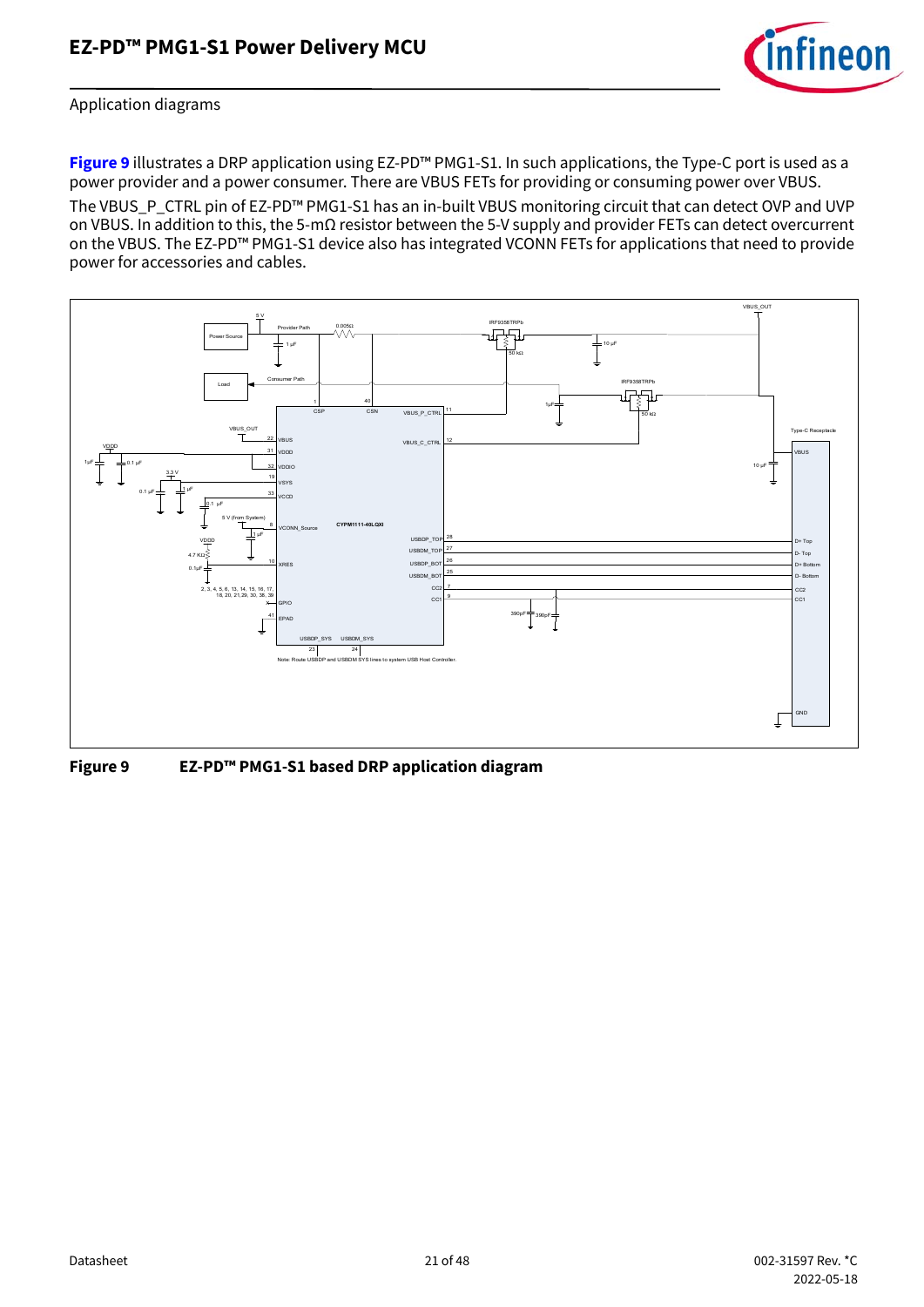Application diagrams

**Figure 9** illustrates a DRP application using EZ-PD™ PMG1-S1. In such applications, the Type-C port is used as a power provider and a power consumer. There are VBUS FETs for providing or consuming power over VBUS.

The VBUS_P_CTRL pin of EZ-PD™ PMG1-S1 has an in-built VBUS monitoring circuit that can detect OVP and UVP on VBUS. In addition to this, the 5-mΩ resistor between the 5-V supply and provider FETs can detect overcurrent on the VBUS. The EZ-PD™ PMG1-S1 device also has integrated VCONN FETs for applications that need to provide power for accessories and cables.

**Figure 9 EZ-PD™ PMG1-S1 based DRP application diagram**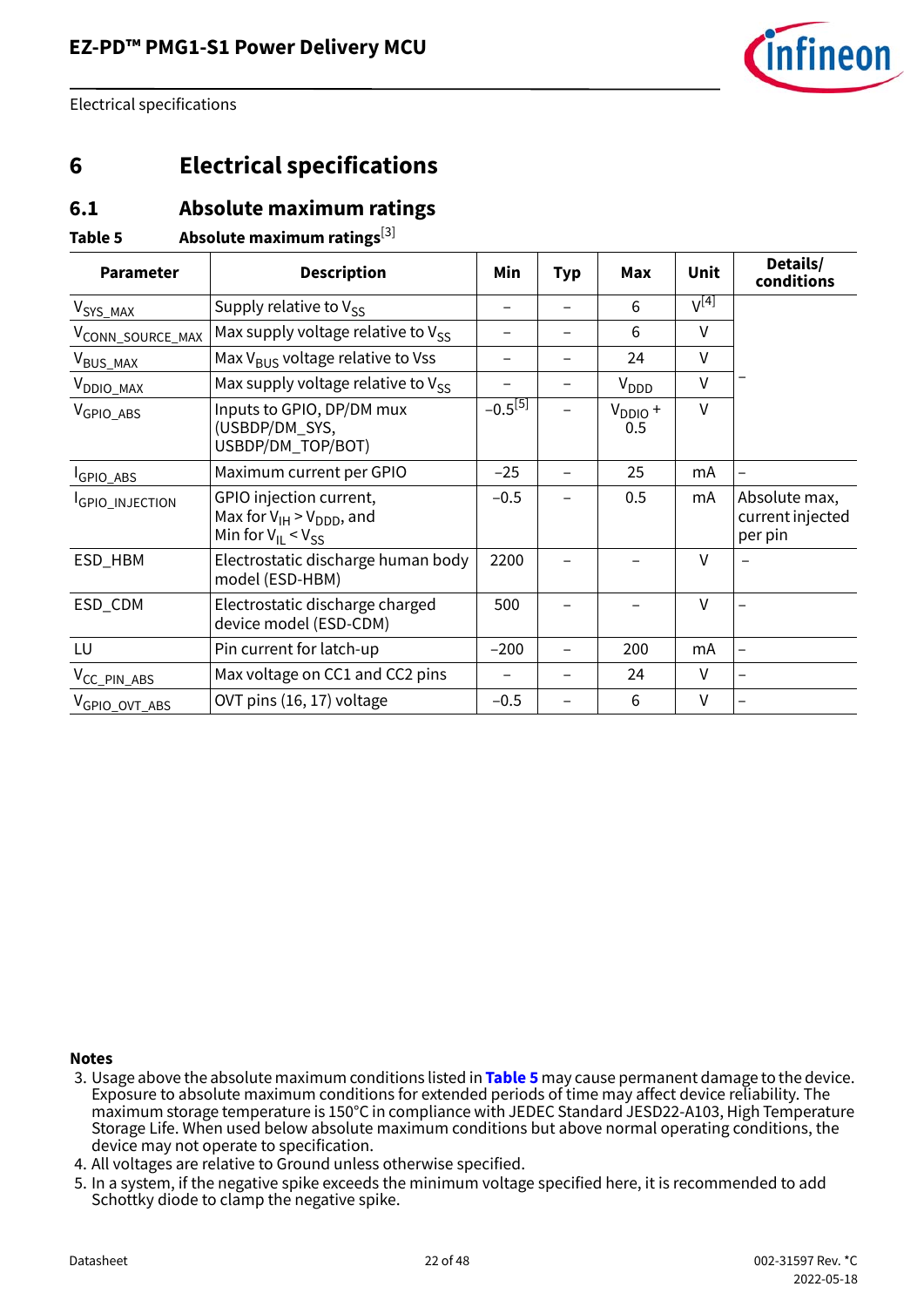# 6 Electrical specifications

## 6.1 Absolute maximum ratings

**Table 5 Absolute maximum ratings**[3]

| Parameter | Description | Min | Typ | Max | Unit | Details/ conditions |
|---|---|---|---|---|---|---|
| $V_{SYS\_MAX}$ | Supply relative to $V_{SS}$ | – | – | 6 | V[4] | – |
| $V_{CONN\_SOURCE\_MAX}$ | Max supply voltage relative to $V_{SS}$ | – | – | 6 | V | |
| $V_{BUS\_MAX}$ | Max $V_{BUS}$ voltage relative to Vss | – | – | 24 | V | |
| $V_{DDIO\_MAX}$ | Max supply voltage relative to $V_{SS}$ | – | – | $V_{DDD}$ | V | |
| $V_{GPIO\_ABS}$ | Inputs to GPIO, DP/DM mux (USBDP/DM_SYS, USBDP/DM_TOP/BOT) | –0.5[5] | – | $V_{DDIO}$ + 0.5 | V | |
| $I_{GPIO\_ABS}$ | Maximum current per GPIO | –25 | – | 25 | mA | – |
| $I_{GPIO\_INJECTION}$ | GPIO injection current, Max for $V_{IH} > V_{DDD}$, and Min for $V_{IL} < V_{SS}$ | –0.5 | – | 0.5 | mA | Absolute max, current injected per pin |
| ESD_HBM | Electrostatic discharge human body model (ESD-HBM) | 2200 | – | – | V | – |
| ESD_CDM | Electrostatic discharge charged device model (ESD-CDM) | 500 | – | – | V | – |
| LU | Pin current for latch-up | –200 | – | 200 | mA | – |
| $V_{CC\_PIN\_ABS}$ | Max voltage on CC1 and CC2 pins | – | – | 24 | V | – |
| $V_{GPIO\_OVT\_ABS}$ | OVT pins (16, 17) voltage | –0.5 | – | 6 | V | – |

**Notes**

3. Usage above the absolute maximum conditions listed in **Table 5** may cause permanent damage to the device. Exposure to absolute maximum conditions for extended periods of time may affect device reliability. The maximum storage temperature is 150°C in compliance with JEDEC Standard JESD22-A103, High Temperature Storage Life. When used below absolute maximum conditions but above normal operating conditions, the device may not operate to specification.
4. All voltages are relative to Ground unless otherwise specified.
5. In a system, if the negative spike exceeds the minimum voltage specified here, it is recommended to add Schottky diode to clamp the negative spike.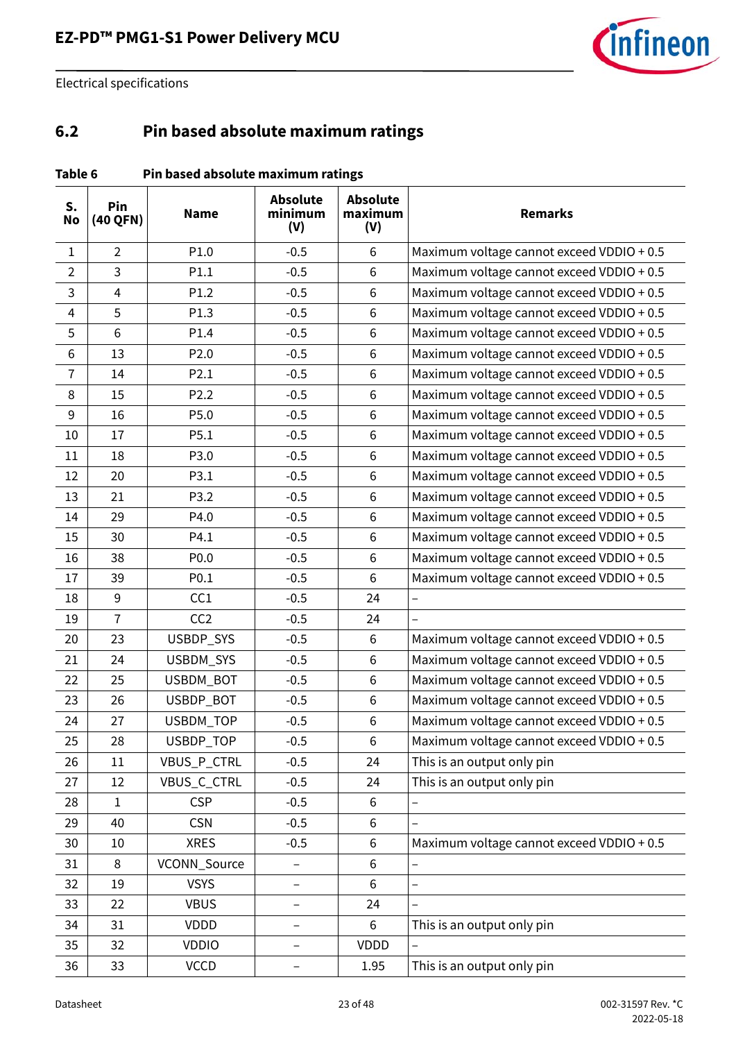## 6.2 Pin based absolute maximum ratings

**Table 6 Pin based absolute maximum ratings**

| S. No | Pin (40 QFN) | Name | Absolute minimum (V) | Absolute maximum (V) | Remarks |
|---|---|---|---|---|---|
| 1 | 2 | P1.0 | -0.5 | 6 | Maximum voltage cannot exceed VDDIO + 0.5 |
| 2 | 3 | P1.1 | -0.5 | 6 | Maximum voltage cannot exceed VDDIO + 0.5 |
| 3 | 4 | P1.2 | -0.5 | 6 | Maximum voltage cannot exceed VDDIO + 0.5 |
| 4 | 5 | P1.3 | -0.5 | 6 | Maximum voltage cannot exceed VDDIO + 0.5 |
| 5 | 6 | P1.4 | -0.5 | 6 | Maximum voltage cannot exceed VDDIO + 0.5 |
| 6 | 13 | P2.0 | -0.5 | 6 | Maximum voltage cannot exceed VDDIO + 0.5 |
| 7 | 14 | P2.1 | -0.5 | 6 | Maximum voltage cannot exceed VDDIO + 0.5 |
| 8 | 15 | P2.2 | -0.5 | 6 | Maximum voltage cannot exceed VDDIO + 0.5 |
| 9 | 16 | P5.0 | -0.5 | 6 | Maximum voltage cannot exceed VDDIO + 0.5 |
| 10 | 17 | P5.1 | -0.5 | 6 | Maximum voltage cannot exceed VDDIO + 0.5 |
| 11 | 18 | P3.0 | -0.5 | 6 | Maximum voltage cannot exceed VDDIO + 0.5 |
| 12 | 20 | P3.1 | -0.5 | 6 | Maximum voltage cannot exceed VDDIO + 0.5 |
| 13 | 21 | P3.2 | -0.5 | 6 | Maximum voltage cannot exceed VDDIO + 0.5 |
| 14 | 29 | P4.0 | -0.5 | 6 | Maximum voltage cannot exceed VDDIO + 0.5 |
| 15 | 30 | P4.1 | -0.5 | 6 | Maximum voltage cannot exceed VDDIO + 0.5 |
| 16 | 38 | P0.0 | -0.5 | 6 | Maximum voltage cannot exceed VDDIO + 0.5 |
| 17 | 39 | P0.1 | -0.5 | 6 | Maximum voltage cannot exceed VDDIO + 0.5 |
| 18 | 9 | CC1 | -0.5 | 24 | – |
| 19 | 7 | CC2 | -0.5 | 24 | – |
| 20 | 23 | USBDP_SYS | -0.5 | 6 | Maximum voltage cannot exceed VDDIO + 0.5 |
| 21 | 24 | USBDM_SYS | -0.5 | 6 | Maximum voltage cannot exceed VDDIO + 0.5 |
| 22 | 25 | USBDM_BOT | -0.5 | 6 | Maximum voltage cannot exceed VDDIO + 0.5 |
| 23 | 26 | USBDP_BOT | -0.5 | 6 | Maximum voltage cannot exceed VDDIO + 0.5 |
| 24 | 27 | USBDM_TOP | -0.5 | 6 | Maximum voltage cannot exceed VDDIO + 0.5 |
| 25 | 28 | USBDP_TOP | -0.5 | 6 | Maximum voltage cannot exceed VDDIO + 0.5 |
| 26 | 11 | VBUS_P_CTRL | -0.5 | 24 | This is an output only pin |
| 27 | 12 | VBUS_C_CTRL | -0.5 | 24 | This is an output only pin |
| 28 | 1 | CSP | -0.5 | 6 | – |
| 29 | 40 | CSN | -0.5 | 6 | – |
| 30 | 10 | XRES | -0.5 | 6 | Maximum voltage cannot exceed VDDIO + 0.5 |
| 31 | 8 | VCONN_Source | – | 6 | – |
| 32 | 19 | VSYS | – | 6 | – |
| 33 | 22 | VBUS | – | 24 | – |
| 34 | 31 | VDDD | – | 6 | This is an output only pin |
| 35 | 32 | VDDIO | – | VDDD | – |
| 36 | 33 | VCCD | – | 1.95 | This is an output only pin |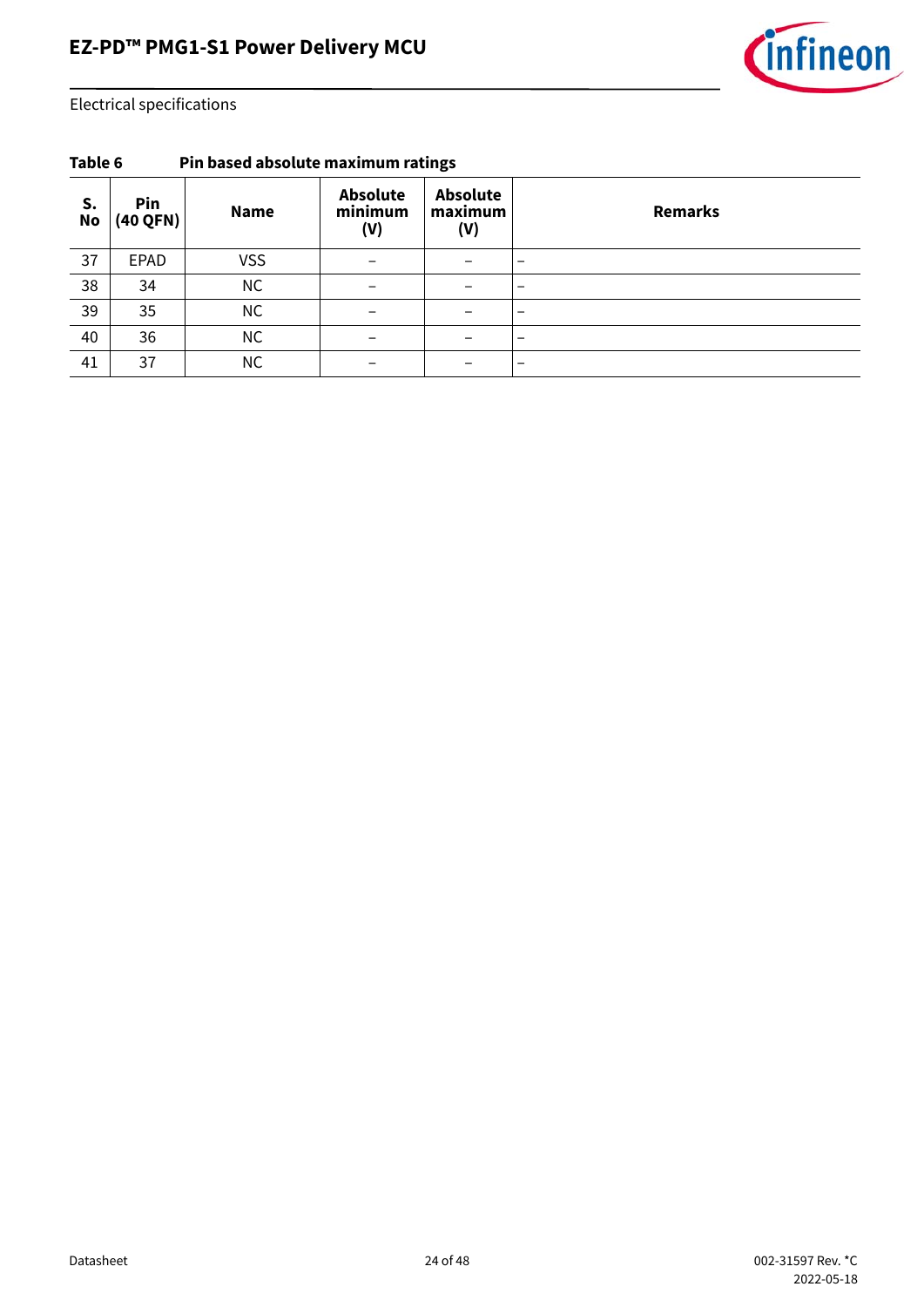**Table 6 Pin based absolute maximum ratings**

| S. No | Pin (40 QFN) | Name | Absolute minimum (V) | Absolute maximum (V) | Remarks |
|---|---|---|---|---|---|
| 37 | EPAD | VSS | – | – | – |
| 38 | 34 | NC | – | – | – |
| 39 | 35 | NC | – | – | – |
| 40 | 36 | NC | – | – | – |
| 41 | 37 | NC | – | – | – |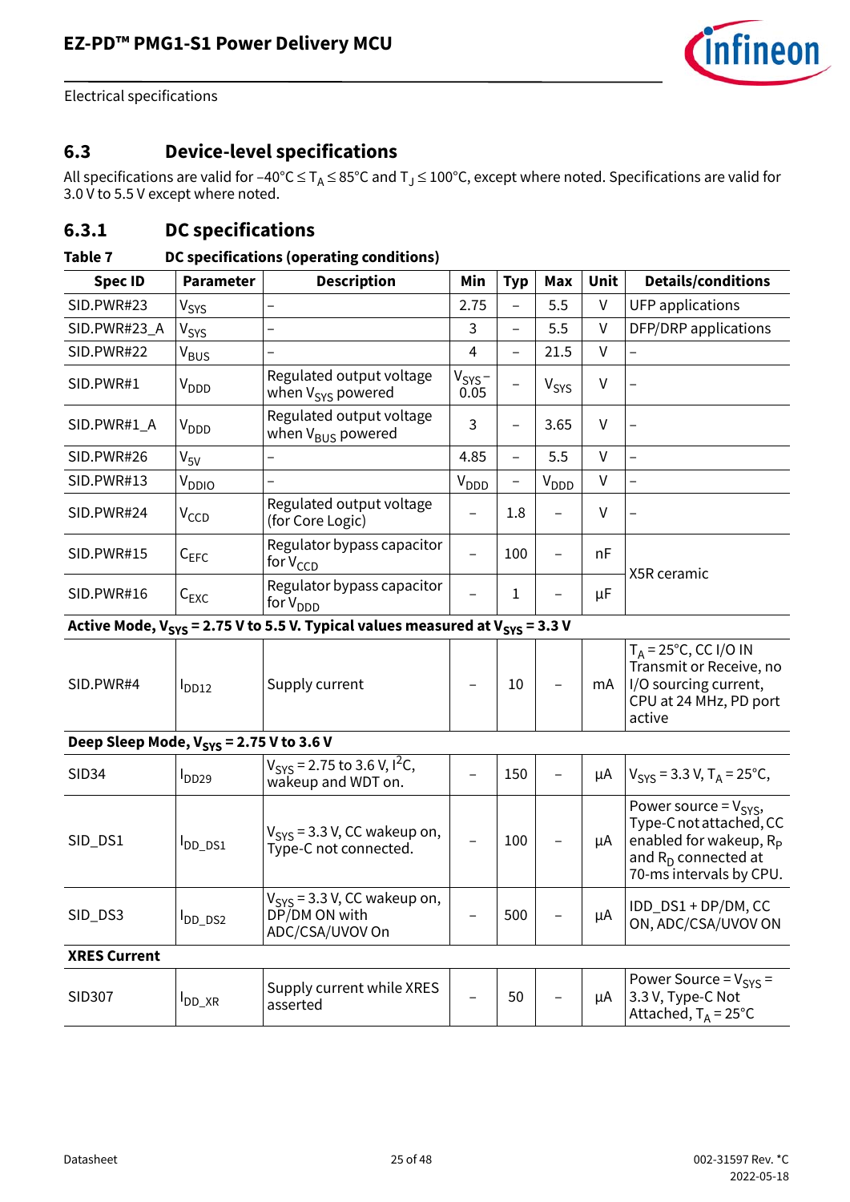## 6.3 Device-level specifications

All specifications are valid for –40°C ≤ $T_A$ ≤ 85°C and $T_J$ ≤ 100°C, except where noted. Specifications are valid for 3.0 V to 5.5 V except where noted.

### 6.3.1 DC specifications

**Table 7 DC specifications (operating conditions)**

| Spec ID | Parameter | Description | Min | Typ | Max | Unit | Details/conditions |
|---|---|---|---|---|---|---|---|
| SID.PWR#23 | $V_{SYS}$ | – | 2.75 | – | 5.5 | V | UFP applications |
| SID.PWR#23_A | $V_{SYS}$ | – | 3 | – | 5.5 | V | DFP/DRP applications |
| SID.PWR#22 | $V_{BUS}$ | – | 4 | – | 21.5 | V | – |
| SID.PWR#1 | $V_{DDD}$ | Regulated output voltage when $V_{SYS}$ powered | $V_{SYS}$ – 0.05 | – | $V_{SYS}$ | V | – |
| SID.PWR#1_A | $V_{DDD}$ | Regulated output voltage when $V_{BUS}$ powered | 3 | – | 3.65 | V | – |
| SID.PWR#26 | $V_{5V}$ | – | 4.85 | – | 5.5 | V | – |
| SID.PWR#13 | $V_{DDIO}$ | – | $V_{DDD}$ | – | $V_{DDD}$ | V | – |
| SID.PWR#24 | $V_{CCD}$ | Regulated output voltage (for Core Logic) | – | 1.8 | – | V | – |
| SID.PWR#15 | $C_{EFC}$ | Regulator bypass capacitor for $V_{CCD}$ | – | 100 | – | nF | X5R ceramic |
| SID.PWR#16 | $C_{EXC}$ | Regulator bypass capacitor for $V_{DDD}$ | – | 1 | – | µF | X5R ceramic |
| **Active Mode, $V_{SYS}$ = 2.75 V to 5.5 V. Typical values measured at $V_{SYS}$ = 3.3 V** | | | | | | | |
| SID.PWR#4 | $I_{DD12}$ | Supply current | – | 10 | – | mA | $T_A$ = 25°C, CC I/O IN Transmit or Receive, no I/O sourcing current, CPU at 24 MHz, PD port active |
| **Deep Sleep Mode, $V_{SYS}$ = 2.75 V to 3.6 V** | | | | | | | |
| SID34 | $I_{DD29}$ | $V_{SYS}$ = 2.75 to 3.6 V, $I^2C$, wakeup and WDT on. | – | 150 | – | µA | $V_{SYS}$ = 3.3 V, $T_A$ = 25°C, |
| SID_DS1 | $I_{DD\_DS1}$ | $V_{SYS}$ = 3.3 V, CC wakeup on, Type-C not connected. | – | 100 | – | µA | Power source = $V_{SYS}$, Type-C not attached, CC enabled for wakeup, $R_P$ and $R_D$ connected at 70-ms intervals by CPU. |
| SID_DS3 | $I_{DD\_DS2}$ | $V_{SYS}$ = 3.3 V, CC wakeup on, DP/DM ON with ADC/CSA/UVOV On | – | 500 | – | µA | IDD_DS1 + DP/DM, CC ON, ADC/CSA/UVOV ON |
| **XRES Current** | | | | | | | |
| SID307 | $I_{DD\_XR}$ | Supply current while XRES asserted | – | 50 | – | µA | Power Source = $V_{SYS}$ = 3.3 V, Type-C Not Attached, $T_A$ = 25°C |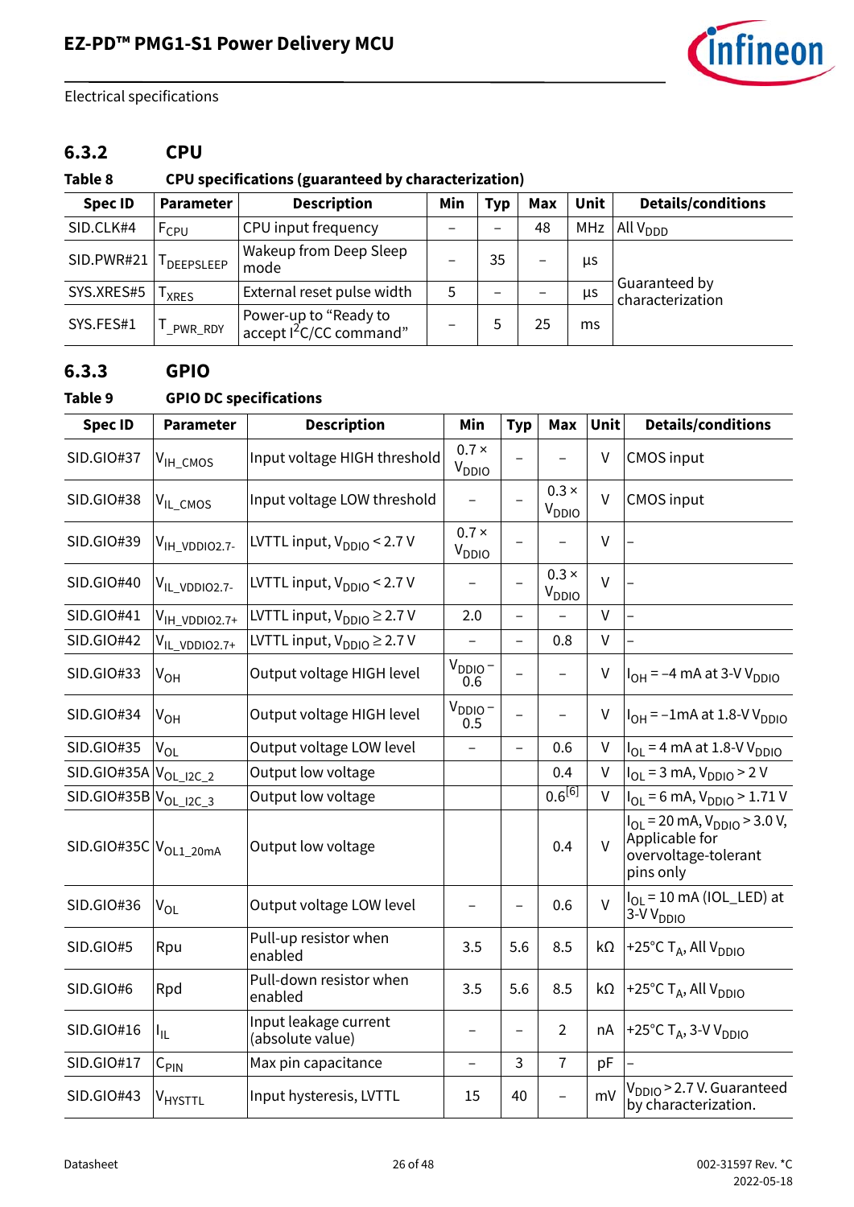Electrical specifications

### 6.3.2 CPU

**Table 8 CPU specifications (guaranteed by characterization)**

| Spec ID | Parameter | Description | Min | Typ | Max | Unit | Details/conditions |
|---|---|---|---|---|---|---|---|
| SID.CLK#4 | $F_{CPU}$ | CPU input frequency | – | – | 48 | MHz | All $V_{DDD}$ |
| SID.PWR#21 | $T_{DEEPSLEEP}$ | Wakeup from Deep Sleep mode | – | 35 | – | µs | Guaranteed by characterization |
| SYS.XRES#5 | $T_{XRES}$ | External reset pulse width | 5 | – | – | µs | |
| SYS.FES#1 | $T_{\_PWR\_RDY}$ | Power-up to "Ready to accept $I^2C$/CC command" | – | 5 | 25 | ms | |

### 6.3.3 GPIO

**Table 9 GPIO DC specifications**

| Spec ID | Parameter | Description | Min | Typ | Max | Unit | Details/conditions |
|---|---|---|---|---|---|---|---|
| SID.GIO#37 | $V_{IH\_CMOS}$ | Input voltage HIGH threshold | 0.7 × $V_{DDIO}$ | – | – | V | CMOS input |
| SID.GIO#38 | $V_{IL\_CMOS}$ | Input voltage LOW threshold | – | – | 0.3 × $V_{DDIO}$ | V | CMOS input |
| SID.GIO#39 | $V_{IH\_VDDIO2.7-}$ | LVTTL input, $V_{DDIO}$ < 2.7 V | 0.7 × $V_{DDIO}$ | – | – | V | – |
| SID.GIO#40 | $V_{IL\_VDDIO2.7-}$ | LVTTL input, $V_{DDIO}$ < 2.7 V | – | – | 0.3 × $V_{DDIO}$ | V | – |
| SID.GIO#41 | $V_{IH\_VDDIO2.7+}$ | LVTTL input, $V_{DDIO}$ ≥ 2.7 V | 2.0 | – | – | V | – |
| SID.GIO#42 | $V_{IL\_VDDIO2.7+}$ | LVTTL input, $V_{DDIO}$ ≥ 2.7 V | – | – | 0.8 | V | – |
| SID.GIO#33 | $V_{OH}$ | Output voltage HIGH level | $V_{DDIO}$ – 0.6 | – | – | V | $I_{OH}$ = –4 mA at 3-V $V_{DDIO}$ |
| SID.GIO#34 | $V_{OH}$ | Output voltage HIGH level | $V_{DDIO}$ – 0.5 | – | – | V | $I_{OH}$ = –1mA at 1.8-V $V_{DDIO}$ |
| SID.GIO#35 | $V_{OL}$ | Output voltage LOW level | – | – | 0.6 | V | $I_{OL}$ = 4 mA at 1.8-V $V_{DDIO}$ |
| SID.GIO#35A | $V_{OL\_I2C\_2}$ | Output low voltage | | | 0.4 | V | $I_{OL}$ = 3 mA, $V_{DDIO}$ > 2 V |
| SID.GIO#35B | $V_{OL\_I2C\_3}$ | Output low voltage | | | 0.6[6] | V | $I_{OL}$ = 6 mA, $V_{DDIO}$ > 1.71 V |
| SID.GIO#35C | $V_{OL1\_20mA}$ | Output low voltage | | | 0.4 | V | $I_{OL}$ = 20 mA, $V_{DDIO}$ > 3.0 V, Applicable for overvoltage-tolerant pins only |
| SID.GIO#36 | $V_{OL}$ | Output voltage LOW level | – | – | 0.6 | V | $I_{OL}$ = 10 mA (IOL_LED) at 3-V $V_{DDIO}$ |
| SID.GIO#5 | Rpu | Pull-up resistor when enabled | 3.5 | 5.6 | 8.5 | kΩ | +25°C $T_A$, All $V_{DDIO}$ |
| SID.GIO#6 | Rpd | Pull-down resistor when enabled | 3.5 | 5.6 | 8.5 | kΩ | +25°C $T_A$, All $V_{DDIO}$ |
| SID.GIO#16 | $I_{IL}$ | Input leakage current (absolute value) | – | – | 2 | nA | +25°C $T_A$, 3-V $V_{DDIO}$ |
| SID.GIO#17 | $C_{PIN}$ | Max pin capacitance | – | 3 | 7 | pF | – |
| SID.GIO#43 | $V_{HYSTTL}$ | Input hysteresis, LVTTL | 15 | 40 | – | mV | $V_{DDIO}$ > 2.7 V. Guaranteed by characterization. |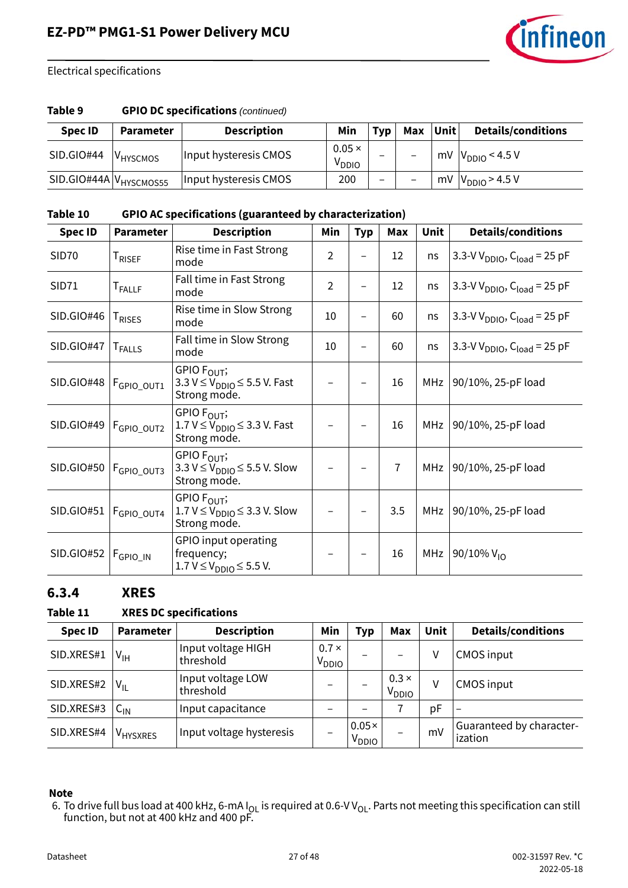Electrical specifications

**Table 9 GPIO DC specifications** *(continued)*

| Spec ID | Parameter | Description | Min | Typ | Max | Unit | Details/conditions |
|---|---|---|---|---|---|---|---|
| SID.GIO#44 | $V_{HYSCMOS}$ | Input hysteresis CMOS | 0.05 × $V_{DDIO}$ | – | – | mV | $V_{DDIO}$ < 4.5 V |
| SID.GIO#44A | $V_{HYSCMOS55}$ | Input hysteresis CMOS | 200 | – | – | mV | $V_{DDIO}$ > 4.5 V |

**Table 10 GPIO AC specifications (guaranteed by characterization)**

| Spec ID | Parameter | Description | Min | Typ | Max | Unit | Details/conditions |
|---|---|---|---|---|---|---|---|
| SID70 | $T_{RISEF}$ | Rise time in Fast Strong mode | 2 | – | 12 | ns | 3.3-V $V_{DDIO}$, $C_{load}$ = 25 pF |
| SID71 | $T_{FALLF}$ | Fall time in Fast Strong mode | 2 | – | 12 | ns | 3.3-V $V_{DDIO}$, $C_{load}$ = 25 pF |
| SID.GIO#46 | $T_{RISES}$ | Rise time in Slow Strong mode | 10 | – | 60 | ns | 3.3-V $V_{DDIO}$, $C_{load}$ = 25 pF |
| SID.GIO#47 | $T_{FALLS}$ | Fall time in Slow Strong mode | 10 | – | 60 | ns | 3.3-V $V_{DDIO}$, $C_{load}$ = 25 pF |
| SID.GIO#48 | $F_{GPIO\_OUT1}$ | GPIO $F_{OUT}$; 3.3 V ≤ $V_{DDIO}$ ≤ 5.5 V. Fast Strong mode. | – | – | 16 | MHz | 90/10%, 25-pF load |
| SID.GIO#49 | $F_{GPIO\_OUT2}$ | GPIO $F_{OUT}$; 1.7 V ≤ $V_{DDIO}$ ≤ 3.3 V. Fast Strong mode. | – | – | 16 | MHz | 90/10%, 25-pF load |
| SID.GIO#50 | $F_{GPIO\_OUT3}$ | GPIO $F_{OUT}$; 3.3 V ≤ $V_{DDIO}$ ≤ 5.5 V. Slow Strong mode. | – | – | 7 | MHz | 90/10%, 25-pF load |
| SID.GIO#51 | $F_{GPIO\_OUT4}$ | GPIO $F_{OUT}$; 1.7 V ≤ $V_{DDIO}$ ≤ 3.3 V. Slow Strong mode. | – | – | 3.5 | MHz | 90/10%, 25-pF load |
| SID.GIO#52 | $F_{GPIO\_IN}$ | GPIO input operating frequency; 1.7 V ≤ $V_{DDIO}$ ≤ 5.5 V. | – | – | 16 | MHz | 90/10% $V_{IO}$ |

## 6.3.4 XRES

**Table 11 XRES DC specifications**

| Spec ID | Parameter | Description | Min | Typ | Max | Unit | Details/conditions |
|---|---|---|---|---|---|---|---|
| SID.XRES#1 | $V_{IH}$ | Input voltage HIGH threshold | 0.7 × $V_{DDIO}$ | – | – | V | CMOS input |
| SID.XRES#2 | $V_{IL}$ | Input voltage LOW threshold | – | – | 0.3 × $V_{DDIO}$ | V | CMOS input |
| SID.XRES#3 | $C_{IN}$ | Input capacitance | – | – | 7 | pF | – |
| SID.XRES#4 | $V_{HYSXRES}$ | Input voltage hysteresis | – | 0.05× $V_{DDIO}$ | – | mV | Guaranteed by characterization |

**Note**

6. To drive full bus load at 400 kHz, 6-mA $I_{OL}$ is required at 0.6-V $V_{OL}$. Parts not meeting this specification can still function, but not at 400 kHz and 400 pF.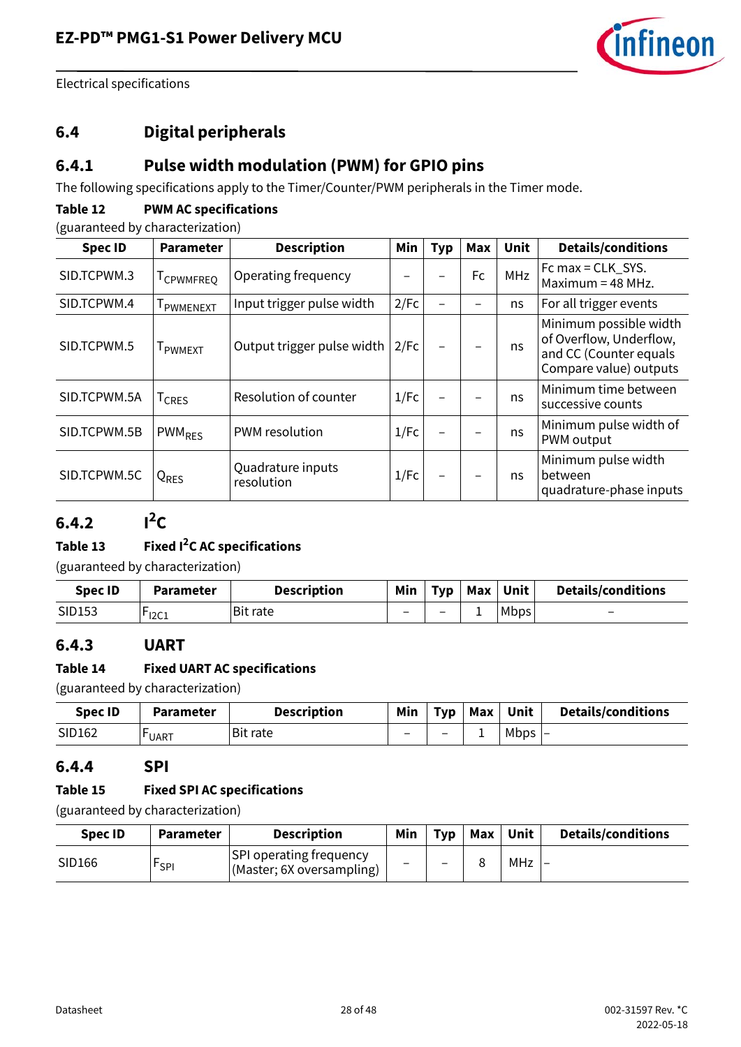## 6.4 Digital peripherals

### 6.4.1 Pulse width modulation (PWM) for GPIO pins

The following specifications apply to the Timer/Counter/PWM peripherals in the Timer mode.

**Table 12 PWM AC specifications**

(guaranteed by characterization)

| Spec ID | Parameter | Description | Min | Typ | Max | Unit | Details/conditions |
|---|---|---|---|---|---|---|---|
| SID.TCPWM.3 | $T_{CPWMFREQ}$ | Operating frequency | – | – | Fc | MHz | Fc max = CLK_SYS. Maximum = 48 MHz. |
| SID.TCPWM.4 | $T_{PWMENEXT}$ | Input trigger pulse width | 2/Fc | – | – | ns | For all trigger events |
| SID.TCPWM.5 | $T_{PWMEXT}$ | Output trigger pulse width | 2/Fc | – | – | ns | Minimum possible width of Overflow, Underflow, and CC (Counter equals Compare value) outputs |
| SID.TCPWM.5A | $T_{CRES}$ | Resolution of counter | 1/Fc | – | – | ns | Minimum time between successive counts |
| SID.TCPWM.5B | $PWM_{RES}$ | PWM resolution | 1/Fc | – | – | ns | Minimum pulse width of PWM output |
| SID.TCPWM.5C | $Q_{RES}$ | Quadrature inputs resolution | 1/Fc | – | – | ns | Minimum pulse width between quadrature-phase inputs |

### 6.4.2 I²C

**Table 13 Fixed I²C AC specifications**

(guaranteed by characterization)

| Spec ID | Parameter | Description | Min | Typ | Max | Unit | Details/conditions |
|---|---|---|---|---|---|---|---|
| SID153 | $F_{I2C1}$ | Bit rate | – | – | 1 | Mbps | – |

### 6.4.3 UART

**Table 14 Fixed UART AC specifications**

(guaranteed by characterization)

| Spec ID | Parameter | Description | Min | Typ | Max | Unit | Details/conditions |
|---|---|---|---|---|---|---|---|
| SID162 | $F_{UART}$ | Bit rate | – | – | 1 | Mbps | – |

### 6.4.4 SPI

**Table 15 Fixed SPI AC specifications**

(guaranteed by characterization)

| Spec ID | Parameter | Description | Min | Typ | Max | Unit | Details/conditions |
|---|---|---|---|---|---|---|---|
| SID166 | $F_{SPI}$ | SPI operating frequency (Master; 6X oversampling) | – | – | 8 | MHz | – |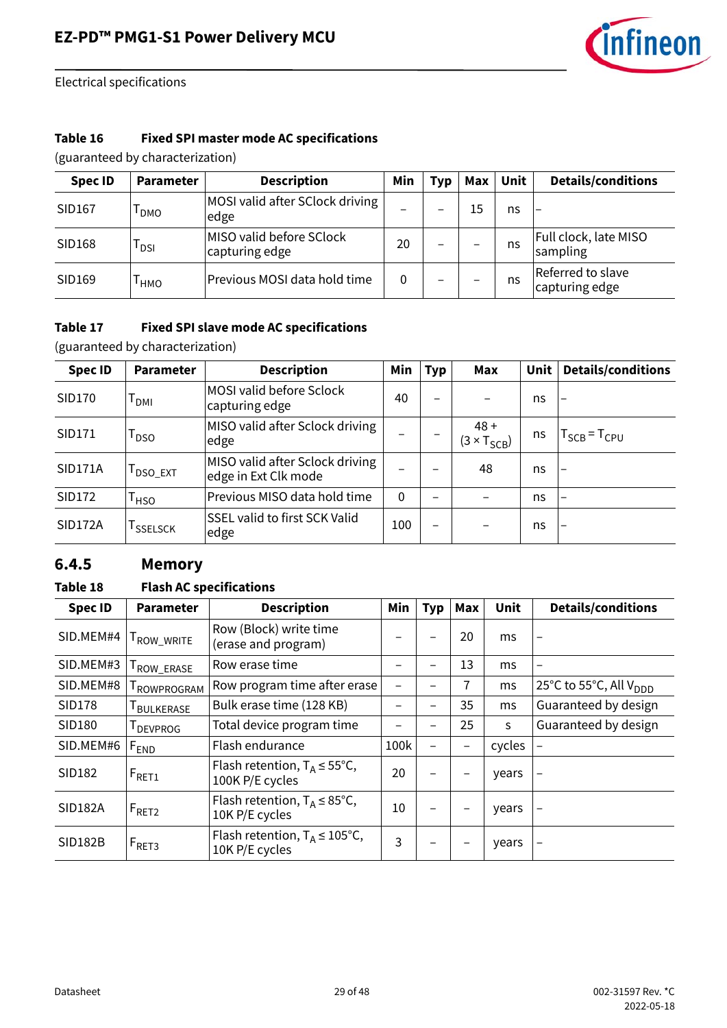**Table 16 Fixed SPI master mode AC specifications**

(guaranteed by characterization)

| Spec ID | Parameter | Description | Min | Typ | Max | Unit | Details/conditions |
|---|---|---|---|---|---|---|---|
| SID167 | $T_{DMO}$ | MOSI valid after SClock driving edge | – | – | 15 | ns | – |
| SID168 | $T_{DSI}$ | MISO valid before SClock capturing edge | 20 | – | – | ns | Full clock, late MISO sampling |
| SID169 | $T_{HMO}$ | Previous MOSI data hold time | 0 | – | – | ns | Referred to slave capturing edge |

**Table 17 Fixed SPI slave mode AC specifications**

(guaranteed by characterization)

| Spec ID | Parameter | Description | Min | Typ | Max | Unit | Details/conditions |
|---|---|---|---|---|---|---|---|
| SID170 | $T_{DMI}$ | MOSI valid before Sclock capturing edge | 40 | – | – | ns | – |
| SID171 | $T_{DSO}$ | MISO valid after Sclock driving edge | – | – | 48 + (3 × $T_{SCB}$) | ns | $T_{SCB} = T_{CPU}$ |
| SID171A | $T_{DSO\_EXT}$ | MISO valid after Sclock driving edge in Ext Clk mode | – | – | 48 | ns | – |
| SID172 | $T_{HSO}$ | Previous MISO data hold time | 0 | – | – | ns | – |
| SID172A | $T_{SSELSCK}$ | SSEL valid to first SCK Valid edge | 100 | – | – | ns | – |

### 6.4.5 Memory

**Table 18 Flash AC specifications**

| Spec ID | Parameter | Description | Min | Typ | Max | Unit | Details/conditions |
|---|---|---|---|---|---|---|---|
| SID.MEM#4 | $T_{ROW\_WRITE}$ | Row (Block) write time (erase and program) | – | – | 20 | ms | – |
| SID.MEM#3 | $T_{ROW\_ERASE}$ | Row erase time | – | – | 13 | ms | – |
| SID.MEM#8 | $T_{ROWPROGRAM}$ | Row program time after erase | – | – | 7 | ms | 25°C to 55°C, All $V_{DDD}$ |
| SID178 | $T_{BULKERASE}$ | Bulk erase time (128 KB) | – | – | 35 | ms | Guaranteed by design |
| SID180 | $T_{DEVPROG}$ | Total device program time | – | – | 25 | s | Guaranteed by design |
| SID.MEM#6 | $F_{END}$ | Flash endurance | 100k | – | – | cycles | – |
| SID182 | $F_{RET1}$ | Flash retention, $T_A \le 55°C$, 100K P/E cycles | 20 | – | – | years | – |
| SID182A | $F_{RET2}$ | Flash retention, $T_A \le 85°C$, 10K P/E cycles | 10 | – | – | years | – |
| SID182B | $F_{RET3}$ | Flash retention, $T_A \le 105°C$, 10K P/E cycles | 3 | – | – | years | – |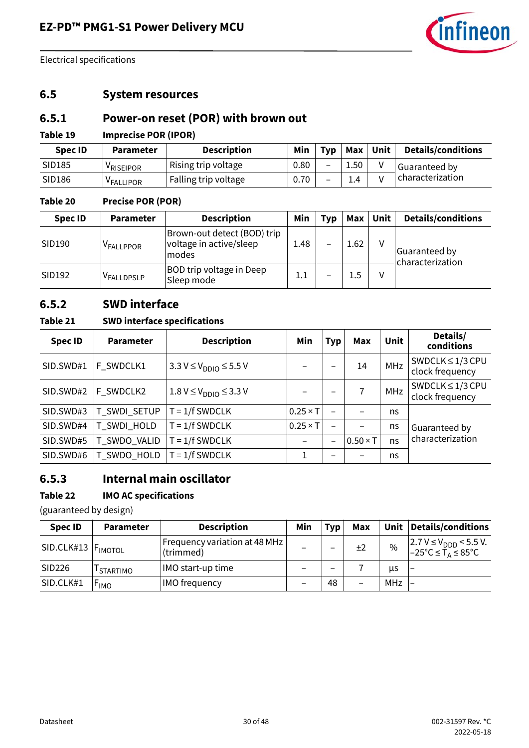## 6.5 System resources

### 6.5.1 Power-on reset (POR) with brown out

**Table 19 Imprecise POR (IPOR)**

| Spec ID | Parameter | Description | Min | Typ | Max | Unit | Details/conditions |
|---|---|---|---|---|---|---|---|
| SID185 | $V_{RISEIPOR}$ | Rising trip voltage | 0.80 | – | 1.50 | V | Guaranteed by characterization |
| SID186 | $V_{FALLIPOR}$ | Falling trip voltage | 0.70 | – | 1.4 | V | |

**Table 20 Precise POR (POR)**

| Spec ID | Parameter | Description | Min | Typ | Max | Unit | Details/conditions |
|---|---|---|---|---|---|---|---|
| SID190 | $V_{FALLPPOR}$ | Brown-out detect (BOD) trip voltage in active/sleep modes | 1.48 | – | 1.62 | V | Guaranteed by characterization |
| SID192 | $V_{FALLDPSLP}$ | BOD trip voltage in Deep Sleep mode | 1.1 | – | 1.5 | V | |

### 6.5.2 SWD interface

**Table 21 SWD interface specifications**

| Spec ID | Parameter | Description | Min | Typ | Max | Unit | Details/conditions |
|---|---|---|---|---|---|---|---|
| SID.SWD#1 | F_SWDCLK1 | $3.3\ V \le V_{DDIO} \le 5.5\ V$ | – | – | 14 | MHz | SWDCLK ≤ 1/3 CPU clock frequency |
| SID.SWD#2 | F_SWDCLK2 | $1.8\ V \le V_{DDIO} \le 3.3\ V$ | – | – | 7 | MHz | SWDCLK ≤ 1/3 CPU clock frequency |
| SID.SWD#3 | T_SWDI_SETUP | T = 1/f SWDCLK | 0.25 × T | – | – | ns | Guaranteed by characterization |
| SID.SWD#4 | T_SWDI_HOLD | T = 1/f SWDCLK | 0.25 × T | – | – | ns | |
| SID.SWD#5 | T_SWDO_VALID | T = 1/f SWDCLK | – | – | 0.50 × T | ns | |
| SID.SWD#6 | T_SWDO_HOLD | T = 1/f SWDCLK | 1 | – | – | ns | |

### 6.5.3 Internal main oscillator

**Table 22 IMO AC specifications**

(guaranteed by design)

| Spec ID | Parameter | Description | Min | Typ | Max | Unit | Details/conditions |
|---|---|---|---|---|---|---|---|
| SID.CLK#13 | $F_{IMOTOL}$ | Frequency variation at 48 MHz (trimmed) | – | – | ±2 | % | $2.7\ V \le V_{DDD} < 5.5\ V$. $-25°C \le T_A \le 85°C$ |
| SID226 | $T_{STARTIMO}$ | IMO start-up time | – | – | 7 | µs | – |
| SID.CLK#1 | $F_{IMO}$ | IMO frequency | – | 48 | – | MHz | – |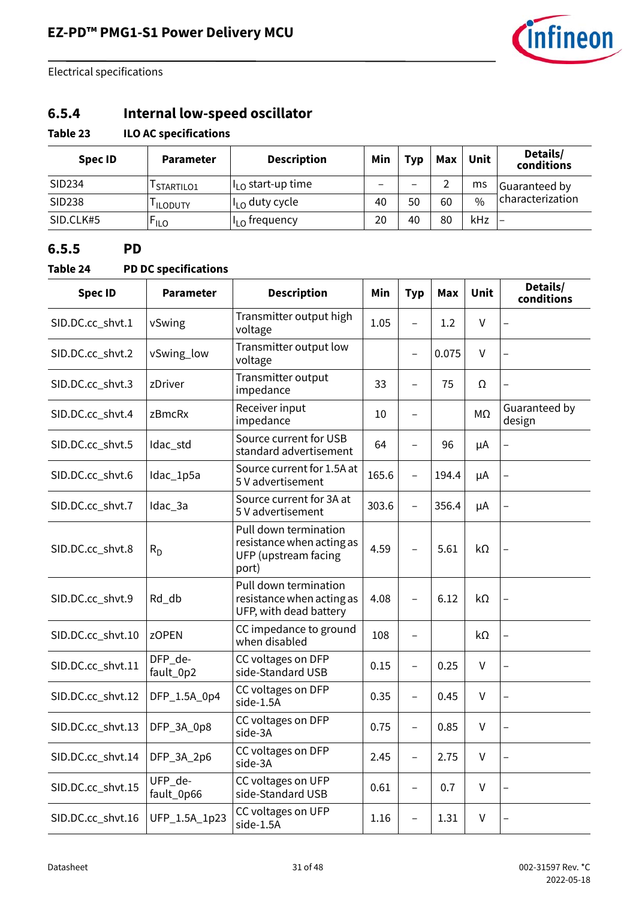### 6.5.4 Internal low-speed oscillator

**Table 23 ILO AC specifications**

| Spec ID | Parameter | Description | Min | Typ | Max | Unit | Details/ conditions |
|---|---|---|---|---|---|---|---|
| SID234 | $T_{STARTILO1}$ | $I_{LO}$ start-up time | – | – | 2 | ms | Guaranteed by characterization |
| SID238 | $T_{ILODUTY}$ | $I_{LO}$ duty cycle | 40 | 50 | 60 | % | |
| SID.CLK#5 | $F_{ILO}$ | $I_{LO}$ frequency | 20 | 40 | 80 | kHz | – |

### 6.5.5 PD

**Table 24 PD DC specifications**

| Spec ID | Parameter | Description | Min | Typ | Max | Unit | Details/ conditions |
|---|---|---|---|---|---|---|---|
| SID.DC.cc_shvt.1 | vSwing | Transmitter output high voltage | 1.05 | – | 1.2 | V | – |
| SID.DC.cc_shvt.2 | vSwing_low | Transmitter output low voltage | | – | 0.075 | V | – |
| SID.DC.cc_shvt.3 | zDriver | Transmitter output impedance | 33 | – | 75 | Ω | – |
| SID.DC.cc_shvt.4 | zBmcRx | Receiver input impedance | 10 | – | | MΩ | Guaranteed by design |
| SID.DC.cc_shvt.5 | Idac_std | Source current for USB standard advertisement | 64 | – | 96 | µA | – |
| SID.DC.cc_shvt.6 | Idac_1p5a | Source current for 1.5A at 5 V advertisement | 165.6 | – | 194.4 | µA | – |
| SID.DC.cc_shvt.7 | Idac_3a | Source current for 3A at 5 V advertisement | 303.6 | – | 356.4 | µA | – |
| SID.DC.cc_shvt.8 | $R_D$ | Pull down termination resistance when acting as UFP (upstream facing port) | 4.59 | – | 5.61 | kΩ | – |
| SID.DC.cc_shvt.9 | Rd_db | Pull down termination resistance when acting as UFP, with dead battery | 4.08 | – | 6.12 | kΩ | – |
| SID.DC.cc_shvt.10 | zOPEN | CC impedance to ground when disabled | 108 | – | | kΩ | – |
| SID.DC.cc_shvt.11 | DFP_default_0p2 | CC voltages on DFP side-Standard USB | 0.15 | – | 0.25 | V | – |
| SID.DC.cc_shvt.12 | DFP_1.5A_0p4 | CC voltages on DFP side-1.5A | 0.35 | – | 0.45 | V | – |
| SID.DC.cc_shvt.13 | DFP_3A_0p8 | CC voltages on DFP side-3A | 0.75 | – | 0.85 | V | – |
| SID.DC.cc_shvt.14 | DFP_3A_2p6 | CC voltages on DFP side-3A | 2.45 | – | 2.75 | V | – |
| SID.DC.cc_shvt.15 | UFP_default_0p66 | CC voltages on UFP side-Standard USB | 0.61 | – | 0.7 | V | – |
| SID.DC.cc_shvt.16 | UFP_1.5A_1p23 | CC voltages on UFP side-1.5A | 1.16 | – | 1.31 | V | – |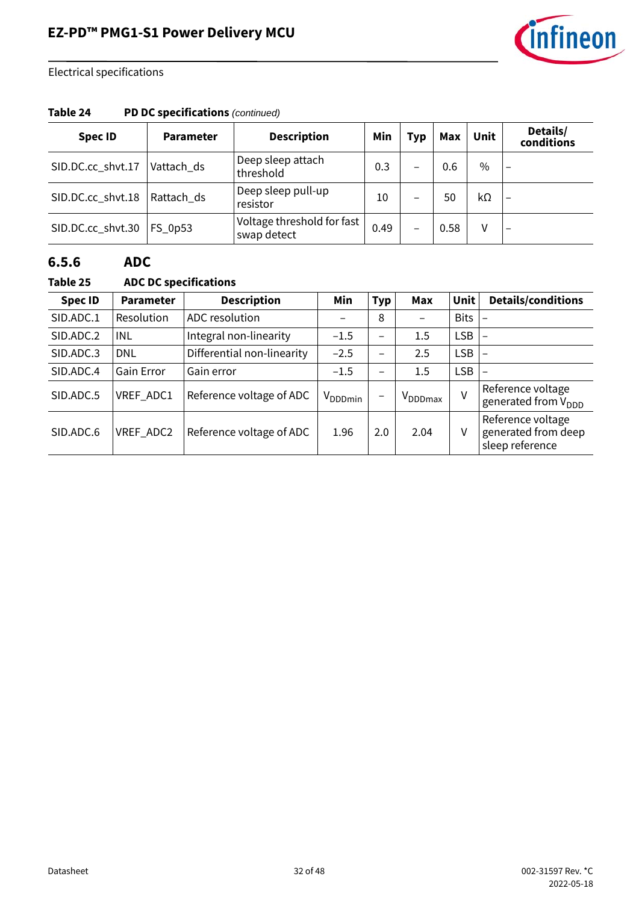**Table 24 PD DC specifications** *(continued)*

| Spec ID | Parameter | Description | Min | Typ | Max | Unit | Details/ conditions |
|---|---|---|---|---|---|---|---|
| SID.DC.cc_shvt.17 | Vattach_ds | Deep sleep attach threshold | 0.3 | – | 0.6 | % | – |
| SID.DC.cc_shvt.18 | Rattach_ds | Deep sleep pull-up resistor | 10 | – | 50 | kΩ | – |
| SID.DC.cc_shvt.30 | FS_0p53 | Voltage threshold for fast swap detect | 0.49 | – | 0.58 | V | – |

### 6.5.6 ADC

**Table 25 ADC DC specifications**

| Spec ID | Parameter | Description | Min | Typ | Max | Unit | Details/conditions |
|---|---|---|---|---|---|---|---|
| SID.ADC.1 | Resolution | ADC resolution | – | 8 | – | Bits | – |
| SID.ADC.2 | INL | Integral non-linearity | –1.5 | – | 1.5 | LSB | – |
| SID.ADC.3 | DNL | Differential non-linearity | –2.5 | – | 2.5 | LSB | – |
| SID.ADC.4 | Gain Error | Gain error | –1.5 | – | 1.5 | LSB | – |
| SID.ADC.5 | VREF_ADC1 | Reference voltage of ADC | $V_{DDDmin}$ | – | $V_{DDDmax}$ | V | Reference voltage generated from $V_{DDD}$ |
| SID.ADC.6 | VREF_ADC2 | Reference voltage of ADC | 1.96 | 2.0 | 2.04 | V | Reference voltage generated from deep sleep reference |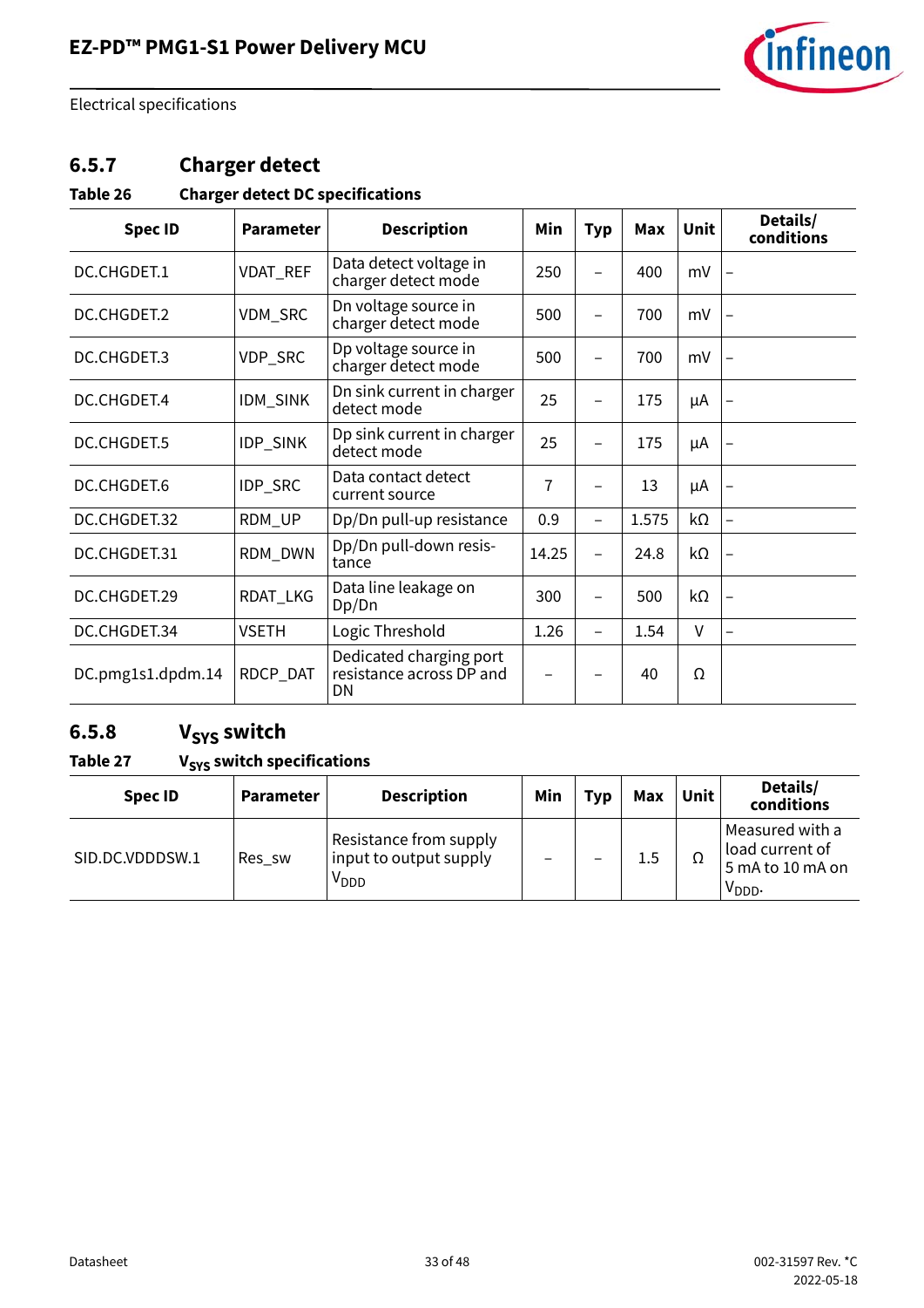### 6.5.7 Charger detect

**Table 26 Charger detect DC specifications**

| Spec ID | Parameter | Description | Min | Typ | Max | Unit | Details/ conditions |
|---|---|---|---|---|---|---|---|
| DC.CHGDET.1 | VDAT_REF | Data detect voltage in charger detect mode | 250 | – | 400 | mV | – |
| DC.CHGDET.2 | VDM_SRC | Dn voltage source in charger detect mode | 500 | – | 700 | mV | – |
| DC.CHGDET.3 | VDP_SRC | Dp voltage source in charger detect mode | 500 | – | 700 | mV | – |
| DC.CHGDET.4 | IDM_SINK | Dn sink current in charger detect mode | 25 | – | 175 | µA | – |
| DC.CHGDET.5 | IDP_SINK | Dp sink current in charger detect mode | 25 | – | 175 | µA | – |
| DC.CHGDET.6 | IDP_SRC | Data contact detect current source | 7 | – | 13 | µA | – |
| DC.CHGDET.32 | RDM_UP | Dp/Dn pull-up resistance | 0.9 | – | 1.575 | kΩ | – |
| DC.CHGDET.31 | RDM_DWN | Dp/Dn pull-down resistance | 14.25 | – | 24.8 | kΩ | – |
| DC.CHGDET.29 | RDAT_LKG | Data line leakage on Dp/Dn | 300 | – | 500 | kΩ | – |
| DC.CHGDET.34 | VSETH | Logic Threshold | 1.26 | – | 1.54 | V | – |
| DC.pmg1s1.dpdm.14 | RDCP_DAT | Dedicated charging port resistance across DP and DN | – | – | 40 | Ω | |

### 6.5.8 $V_{SYS}$ switch

**Table 27 $V_{SYS}$ switch specifications**

| Spec ID | Parameter | Description | Min | Typ | Max | Unit | Details/ conditions |
|---|---|---|---|---|---|---|---|
| SID.DC.VDDDSW.1 | Res_sw | Resistance from supply input to output supply $V_{DDD}$ | – | – | 1.5 | Ω | Measured with a load current of 5 mA to 10 mA on $V_{DDD}$. |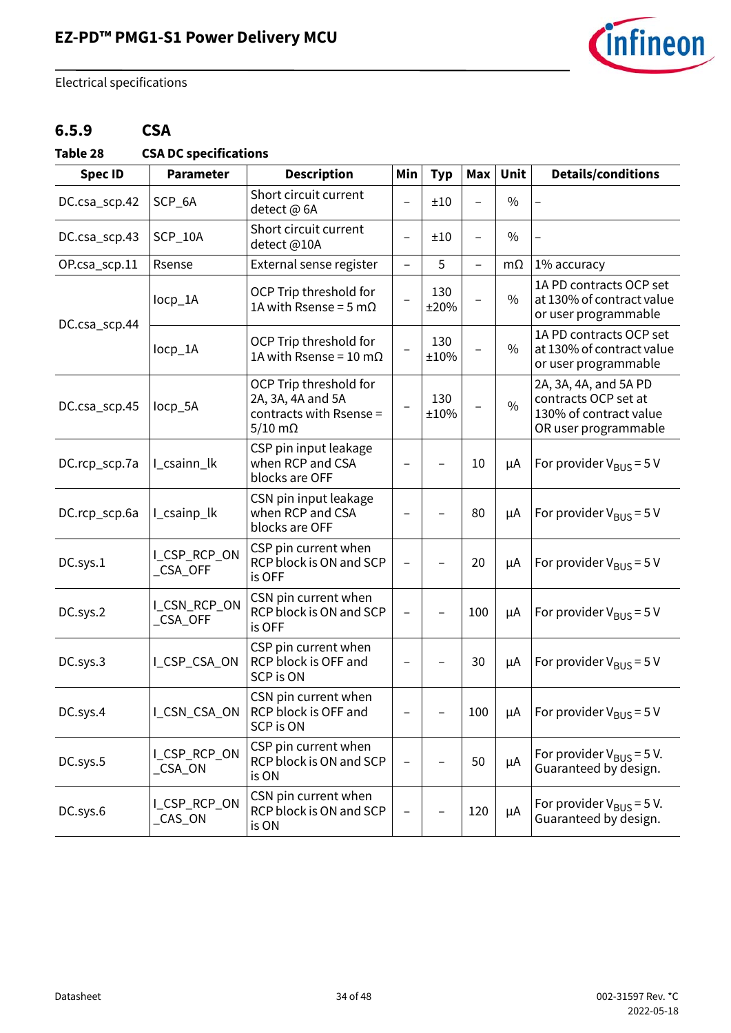Electrical specifications

### 6.5.9 CSA

**Table 28 CSA DC specifications**

| Spec ID | Parameter | Description | Min | Typ | Max | Unit | Details/conditions |
|---|---|---|---|---|---|---|---|
| DC.csa_scp.42 | SCP_6A | Short circuit current detect @ 6A | – | ±10 | – | % | – |
| DC.csa_scp.43 | SCP_10A | Short circuit current detect @10A | – | ±10 | – | % | – |
| OP.csa_scp.11 | Rsense | External sense register | – | 5 | – | mΩ | 1% accuracy |
| DC.csa_scp.44 | Iocp_1A | OCP Trip threshold for 1A with Rsense = 5 mΩ | – | 130 ±20% | – | % | 1A PD contracts OCP set at 130% of contract value or user programmable |
| | Iocp_1A | OCP Trip threshold for 1A with Rsense = 10 mΩ | – | 130 ±10% | – | % | 1A PD contracts OCP set at 130% of contract value or user programmable |
| DC.csa_scp.45 | Iocp_5A | OCP Trip threshold for 2A, 3A, 4A and 5A contracts with Rsense = 5/10 mΩ | – | 130 ±10% | – | % | 2A, 3A, 4A, and 5A PD contracts OCP set at 130% of contract value OR user programmable |
| DC.rcp_scp.7a | I_csainn_lk | CSP pin input leakage when RCP and CSA blocks are OFF | – | – | 10 | µA | For provider $V_{BUS}$ = 5 V |
| DC.rcp_scp.6a | I_csainp_lk | CSN pin input leakage when RCP and CSA blocks are OFF | – | – | 80 | µA | For provider $V_{BUS}$ = 5 V |
| DC.sys.1 | I_CSP_RCP_ON_CSA_OFF | CSP pin current when RCP block is ON and SCP is OFF | – | – | 20 | µA | For provider $V_{BUS}$ = 5 V |
| DC.sys.2 | I_CSN_RCP_ON_CSA_OFF | CSN pin current when RCP block is ON and SCP is OFF | – | – | 100 | µA | For provider $V_{BUS}$ = 5 V |
| DC.sys.3 | I_CSP_CSA_ON | CSP pin current when RCP block is OFF and SCP is ON | – | – | 30 | µA | For provider $V_{BUS}$ = 5 V |
| DC.sys.4 | I_CSN_CSA_ON | CSN pin current when RCP block is OFF and SCP is ON | – | – | 100 | µA | For provider $V_{BUS}$ = 5 V |
| DC.sys.5 | I_CSP_RCP_ON_CSA_ON | CSP pin current when RCP block is ON and SCP is ON | – | – | 50 | µA | For provider $V_{BUS}$ = 5 V. Guaranteed by design. |
| DC.sys.6 | I_CSP_RCP_ON_CAS_ON | CSN pin current when RCP block is ON and SCP is ON | – | – | 120 | µA | For provider $V_{BUS}$ = 5 V. Guaranteed by design. |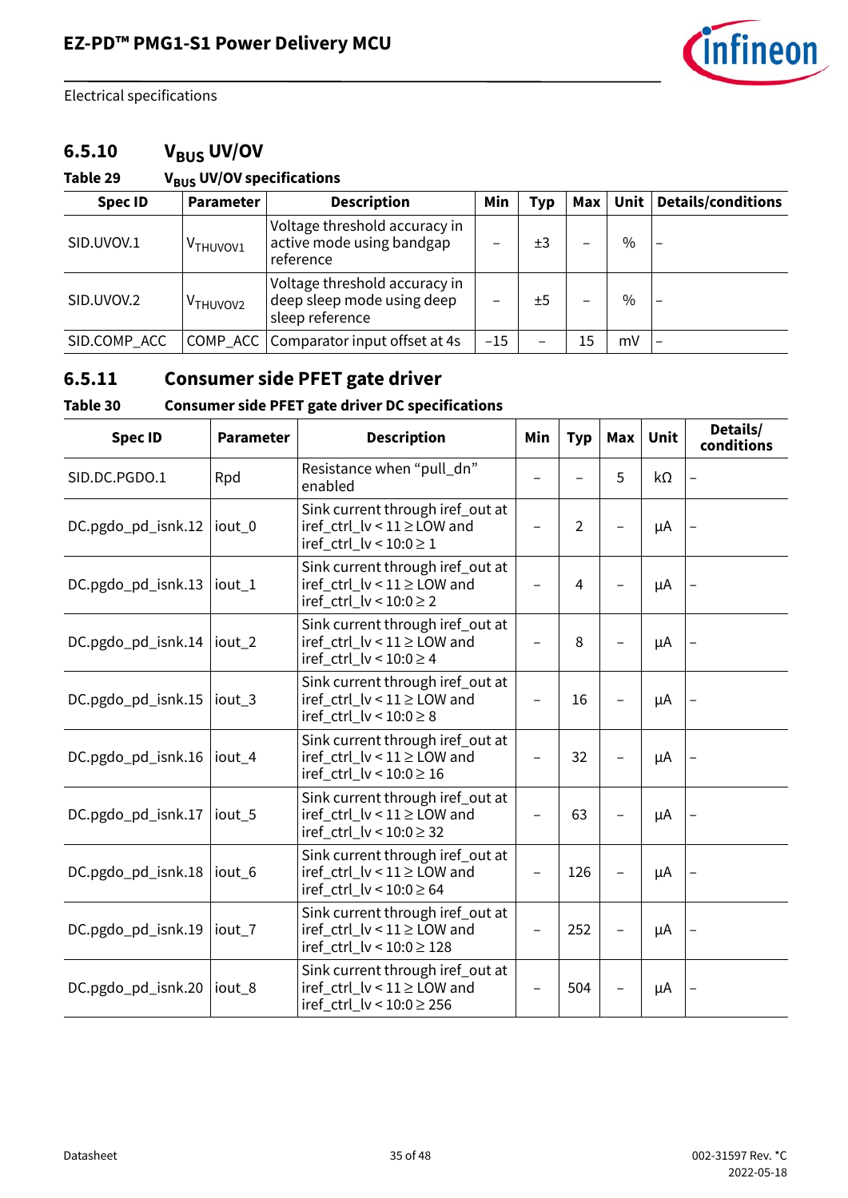Electrical specifications

### 6.5.10 $V_{BUS}$ UV/OV

**Table 29 $V_{BUS}$ UV/OV specifications**

| Spec ID | Parameter | Description | Min | Typ | Max | Unit | Details/conditions |
|---|---|---|---|---|---|---|---|
| SID.UVOV.1 | $V_{THUVOV1}$ | Voltage threshold accuracy in active mode using bandgap reference | – | ±3 | – | % | – |
| SID.UVOV.2 | $V_{THUVOV2}$ | Voltage threshold accuracy in deep sleep mode using deep sleep reference | – | ±5 | – | % | – |
| SID.COMP_ACC | COMP_ACC | Comparator input offset at 4s | –15 | – | 15 | mV | – |

### 6.5.11 Consumer side PFET gate driver

**Table 30 Consumer side PFET gate driver DC specifications**

| Spec ID | Parameter | Description | Min | Typ | Max | Unit | Details/ conditions |
|---|---|---|---|---|---|---|---|
| SID.DC.PGDO.1 | Rpd | Resistance when "pull_dn" enabled | – | – | 5 | kΩ | – |
| DC.pgdo_pd_isnk.12 | iout_0 | Sink current through iref_out at iref_ctrl_lv < 11 ≥ LOW and iref_ctrl_lv < 10:0 ≥ 1 | – | 2 | – | µA | – |
| DC.pgdo_pd_isnk.13 | iout_1 | Sink current through iref_out at iref_ctrl_lv < 11 ≥ LOW and iref_ctrl_lv < 10:0 ≥ 2 | – | 4 | – | µA | – |
| DC.pgdo_pd_isnk.14 | iout_2 | Sink current through iref_out at iref_ctrl_lv < 11 ≥ LOW and iref_ctrl_lv < 10:0 ≥ 4 | – | 8 | – | µA | – |
| DC.pgdo_pd_isnk.15 | iout_3 | Sink current through iref_out at iref_ctrl_lv < 11 ≥ LOW and iref_ctrl_lv < 10:0 ≥ 8 | – | 16 | – | µA | – |
| DC.pgdo_pd_isnk.16 | iout_4 | Sink current through iref_out at iref_ctrl_lv < 11 ≥ LOW and iref_ctrl_lv < 10:0 ≥ 16 | – | 32 | – | µA | – |
| DC.pgdo_pd_isnk.17 | iout_5 | Sink current through iref_out at iref_ctrl_lv < 11 ≥ LOW and iref_ctrl_lv < 10:0 ≥ 32 | – | 63 | – | µA | – |
| DC.pgdo_pd_isnk.18 | iout_6 | Sink current through iref_out at iref_ctrl_lv < 11 ≥ LOW and iref_ctrl_lv < 10:0 ≥ 64 | – | 126 | – | µA | – |
| DC.pgdo_pd_isnk.19 | iout_7 | Sink current through iref_out at iref_ctrl_lv < 11 ≥ LOW and iref_ctrl_lv < 10:0 ≥ 128 | – | 252 | – | µA | – |
| DC.pgdo_pd_isnk.20 | iout_8 | Sink current through iref_out at iref_ctrl_lv < 11 ≥ LOW and iref_ctrl_lv < 10:0 ≥ 256 | – | 504 | – | µA | – |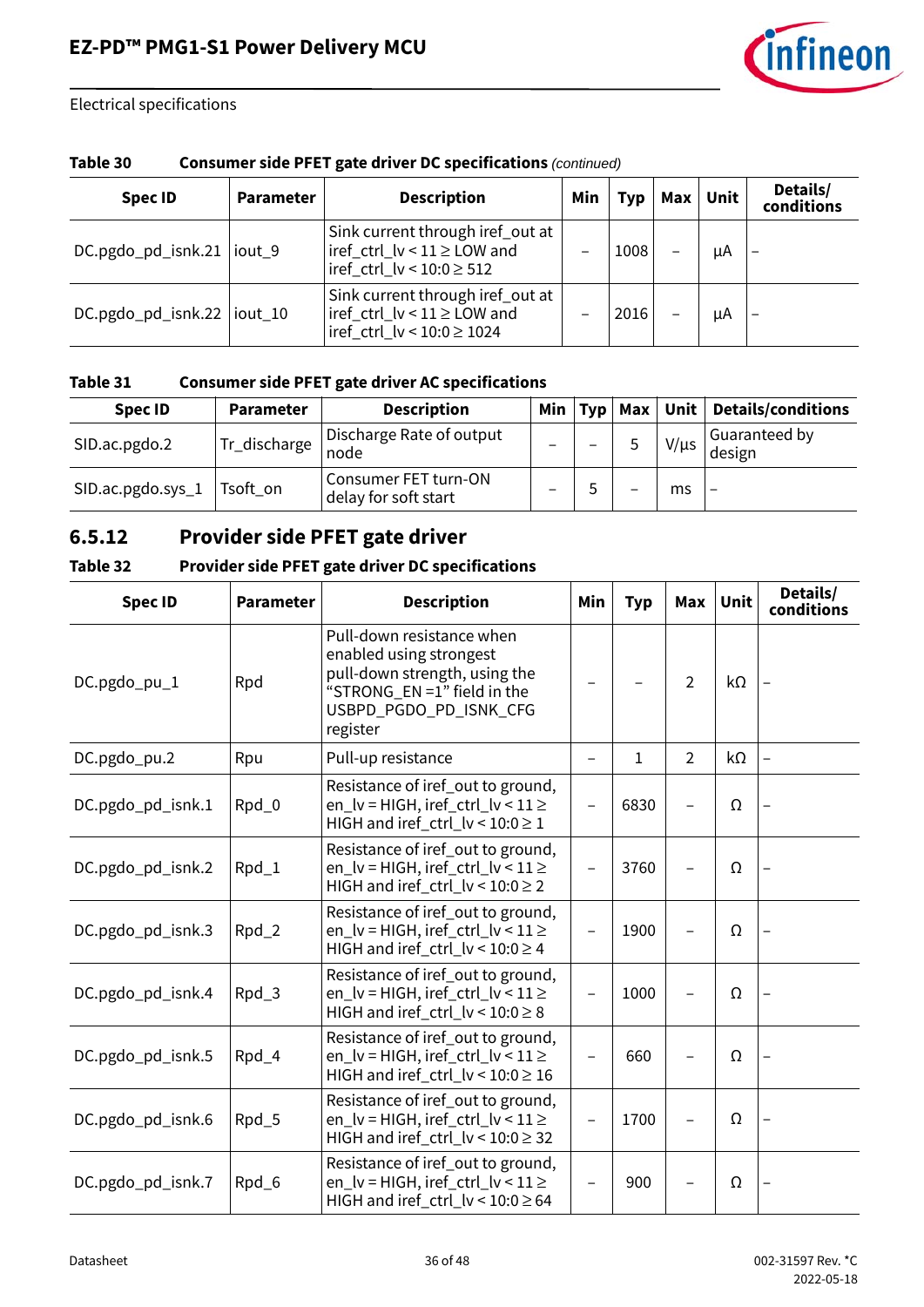**Table 30 Consumer side PFET gate driver DC specifications** *(continued)*

| Spec ID | Parameter | Description | Min | Typ | Max | Unit | Details/ conditions |
|---|---|---|---|---|---|---|---|
| DC.pgdo_pd_isnk.21 | iout_9 | Sink current through iref_out at iref_ctrl_lv < 11 ≥ LOW and iref_ctrl_lv < 10:0 ≥ 512 | – | 1008 | – | µA | – |
| DC.pgdo_pd_isnk.22 | iout_10 | Sink current through iref_out at iref_ctrl_lv < 11 ≥ LOW and iref_ctrl_lv < 10:0 ≥ 1024 | – | 2016 | – | µA | – |

**Table 31 Consumer side PFET gate driver AC specifications**

| Spec ID | Parameter | Description | Min | Typ | Max | Unit | Details/conditions |
|---|---|---|---|---|---|---|---|
| SID.ac.pgdo.2 | Tr_discharge | Discharge Rate of output node | – | – | 5 | V/µs | Guaranteed by design |
| SID.ac.pgdo.sys_1 | Tsoft_on | Consumer FET turn-ON delay for soft start | – | 5 | – | ms | – |

### 6.5.12 Provider side PFET gate driver

**Table 32 Provider side PFET gate driver DC specifications**

| Spec ID | Parameter | Description | Min | Typ | Max | Unit | Details/ conditions |
|---|---|---|---|---|---|---|---|
| DC.pgdo_pu_1 | Rpd | Pull-down resistance when enabled using strongest pull-down strength, using the “STRONG_EN =1” field in the USBPD_PGDO_PD_ISNK_CFG register | – | – | 2 | kΩ | – |
| DC.pgdo_pu.2 | Rpu | Pull-up resistance | – | 1 | 2 | kΩ | – |
| DC.pgdo_pd_isnk.1 | Rpd_0 | Resistance of iref_out to ground, en_lv = HIGH, iref_ctrl_lv < 11 ≥ HIGH and iref_ctrl_lv < 10:0 ≥ 1 | – | 6830 | – | Ω | – |
| DC.pgdo_pd_isnk.2 | Rpd_1 | Resistance of iref_out to ground, en_lv = HIGH, iref_ctrl_lv < 11 ≥ HIGH and iref_ctrl_lv < 10:0 ≥ 2 | – | 3760 | – | Ω | – |
| DC.pgdo_pd_isnk.3 | Rpd_2 | Resistance of iref_out to ground, en_lv = HIGH, iref_ctrl_lv < 11 ≥ HIGH and iref_ctrl_lv < 10:0 ≥ 4 | – | 1900 | – | Ω | – |
| DC.pgdo_pd_isnk.4 | Rpd_3 | Resistance of iref_out to ground, en_lv = HIGH, iref_ctrl_lv < 11 ≥ HIGH and iref_ctrl_lv < 10:0 ≥ 8 | – | 1000 | – | Ω | – |
| DC.pgdo_pd_isnk.5 | Rpd_4 | Resistance of iref_out to ground, en_lv = HIGH, iref_ctrl_lv < 11 ≥ HIGH and iref_ctrl_lv < 10:0 ≥ 16 | – | 660 | – | Ω | – |
| DC.pgdo_pd_isnk.6 | Rpd_5 | Resistance of iref_out to ground, en_lv = HIGH, iref_ctrl_lv < 11 ≥ HIGH and iref_ctrl_lv < 10:0 ≥ 32 | – | 1700 | – | Ω | – |
| DC.pgdo_pd_isnk.7 | Rpd_6 | Resistance of iref_out to ground, en_lv = HIGH, iref_ctrl_lv < 11 ≥ HIGH and iref_ctrl_lv < 10:0 ≥ 64 | – | 900 | – | Ω | – |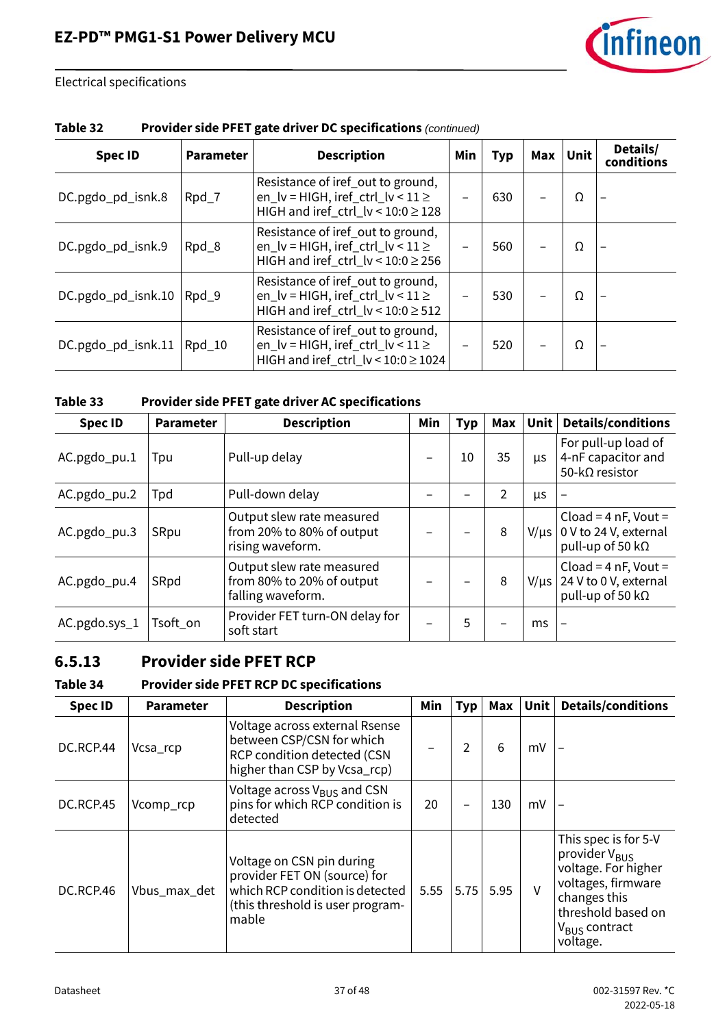Electrical specifications

**Table 32 Provider side PFET gate driver DC specifications** *(continued)*

| Spec ID | Parameter | Description | Min | Typ | Max | Unit | Details/ conditions |
|---|---|---|---|---|---|---|---|
| DC.pgdo_pd_isnk.8 | Rpd_7 | Resistance of iref_out to ground, en_lv = HIGH, iref_ctrl_lv < 11 ≥ HIGH and iref_ctrl_lv < 10:0 ≥ 128 | – | 630 | – | Ω | – |
| DC.pgdo_pd_isnk.9 | Rpd_8 | Resistance of iref_out to ground, en_lv = HIGH, iref_ctrl_lv < 11 ≥ HIGH and iref_ctrl_lv < 10:0 ≥ 256 | – | 560 | – | Ω | – |
| DC.pgdo_pd_isnk.10 | Rpd_9 | Resistance of iref_out to ground, en_lv = HIGH, iref_ctrl_lv < 11 ≥ HIGH and iref_ctrl_lv < 10:0 ≥ 512 | – | 530 | – | Ω | – |
| DC.pgdo_pd_isnk.11 | Rpd_10 | Resistance of iref_out to ground, en_lv = HIGH, iref_ctrl_lv < 11 ≥ HIGH and iref_ctrl_lv < 10:0 ≥ 1024 | – | 520 | – | Ω | – |

**Table 33 Provider side PFET gate driver AC specifications**

| Spec ID | Parameter | Description | Min | Typ | Max | Unit | Details/conditions |
|---|---|---|---|---|---|---|---|
| AC.pgdo_pu.1 | Tpu | Pull-up delay | – | 10 | 35 | µs | For pull-up load of 4-nF capacitor and 50-kΩ resistor |
| AC.pgdo_pu.2 | Tpd | Pull-down delay | – | – | 2 | µs | – |
| AC.pgdo_pu.3 | SRpu | Output slew rate measured from 20% to 80% of output rising waveform. | – | – | 8 | V/µs | Cload = 4 nF, Vout = 0 V to 24 V, external pull-up of 50 kΩ |
| AC.pgdo_pu.4 | SRpd | Output slew rate measured from 80% to 20% of output falling waveform. | – | – | 8 | V/µs | Cload = 4 nF, Vout = 24 V to 0 V, external pull-up of 50 kΩ |
| AC.pgdo.sys_1 | Tsoft_on | Provider FET turn-ON delay for soft start | – | 5 | – | ms | – |

## 6.5.13 Provider side PFET RCP

**Table 34 Provider side PFET RCP DC specifications**

| Spec ID | Parameter | Description | Min | Typ | Max | Unit | Details/conditions |
|---|---|---|---|---|---|---|---|
| DC.RCP.44 | Vcsa_rcp | Voltage across external Rsense between CSP/CSN for which RCP condition detected (CSN higher than CSP by Vcsa_rcp) | – | 2 | 6 | mV | – |
| DC.RCP.45 | Vcomp_rcp | Voltage across $V_{BUS}$ and CSN pins for which RCP condition is detected | 20 | – | 130 | mV | – |
| DC.RCP.46 | Vbus_max_det | Voltage on CSN pin during provider FET ON (source) for which RCP condition is detected (this threshold is user programmable | 5.55 | 5.75 | 5.95 | V | This spec is for 5-V provider $V_{BUS}$ voltage. For higher voltages, firmware changes this threshold based on $V_{BUS}$ contract voltage. |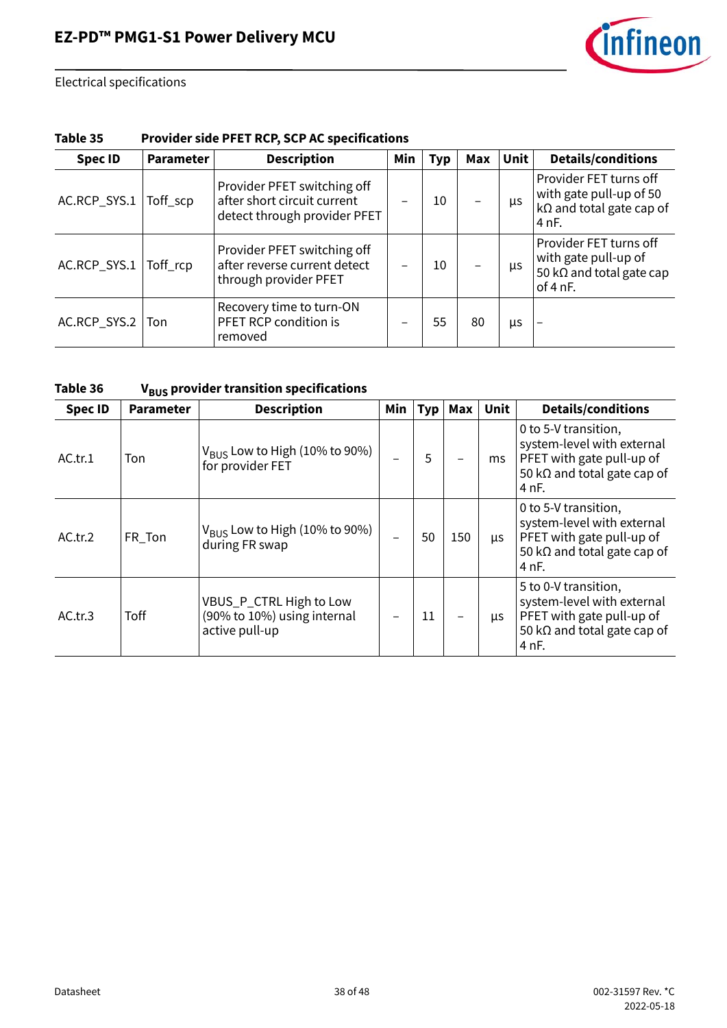**Table 35 Provider side PFET RCP, SCP AC specifications**

| Spec ID | Parameter | Description | Min | Typ | Max | Unit | Details/conditions |
|---|---|---|---|---|---|---|---|
| AC.RCP_SYS.1 | Toff_scp | Provider PFET switching off after short circuit current detect through provider PFET | – | 10 | – | µs | Provider FET turns off with gate pull-up of 50 kΩ and total gate cap of 4 nF. |
| AC.RCP_SYS.1 | Toff_rcp | Provider PFET switching off after reverse current detect through provider PFET | – | 10 | – | µs | Provider FET turns off with gate pull-up of 50 kΩ and total gate cap of 4 nF. |
| AC.RCP_SYS.2 | Ton | Recovery time to turn-ON PFET RCP condition is removed | – | 55 | 80 | µs | – |

**Table 36 $V_{BUS}$ provider transition specifications**

| Spec ID | Parameter | Description | Min | Typ | Max | Unit | Details/conditions |
|---|---|---|---|---|---|---|---|
| AC.tr.1 | Ton | $V_{BUS}$ Low to High (10% to 90%) for provider FET | – | 5 | – | ms | 0 to 5-V transition, system-level with external PFET with gate pull-up of 50 kΩ and total gate cap of 4 nF. |
| AC.tr.2 | FR_Ton | $V_{BUS}$ Low to High (10% to 90%) during FR swap | – | 50 | 150 | µs | 0 to 5-V transition, system-level with external PFET with gate pull-up of 50 kΩ and total gate cap of 4 nF. |
| AC.tr.3 | Toff | VBUS_P_CTRL High to Low (90% to 10%) using internal active pull-up | – | 11 | – | µs | 5 to 0-V transition, system-level with external PFET with gate pull-up of 50 kΩ and total gate cap of 4 nF. |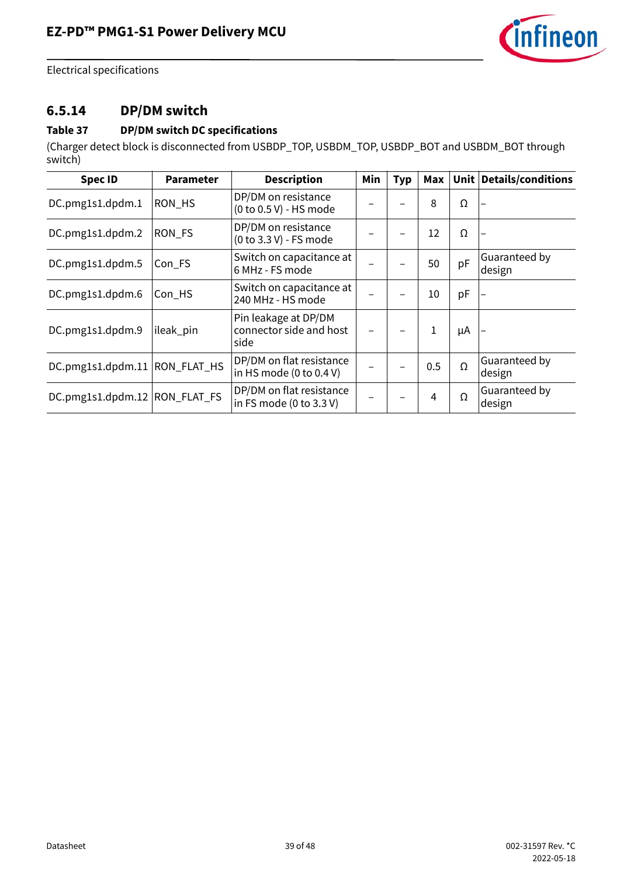### 6.5.14 DP/DM switch

**Table 37 DP/DM switch DC specifications**

(Charger detect block is disconnected from USBDP_TOP, USBDM_TOP, USBDP_BOT and USBDM_BOT through switch)

| Spec ID | Parameter | Description | Min | Typ | Max | Unit | Details/conditions |
|---|---|---|---|---|---|---|---|
| DC.pmg1s1.dpdm.1 | RON_HS | DP/DM on resistance (0 to 0.5 V) - HS mode | – | – | 8 | Ω | – |
| DC.pmg1s1.dpdm.2 | RON_FS | DP/DM on resistance (0 to 3.3 V) - FS mode | – | – | 12 | Ω | – |
| DC.pmg1s1.dpdm.5 | Con_FS | Switch on capacitance at 6 MHz - FS mode | – | – | 50 | pF | Guaranteed by design |
| DC.pmg1s1.dpdm.6 | Con_HS | Switch on capacitance at 240 MHz - HS mode | – | – | 10 | pF | – |
| DC.pmg1s1.dpdm.9 | ileak_pin | Pin leakage at DP/DM connector side and host side | – | – | 1 | µA | – |
| DC.pmg1s1.dpdm.11 | RON_FLAT_HS | DP/DM on flat resistance in HS mode (0 to 0.4 V) | – | – | 0.5 | Ω | Guaranteed by design |
| DC.pmg1s1.dpdm.12 | RON_FLAT_FS | DP/DM on flat resistance in FS mode (0 to 3.3 V) | – | – | 4 | Ω | Guaranteed by design |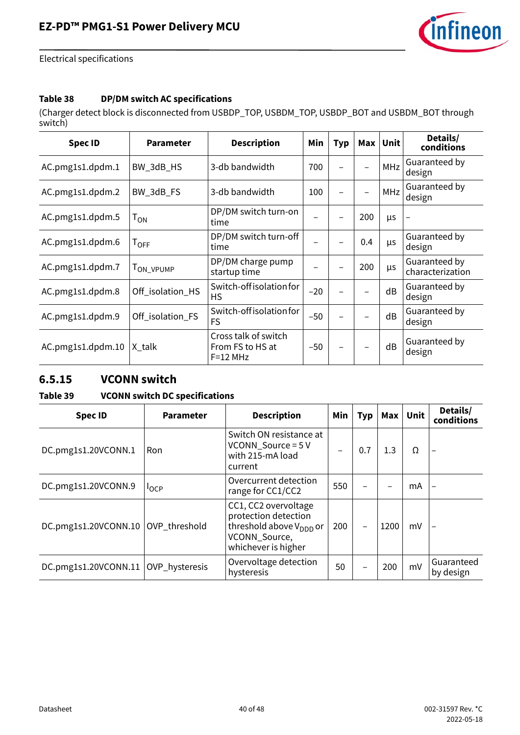**Table 38 DP/DM switch AC specifications**

(Charger detect block is disconnected from USBDP_TOP, USBDM_TOP, USBDP_BOT and USBDM_BOT through switch)

| Spec ID | Parameter | Description | Min | Typ | Max | Unit | Details/ conditions |
|---|---|---|---|---|---|---|---|
| AC.pmg1s1.dpdm.1 | BW_3dB_HS | 3-db bandwidth | 700 | – | – | MHz | Guaranteed by design |
| AC.pmg1s1.dpdm.2 | BW_3dB_FS | 3-db bandwidth | 100 | – | – | MHz | Guaranteed by design |
| AC.pmg1s1.dpdm.5 | $T_{ON}$ | DP/DM switch turn-on time | – | – | 200 | µs | – |
| AC.pmg1s1.dpdm.6 | $T_{OFF}$ | DP/DM switch turn-off time | – | – | 0.4 | µs | Guaranteed by design |
| AC.pmg1s1.dpdm.7 | $T_{ON\_VPUMP}$ | DP/DM charge pump startup time | – | – | 200 | µs | Guaranteed by characterization |
| AC.pmg1s1.dpdm.8 | Off_isolation_HS | Switch-off isolation for HS | –20 | – | – | dB | Guaranteed by design |
| AC.pmg1s1.dpdm.9 | Off_isolation_FS | Switch-off isolation for FS | –50 | – | – | dB | Guaranteed by design |
| AC.pmg1s1.dpdm.10 | X_talk | Cross talk of switch From FS to HS at F=12 MHz | –50 | – | – | dB | Guaranteed by design |

## 6.5.15 VCONN switch

**Table 39 VCONN switch DC specifications**

| Spec ID | Parameter | Description | Min | Typ | Max | Unit | Details/ conditions |
|---|---|---|---|---|---|---|---|
| DC.pmg1s1.20VCONN.1 | Ron | Switch ON resistance at VCONN_Source = 5 V with 215-mA load current | – | 0.7 | 1.3 | Ω | – |
| DC.pmg1s1.20VCONN.9 | $I_{OCP}$ | Overcurrent detection range for CC1/CC2 | 550 | – | – | mA | – |
| DC.pmg1s1.20VCONN.10 | OVP_threshold | CC1, CC2 overvoltage protection detection threshold above $V_{DDD}$ or VCONN_Source, whichever is higher | 200 | – | 1200 | mV | – |
| DC.pmg1s1.20VCONN.11 | OVP_hysteresis | Overvoltage detection hysteresis | 50 | – | 200 | mV | Guaranteed by design |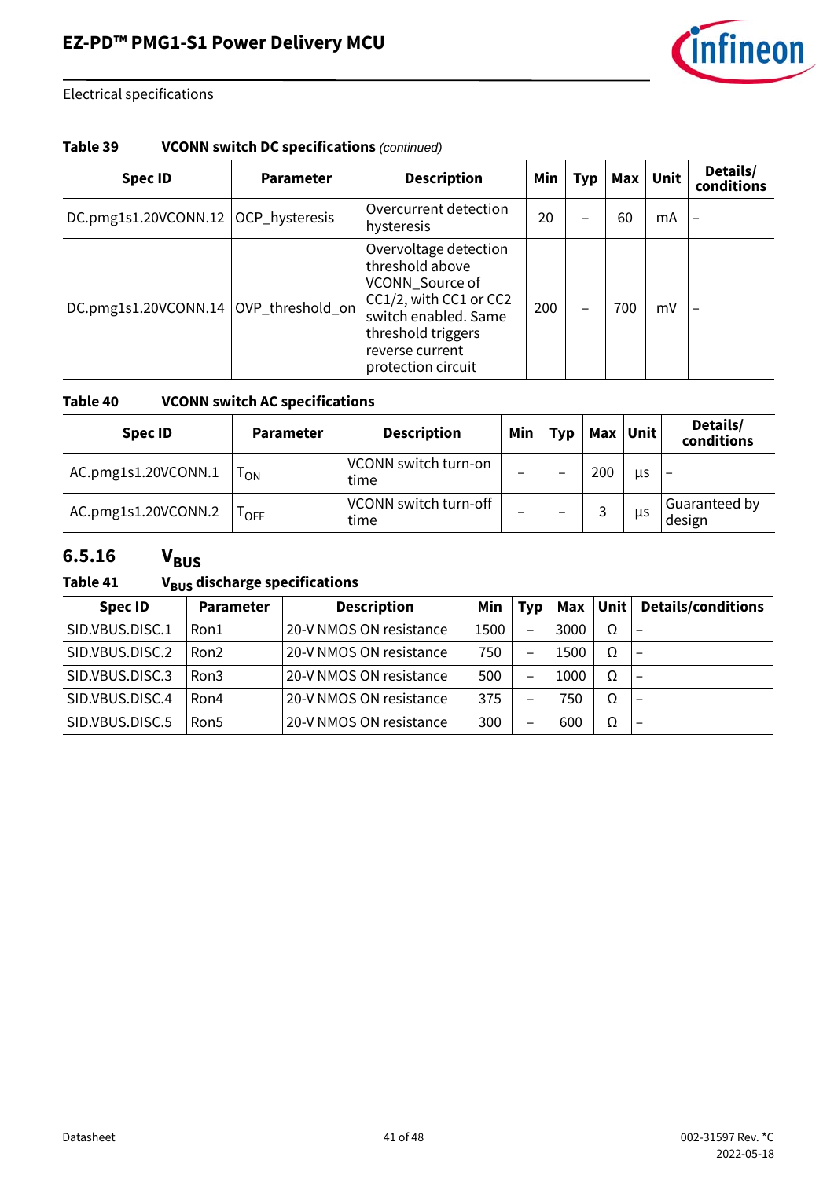**Table 39 VCONN switch DC specifications** *(continued)*

| Spec ID | Parameter | Description | Min | Typ | Max | Unit | Details/ conditions |
|---|---|---|---|---|---|---|---|
| DC.pmg1s1.20VCONN.12 | OCP_hysteresis | Overcurrent detection hysteresis | 20 | – | 60 | mA | – |
| DC.pmg1s1.20VCONN.14 | OVP_threshold_on | Overvoltage detection threshold above VCONN_Source of CC1/2, with CC1 or CC2 switch enabled. Same threshold triggers reverse current protection circuit | 200 | – | 700 | mV | – |

**Table 40 VCONN switch AC specifications**

| Spec ID | Parameter | Description | Min | Typ | Max | Unit | Details/ conditions |
|---|---|---|---|---|---|---|---|
| AC.pmg1s1.20VCONN.1 | $T_{ON}$ | VCONN switch turn-on time | – | – | 200 | µs | – |
| AC.pmg1s1.20VCONN.2 | $T_{OFF}$ | VCONN switch turn-off time | – | – | 3 | µs | Guaranteed by design |

### 6.5.16 $V_{BUS}$

**Table 41 $V_{BUS}$ discharge specifications**

| Spec ID | Parameter | Description | Min | Typ | Max | Unit | Details/conditions |
|---|---|---|---|---|---|---|---|
| SID.VBUS.DISC.1 | Ron1 | 20-V NMOS ON resistance | 1500 | – | 3000 | Ω | – |
| SID.VBUS.DISC.2 | Ron2 | 20-V NMOS ON resistance | 750 | – | 1500 | Ω | – |
| SID.VBUS.DISC.3 | Ron3 | 20-V NMOS ON resistance | 500 | – | 1000 | Ω | – |
| SID.VBUS.DISC.4 | Ron4 | 20-V NMOS ON resistance | 375 | – | 750 | Ω | – |
| SID.VBUS.DISC.5 | Ron5 | 20-V NMOS ON resistance | 300 | – | 600 | Ω | – |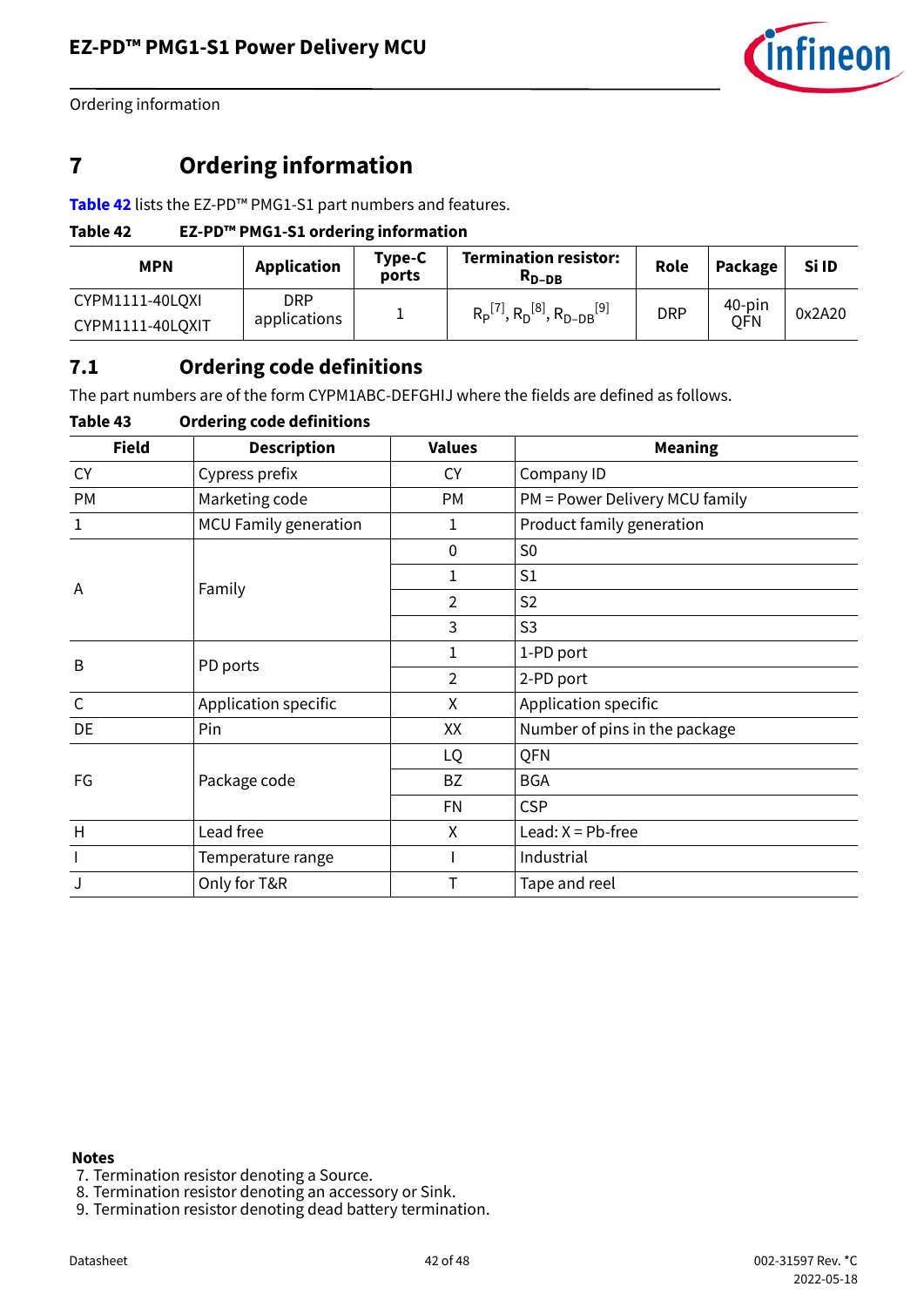# 7 Ordering information

**Table 42** lists the EZ-PD™ PMG1-S1 part numbers and features.

**Table 42 EZ-PD™ PMG1-S1 ordering information**

| MPN | Application | Type-C ports | Termination resistor: $R_{D-DB}$ | Role | Package | Si ID |
|---|---|---|---|---|---|---|
| CYPM1111-40LQXI<br>CYPM1111-40LQXIT | DRP applications | 1 | $R_P$[7], $R_D$[8], $R_{D-DB}$[9] | DRP | 40-pin QFN | 0x2A20 |

## 7.1 Ordering code definitions

The part numbers are of the form CYPM1ABC-DEFGHIJ where the fields are defined as follows.

**Table 43 Ordering code definitions**

| Field | Description | Values | Meaning |
|---|---|---|---|
| CY | Cypress prefix | CY | Company ID |
| PM | Marketing code | PM | PM = Power Delivery MCU family |
| 1 | MCU Family generation | 1 | Product family generation |
| A | Family | 0 | S0 |
| | | 1 | S1 |
| | | 2 | S2 |
| | | 3 | S3 |
| B | PD ports | 1 | 1-PD port |
| | | 2 | 2-PD port |
| C | Application specific | X | Application specific |
| DE | Pin | XX | Number of pins in the package |
| FG | Package code | LQ | QFN |
| | | BZ | BGA |
| | | FN | CSP |
| H | Lead free | X | Lead: X = Pb-free |
| I | Temperature range | I | Industrial |
| J | Only for T&R | T | Tape and reel |

**Notes**

7. Termination resistor denoting a Source.
8. Termination resistor denoting an accessory or Sink.
9. Termination resistor denoting dead battery termination.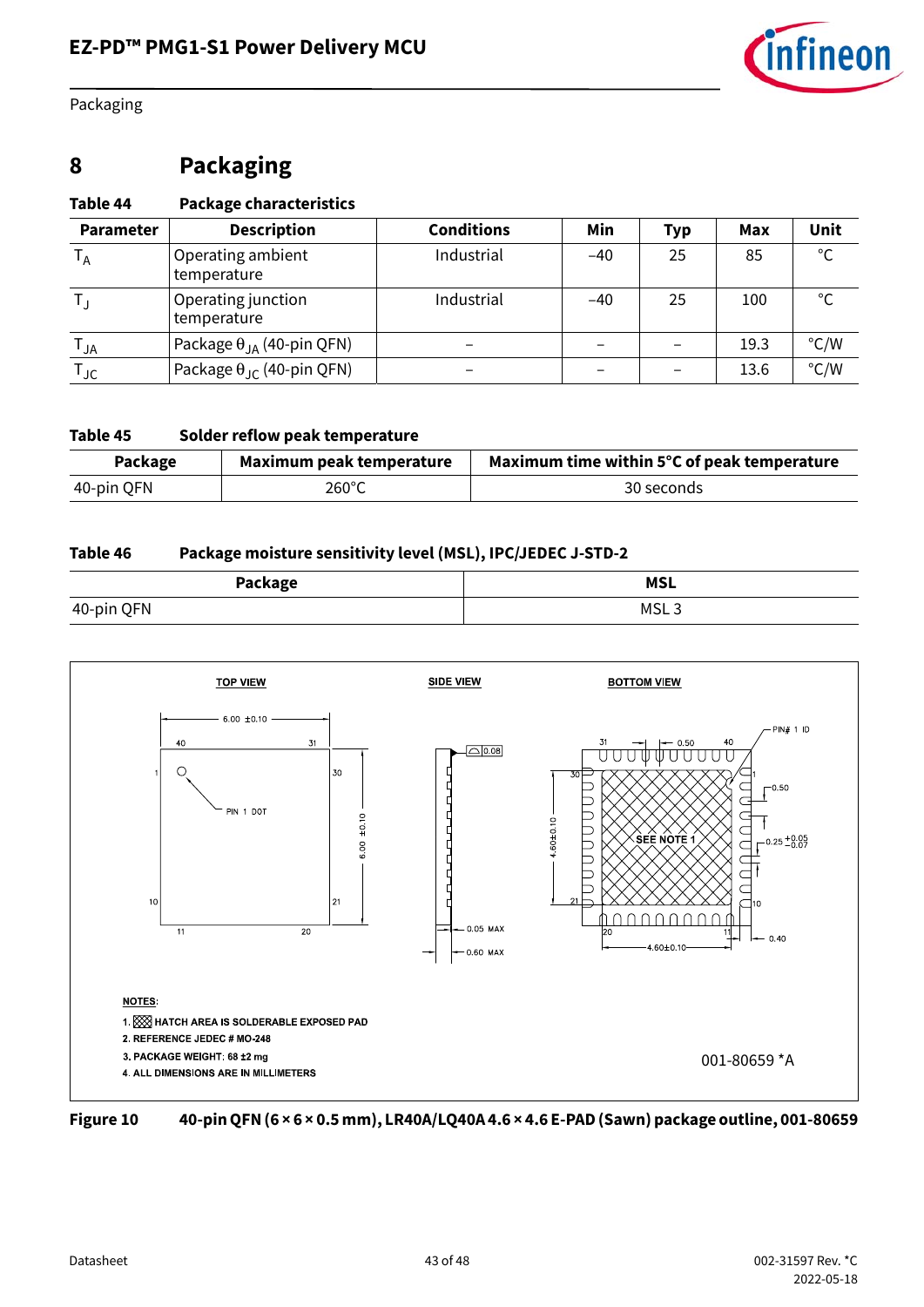# 8 Packaging

**Table 44 Package characteristics**

| Parameter | Description | Conditions | Min | Typ | Max | Unit |
|---|---|---|---|---|---|---|
| $T_A$ | Operating ambient temperature | Industrial | –40 | 25 | 85 | °C |
| $T_J$ | Operating junction temperature | Industrial | –40 | 25 | 100 | °C |
| $T_{JA}$ | Package $\theta_{JA}$ (40-pin QFN) | – | – | – | 19.3 | °C/W |
| $T_{JC}$ | Package $\theta_{JC}$ (40-pin QFN) | – | – | – | 13.6 | °C/W |

**Table 45 Solder reflow peak temperature**

| Package | Maximum peak temperature | Maximum time within 5°C of peak temperature |
|---|---|---|
| 40-pin QFN | 260°C | 30 seconds |

**Table 46 Package moisture sensitivity level (MSL), IPC/JEDEC J-STD-2**

| Package | MSL |
|---|---|
| 40-pin QFN | MSL 3 |

TOP VIEW

SIDE VIEW

BOTTOM VIEW

NOTES:
1. HATCH AREA IS SOLDERABLE EXPOSED PAD
2. REFERENCE JEDEC # MO-248
3. PACKAGE WEIGHT: 68 ±2 mg
4. ALL DIMENSIONS ARE IN MILLIMETERS

001-80659 *A

**Figure 10** 40-pin QFN (6 × 6 × 0.5 mm), LR40A/LQ40A 4.6 × 4.6 E-PAD (Sawn) package outline, 001-80659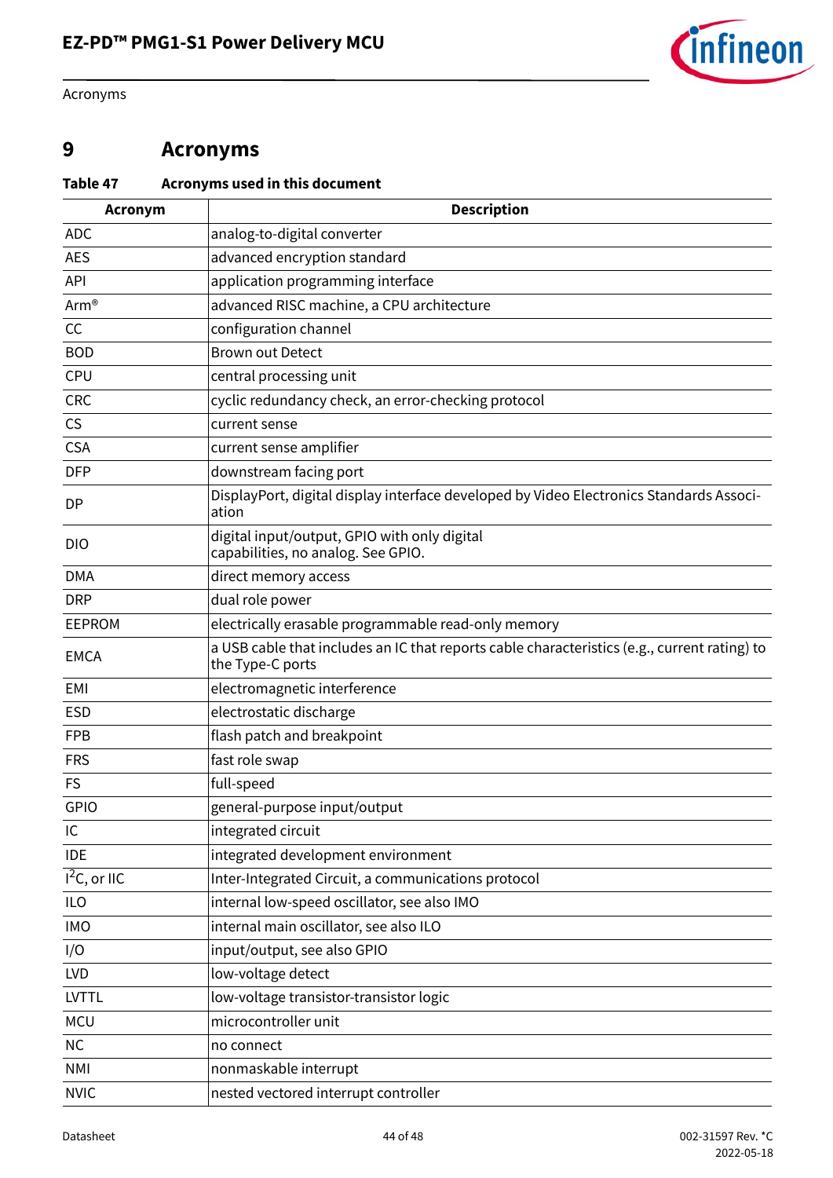# 9 Acronyms

**Table 47 Acronyms used in this document**

| Acronym | Description |
|---|---|
| ADC | analog-to-digital converter |
| AES | advanced encryption standard |
| API | application programming interface |
| Arm® | advanced RISC machine, a CPU architecture |
| CC | configuration channel |
| BOD | Brown out Detect |
| CPU | central processing unit |
| CRC | cyclic redundancy check, an error-checking protocol |
| CS | current sense |
| CSA | current sense amplifier |
| DFP | downstream facing port |
| DP | DisplayPort, digital display interface developed by Video Electronics Standards Association |
| DIO | digital input/output, GPIO with only digital capabilities, no analog. See GPIO. |
| DMA | direct memory access |
| DRP | dual role power |
| EEPROM | electrically erasable programmable read-only memory |
| EMCA | a USB cable that includes an IC that reports cable characteristics (e.g., current rating) to the Type-C ports |
| EMI | electromagnetic interference |
| ESD | electrostatic discharge |
| FPB | flash patch and breakpoint |
| FRS | fast role swap |
| FS | full-speed |
| GPIO | general-purpose input/output |
| IC | integrated circuit |
| IDE | integrated development environment |
| $I^2C$, or IIC | Inter-Integrated Circuit, a communications protocol |
| ILO | internal low-speed oscillator, see also IMO |
| IMO | internal main oscillator, see also ILO |
| I/O | input/output, see also GPIO |
| LVD | low-voltage detect |
| LVTTL | low-voltage transistor-transistor logic |
| MCU | microcontroller unit |
| NC | no connect |
| NMI | nonmaskable interrupt |
| NVIC | nested vectored interrupt controller |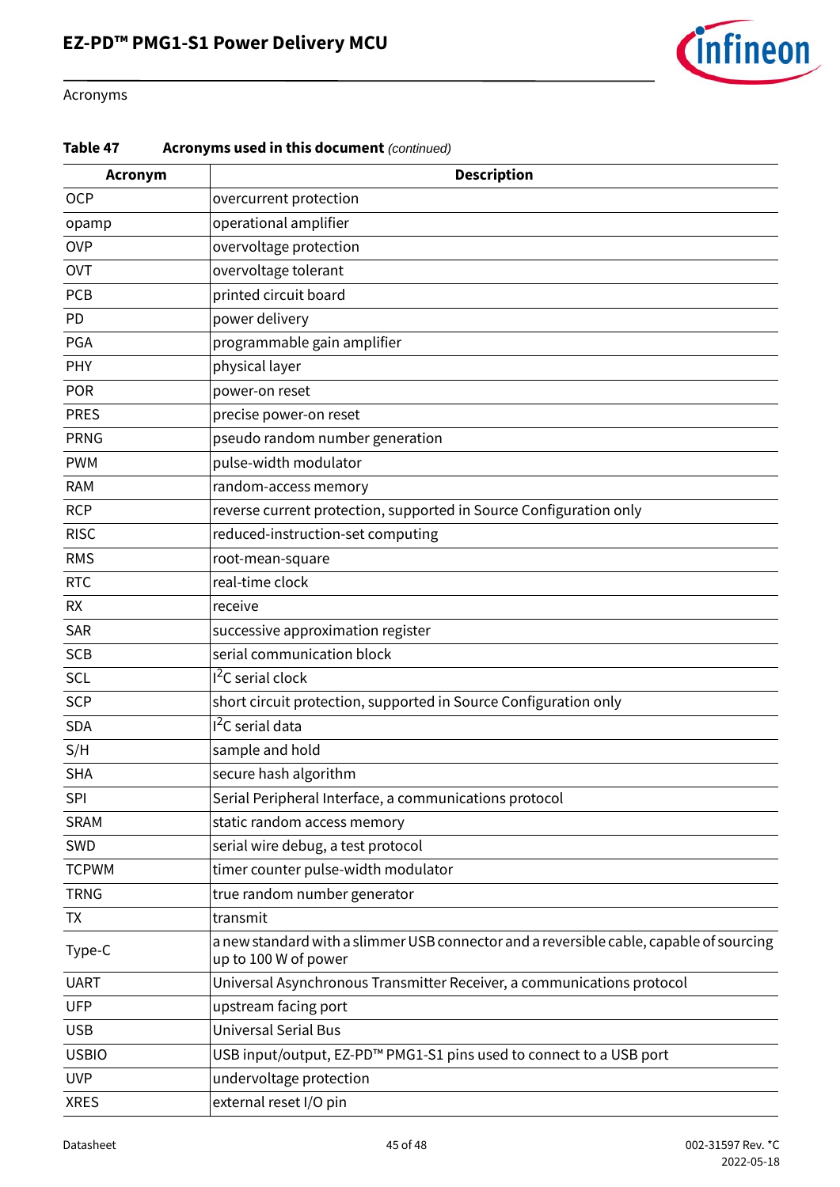Acronyms

**Table 47 Acronyms used in this document** *(continued)*

| Acronym | Description |
|---|---|
| OCP | overcurrent protection |
| opamp | operational amplifier |
| OVP | overvoltage protection |
| OVT | overvoltage tolerant |
| PCB | printed circuit board |
| PD | power delivery |
| PGA | programmable gain amplifier |
| PHY | physical layer |
| POR | power-on reset |
| PRES | precise power-on reset |
| PRNG | pseudo random number generation |
| PWM | pulse-width modulator |
| RAM | random-access memory |
| RCP | reverse current protection, supported in Source Configuration only |
| RISC | reduced-instruction-set computing |
| RMS | root-mean-square |
| RTC | real-time clock |
| RX | receive |
| SAR | successive approximation register |
| SCB | serial communication block |
| SCL | $I^2C$ serial clock |
| SCP | short circuit protection, supported in Source Configuration only |
| SDA | $I^2C$ serial data |
| S/H | sample and hold |
| SHA | secure hash algorithm |
| SPI | Serial Peripheral Interface, a communications protocol |
| SRAM | static random access memory |
| SWD | serial wire debug, a test protocol |
| TCPWM | timer counter pulse-width modulator |
| TRNG | true random number generator |
| TX | transmit |
| Type-C | a new standard with a slimmer USB connector and a reversible cable, capable of sourcing up to 100 W of power |
| UART | Universal Asynchronous Transmitter Receiver, a communications protocol |
| UFP | upstream facing port |
| USB | Universal Serial Bus |
| USBIO | USB input/output, EZ-PD™ PMG1-S1 pins used to connect to a USB port |
| UVP | undervoltage protection |
| XRES | external reset I/O pin |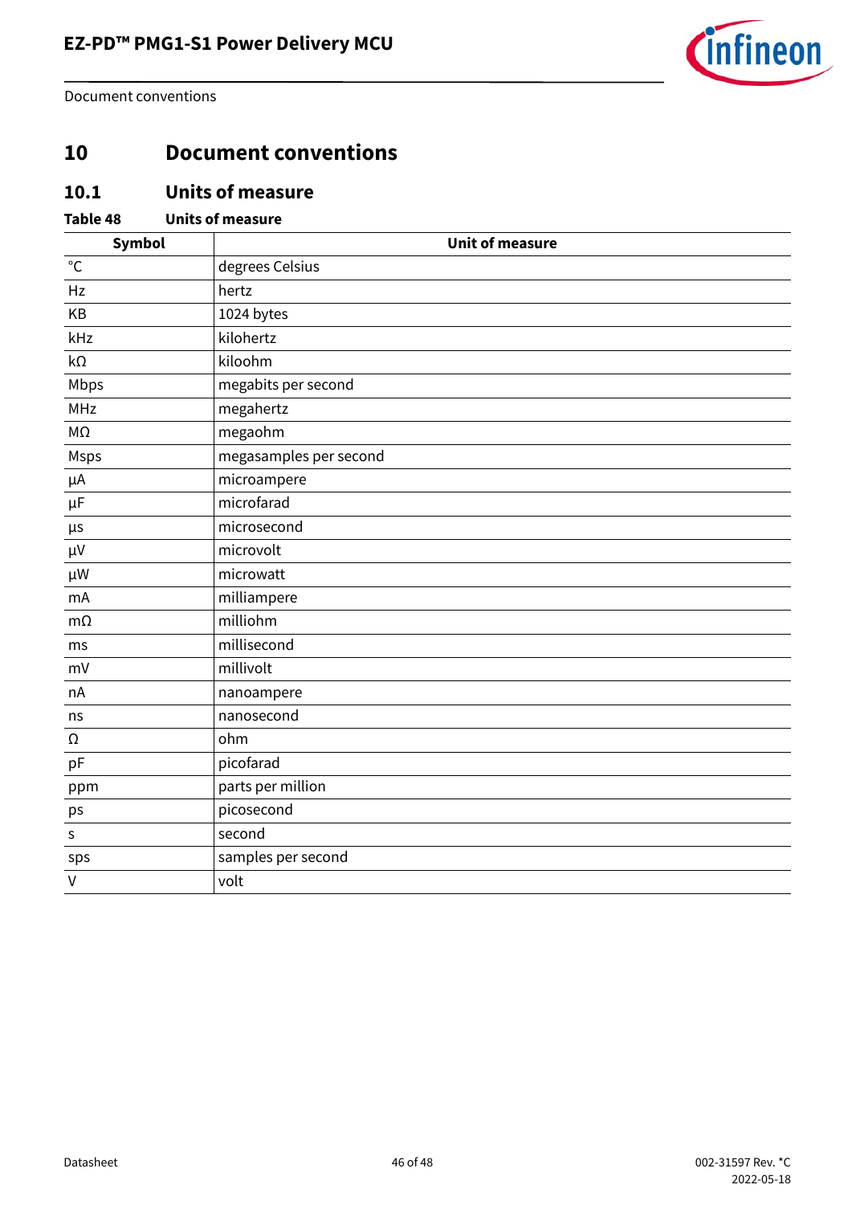# 10 Document conventions

## 10.1 Units of measure

**Table 48 Units of measure**

| Symbol | Unit of measure |
|---|---|
| °C | degrees Celsius |
| Hz | hertz |
| KB | 1024 bytes |
| kHz | kilohertz |
| kΩ | kiloohm |
| Mbps | megabits per second |
| MHz | megahertz |
| MΩ | megaohm |
| Msps | megasamples per second |
| µA | microampere |
| µF | microfarad |
| µs | microsecond |
| µV | microvolt |
| µW | microwatt |
| mA | milliampere |
| mΩ | milliohm |
| ms | millisecond |
| mV | millivolt |
| nA | nanoampere |
| ns | nanosecond |
| Ω | ohm |
| pF | picofarad |
| ppm | parts per million |
| ps | picosecond |
| s | second |
| sps | samples per second |
| V | volt |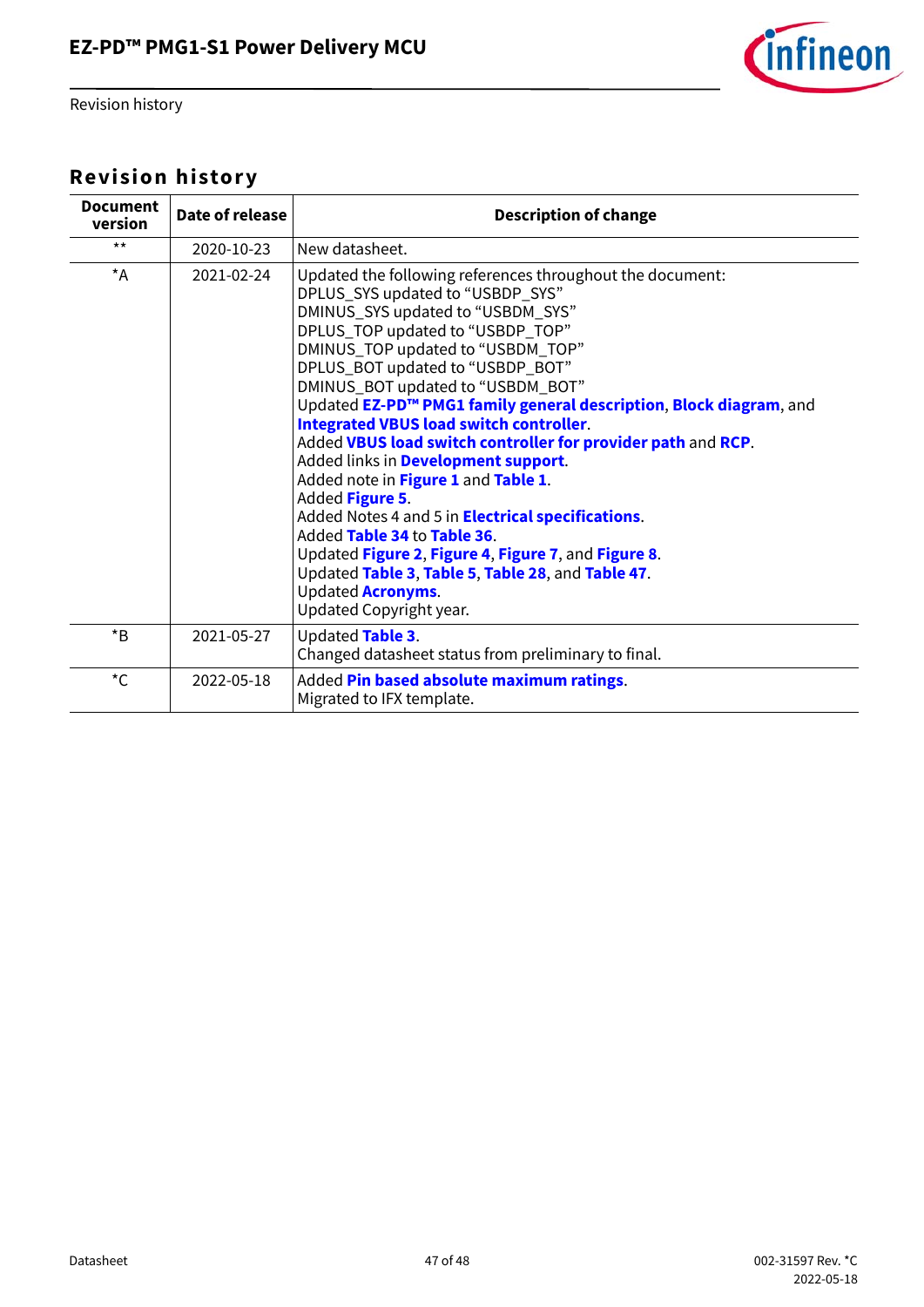# Revision history

| Document version | Date of release | Description of change |
|---|---|---|
| ** | 2020-10-23 | New datasheet. |
| *A | 2021-02-24 | Updated the following references throughout the document:<br>DPLUS_SYS updated to “USBDP_SYS”<br>DMINUS_SYS updated to “USBDM_SYS”<br>DPLUS_TOP updated to “USBDP_TOP”<br>DMINUS_TOP updated to “USBDM_TOP”<br>DPLUS_BOT updated to “USBDP_BOT”<br>DMINUS_BOT updated to “USBDM_BOT”<br>Updated **EZ-PD™ PMG1 family general description**, **Block diagram**, and **Integrated VBUS load switch controller**.<br>Added **VBUS load switch controller for provider path** and **RCP**.<br>Added links in **Development support**.<br>Added note in **Figure 1** and **Table 1**.<br>Added **Figure 5**.<br>Added Notes 4 and 5 in **Electrical specifications**.<br>Added **Table 34** to **Table 36**.<br>Updated **Figure 2**, **Figure 4**, **Figure 7**, and **Figure 8**.<br>Updated **Table 3**, **Table 5**, **Table 28**, and **Table 47**.<br>Updated **Acronyms**.<br>Updated Copyright year. |
| *B | 2021-05-27 | Updated **Table 3**.<br>Changed datasheet status from preliminary to final. |
| *C | 2022-05-18 | Added **Pin based absolute maximum ratings**.<br>Migrated to IFX template. |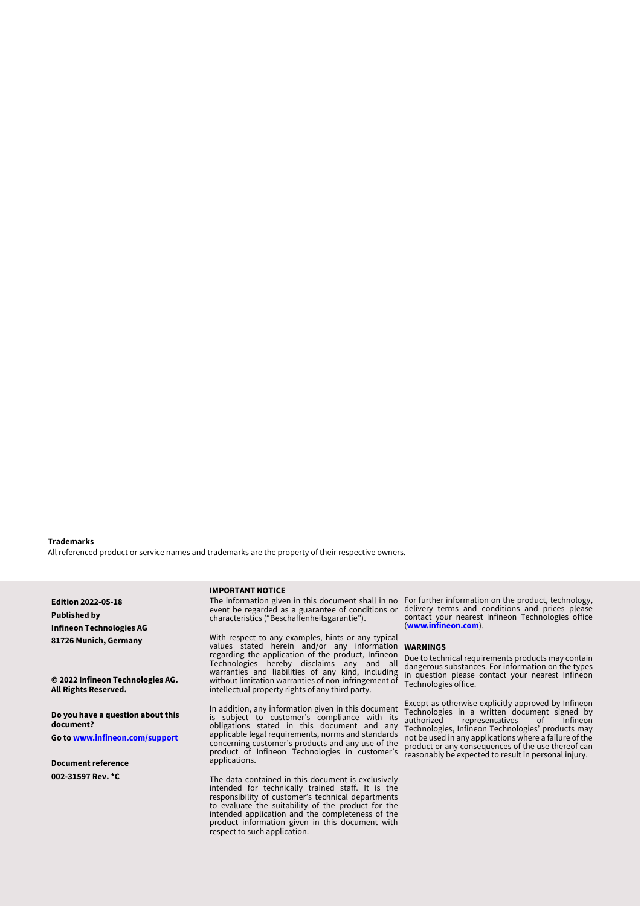**Trademarks**

All referenced product or service names and trademarks are the property of their respective owners.

**Edition 2022-05-18**

**Published by**

**Infineon Technologies AG**

**81726 Munich, Germany**

**© 2022 Infineon Technologies AG.**
**All Rights Reserved.**

**Do you have a question about this document?**

**Go to [www.infineon.com/support](www.infineon.com/support)**

**Document reference**

**002-31597 Rev. *C**

**IMPORTANT NOTICE**

The information given in this document shall in no event be regarded as a guarantee of conditions or characteristics ("Beschaffenheitsgarantie").

With respect to any examples, hints or any typical values stated herein and/or any information regarding the application of the product, Infineon Technologies hereby disclaims any and all warranties and liabilities of any kind, including without limitation warranties of non-infringement of intellectual property rights of any third party.

In addition, any information given in this document is subject to customer's compliance with its obligations stated in this document and any applicable legal requirements, norms and standards concerning customer's products and any use of the product of Infineon Technologies in customer's applications.

The data contained in this document is exclusively intended for technically trained staff. It is the responsibility of customer's technical departments to evaluate the suitability of the product for the intended application and the completeness of the product information given in this document with respect to such application.

For further information on the product, technology, delivery terms and conditions and prices please contact your nearest Infineon Technologies office (**[www.infineon.com](www.infineon.com)**).

**WARNINGS**

Due to technical requirements products may contain dangerous substances. For information on the types in question please contact your nearest Infineon Technologies office.

Except as otherwise explicitly approved by Infineon Technologies in a written document signed by authorized representatives of Infineon Technologies, Infineon Technologies' products may not be used in any applications where a failure of the product or any consequences of the use thereof can reasonably be expected to result in personal injury.